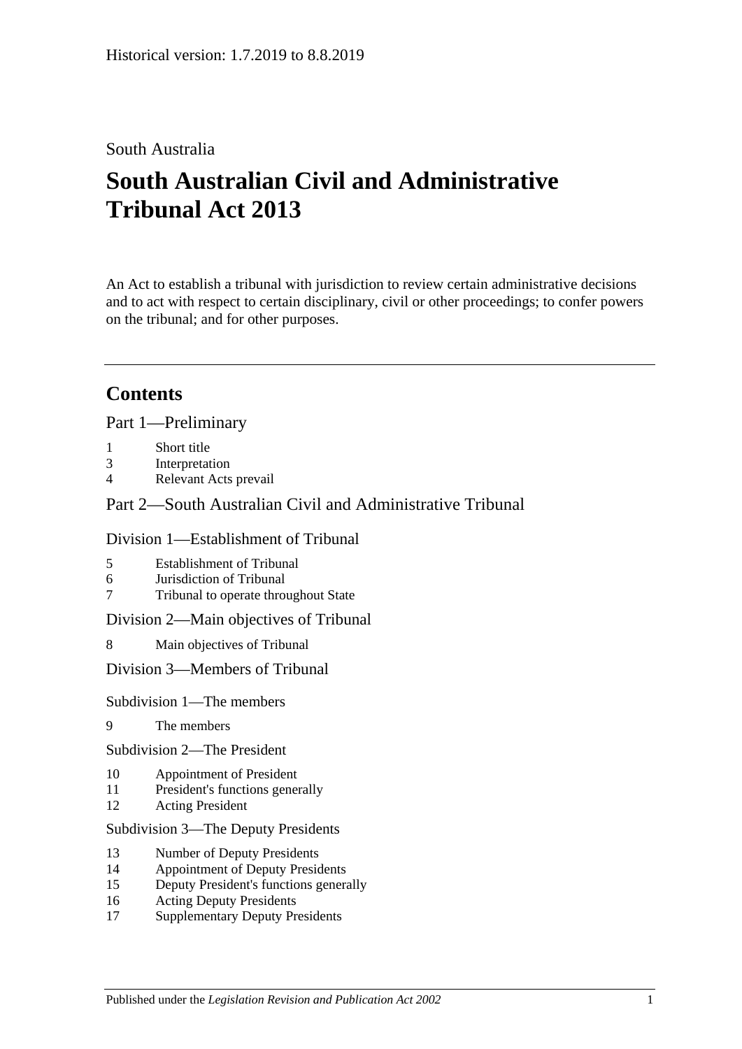Historical version: 1.7.2019 to 8.8.2019

South Australia

# South Australian Civil and Administrative Tribunal Act 2013

An Act to establish a tribunal with jurisdiction to review certain administrative decisions and to act with respect to certain disciplinary, civil or other proceedings; to confer powers on the tribunal; and for other purposes.

---

## Contents

Part 1—Preliminary

1 Short title
3 Interpretation
4 Relevant Acts prevail

Part 2—South Australian Civil and Administrative Tribunal

Division 1—Establishment of Tribunal

5 Establishment of Tribunal
6 Jurisdiction of Tribunal
7 Tribunal to operate throughout State

Division 2—Main objectives of Tribunal

8 Main objectives of Tribunal

Division 3—Members of Tribunal

Subdivision 1—The members

9 The members

Subdivision 2—The President

10 Appointment of President
11 President's functions generally
12 Acting President

Subdivision 3—The Deputy Presidents

13 Number of Deputy Presidents
14 Appointment of Deputy Presidents
15 Deputy President's functions generally
16 Acting Deputy Presidents
17 Supplementary Deputy Presidents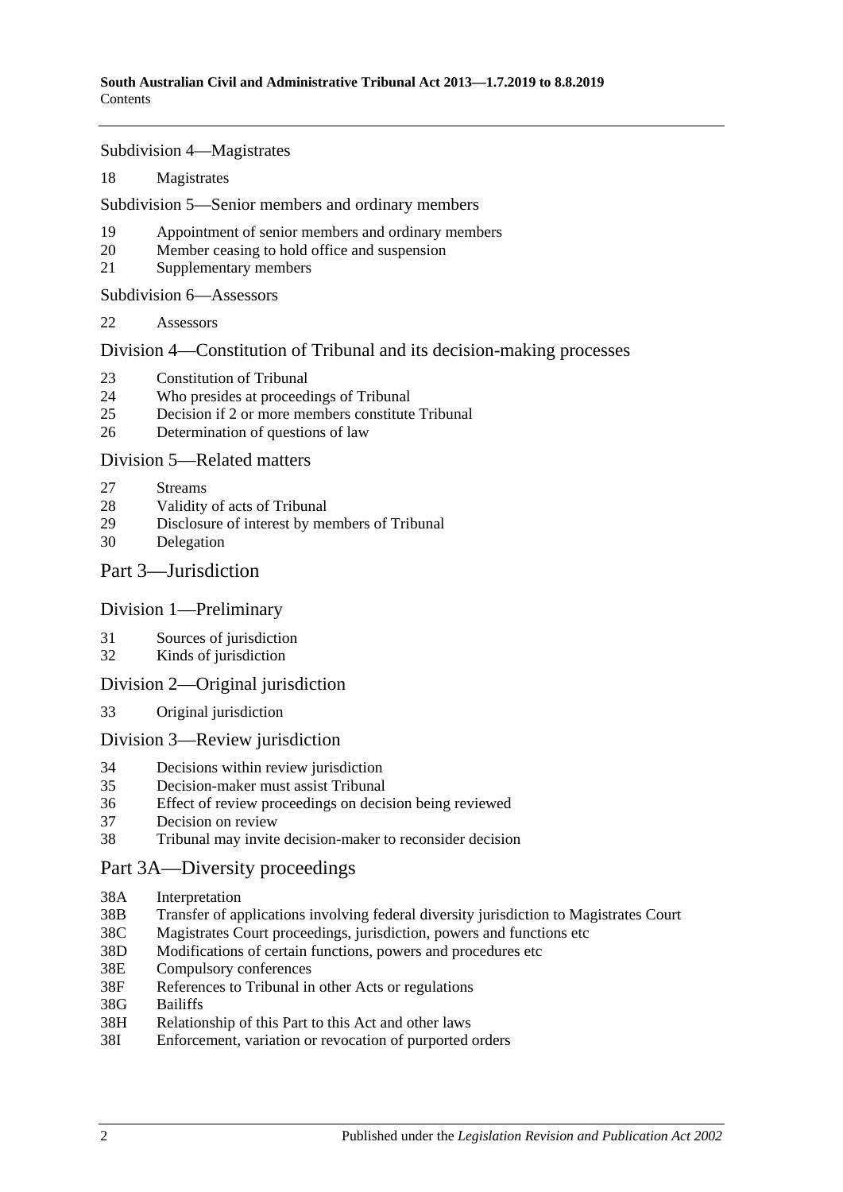Subdivision 4—Magistrates

18 Magistrates

Subdivision 5—Senior members and ordinary members

19 Appointment of senior members and ordinary members
20 Member ceasing to hold office and suspension
21 Supplementary members

Subdivision 6—Assessors

22 Assessors

## Division 4—Constitution of Tribunal and its decision-making processes

23 Constitution of Tribunal
24 Who presides at proceedings of Tribunal
25 Decision if 2 or more members constitute Tribunal
26 Determination of questions of law

## Division 5—Related matters

27 Streams
28 Validity of acts of Tribunal
29 Disclosure of interest by members of Tribunal
30 Delegation

# Part 3—Jurisdiction

## Division 1—Preliminary

31 Sources of jurisdiction
32 Kinds of jurisdiction

## Division 2—Original jurisdiction

33 Original jurisdiction

## Division 3—Review jurisdiction

34 Decisions within review jurisdiction
35 Decision-maker must assist Tribunal
36 Effect of review proceedings on decision being reviewed
37 Decision on review
38 Tribunal may invite decision-maker to reconsider decision

# Part 3A—Diversity proceedings

38A Interpretation
38B Transfer of applications involving federal diversity jurisdiction to Magistrates Court
38C Magistrates Court proceedings, jurisdiction, powers and functions etc
38D Modifications of certain functions, powers and procedures etc
38E Compulsory conferences
38F References to Tribunal in other Acts or regulations
38G Bailiffs
38H Relationship of this Part to this Act and other laws
38I Enforcement, variation or revocation of purported orders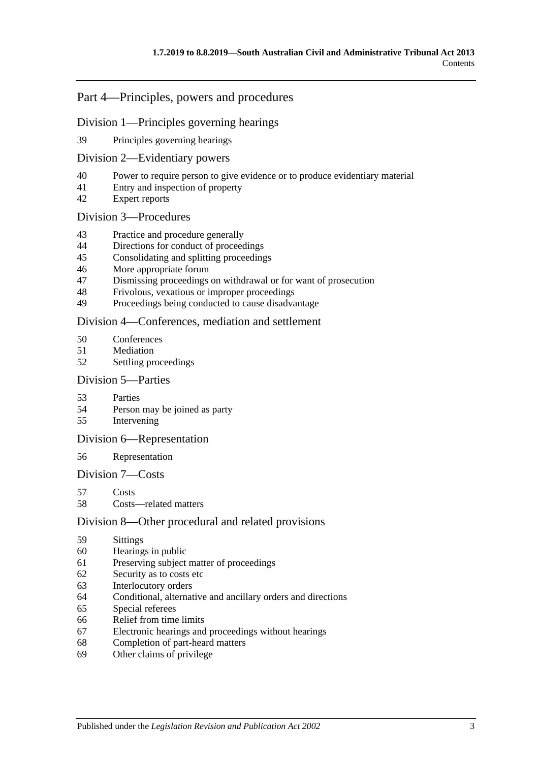## Part 4—Principles, powers and procedures

### Division 1—Principles governing hearings

39 Principles governing hearings

### Division 2—Evidentiary powers

40 Power to require person to give evidence or to produce evidentiary material
41 Entry and inspection of property
42 Expert reports

### Division 3—Procedures

43 Practice and procedure generally
44 Directions for conduct of proceedings
45 Consolidating and splitting proceedings
46 More appropriate forum
47 Dismissing proceedings on withdrawal or for want of prosecution
48 Frivolous, vexatious or improper proceedings
49 Proceedings being conducted to cause disadvantage

### Division 4—Conferences, mediation and settlement

50 Conferences
51 Mediation
52 Settling proceedings

### Division 5—Parties

53 Parties
54 Person may be joined as party
55 Intervening

### Division 6—Representation

56 Representation

### Division 7—Costs

57 Costs
58 Costs—related matters

### Division 8—Other procedural and related provisions

59 Sittings
60 Hearings in public
61 Preserving subject matter of proceedings
62 Security as to costs etc
63 Interlocutory orders
64 Conditional, alternative and ancillary orders and directions
65 Special referees
66 Relief from time limits
67 Electronic hearings and proceedings without hearings
68 Completion of part-heard matters
69 Other claims of privilege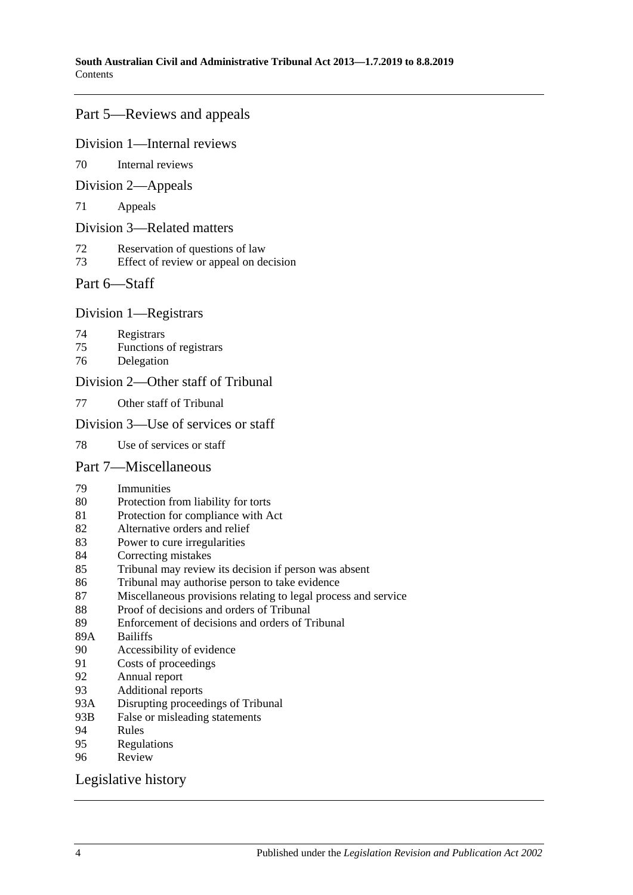## Part 5—Reviews and appeals

### Division 1—Internal reviews

70 Internal reviews

### Division 2—Appeals

71 Appeals

### Division 3—Related matters

72 Reservation of questions of law
73 Effect of review or appeal on decision

## Part 6—Staff

### Division 1—Registrars

74 Registrars
75 Functions of registrars
76 Delegation

### Division 2—Other staff of Tribunal

77 Other staff of Tribunal

### Division 3—Use of services or staff

78 Use of services or staff

## Part 7—Miscellaneous

79 Immunities
80 Protection from liability for torts
81 Protection for compliance with Act
82 Alternative orders and relief
83 Power to cure irregularities
84 Correcting mistakes
85 Tribunal may review its decision if person was absent
86 Tribunal may authorise person to take evidence
87 Miscellaneous provisions relating to legal process and service
88 Proof of decisions and orders of Tribunal
89 Enforcement of decisions and orders of Tribunal
89A Bailiffs
90 Accessibility of evidence
91 Costs of proceedings
92 Annual report
93 Additional reports
93A Disrupting proceedings of Tribunal
93B False or misleading statements
94 Rules
95 Regulations
96 Review

## Legislative history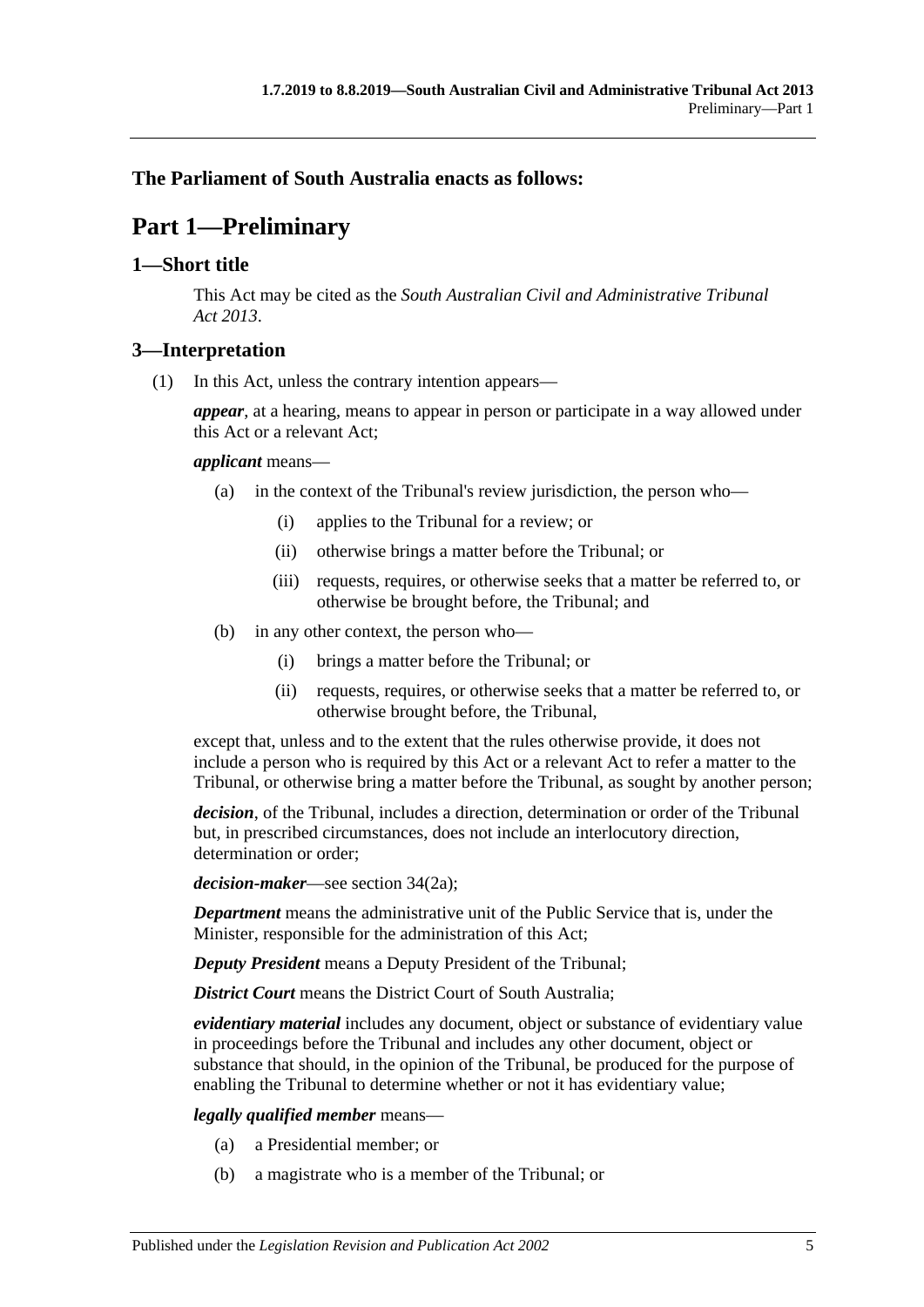**The Parliament of South Australia enacts as follows:**

# Part 1—Preliminary

## 1—Short title

This Act may be cited as the *South Australian Civil and Administrative Tribunal Act 2013*.

## 3—Interpretation

(1) In this Act, unless the contrary intention appears—

***appear***, at a hearing, means to appear in person or participate in a way allowed under this Act or a relevant Act;

***applicant*** means—

- (a) in the context of the Tribunal's review jurisdiction, the person who—
  - (i) applies to the Tribunal for a review; or
  - (ii) otherwise brings a matter before the Tribunal; or
  - (iii) requests, requires, or otherwise seeks that a matter be referred to, or otherwise be brought before, the Tribunal; and
- (b) in any other context, the person who—
  - (i) brings a matter before the Tribunal; or
  - (ii) requests, requires, or otherwise seeks that a matter be referred to, or otherwise brought before, the Tribunal,

except that, unless and to the extent that the rules otherwise provide, it does not include a person who is required by this Act or a relevant Act to refer a matter to the Tribunal, or otherwise bring a matter before the Tribunal, as sought by another person;

***decision***, of the Tribunal, includes a direction, determination or order of the Tribunal but, in prescribed circumstances, does not include an interlocutory direction, determination or order;

***decision-maker***—see section 34(2a);

***Department*** means the administrative unit of the Public Service that is, under the Minister, responsible for the administration of this Act;

***Deputy President*** means a Deputy President of the Tribunal;

***District Court*** means the District Court of South Australia;

***evidentiary material*** includes any document, object or substance of evidentiary value in proceedings before the Tribunal and includes any other document, object or substance that should, in the opinion of the Tribunal, be produced for the purpose of enabling the Tribunal to determine whether or not it has evidentiary value;

***legally qualified member*** means—

- (a) a Presidential member; or
- (b) a magistrate who is a member of the Tribunal; or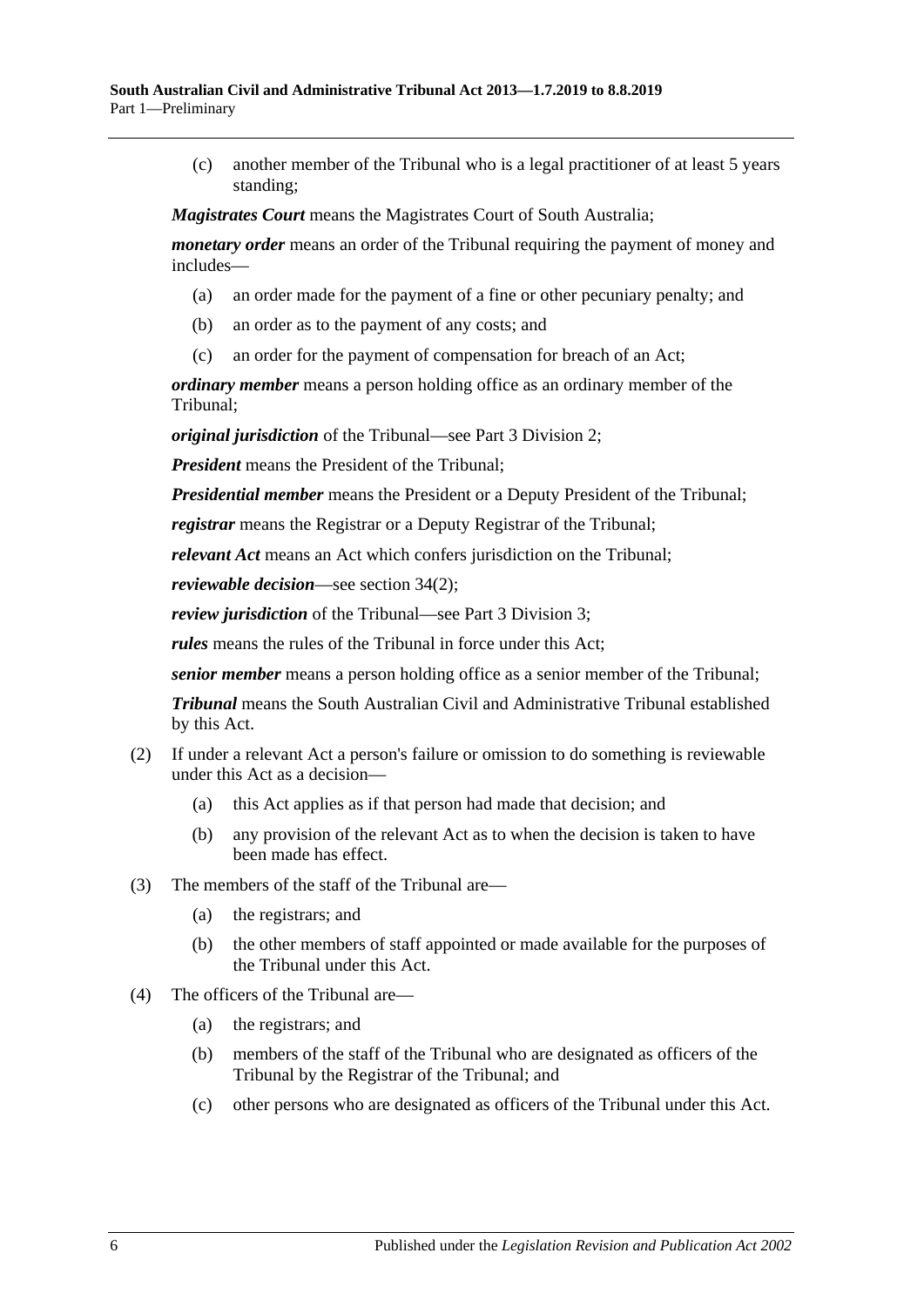(c) another member of the Tribunal who is a legal practitioner of at least 5 years standing;

***Magistrates Court*** means the Magistrates Court of South Australia;

***monetary order*** means an order of the Tribunal requiring the payment of money and includes—

(a) an order made for the payment of a fine or other pecuniary penalty; and

(b) an order as to the payment of any costs; and

(c) an order for the payment of compensation for breach of an Act;

***ordinary member*** means a person holding office as an ordinary member of the Tribunal;

***original jurisdiction*** of the Tribunal—see Part 3 Division 2;

***President*** means the President of the Tribunal;

***Presidential member*** means the President or a Deputy President of the Tribunal;

***registrar*** means the Registrar or a Deputy Registrar of the Tribunal;

***relevant Act*** means an Act which confers jurisdiction on the Tribunal;

***reviewable decision***—see section 34(2);

***review jurisdiction*** of the Tribunal—see Part 3 Division 3;

***rules*** means the rules of the Tribunal in force under this Act;

***senior member*** means a person holding office as a senior member of the Tribunal;

***Tribunal*** means the South Australian Civil and Administrative Tribunal established by this Act.

(2) If under a relevant Act a person's failure or omission to do something is reviewable under this Act as a decision—

(a) this Act applies as if that person had made that decision; and

(b) any provision of the relevant Act as to when the decision is taken to have been made has effect.

(3) The members of the staff of the Tribunal are—

(a) the registrars; and

(b) the other members of staff appointed or made available for the purposes of the Tribunal under this Act.

(4) The officers of the Tribunal are—

(a) the registrars; and

(b) members of the staff of the Tribunal who are designated as officers of the Tribunal by the Registrar of the Tribunal; and

(c) other persons who are designated as officers of the Tribunal under this Act.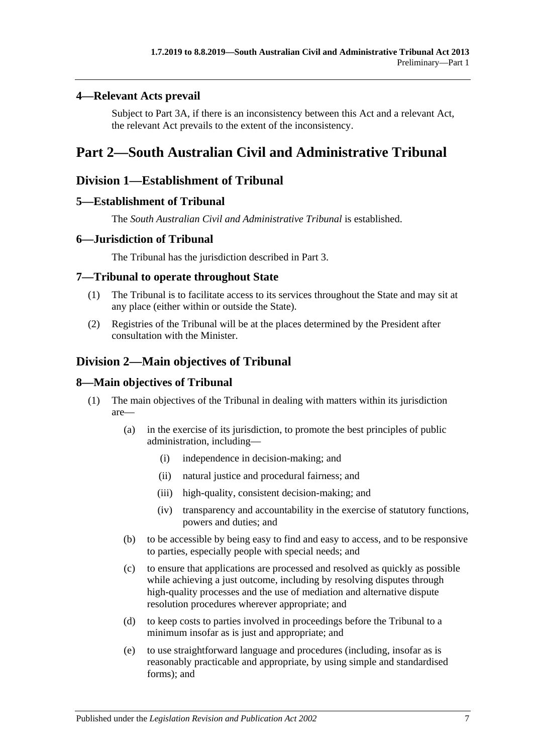## 4—Relevant Acts prevail

Subject to Part 3A, if there is an inconsistency between this Act and a relevant Act, the relevant Act prevails to the extent of the inconsistency.

# Part 2—South Australian Civil and Administrative Tribunal

## Division 1—Establishment of Tribunal

### 5—Establishment of Tribunal

The *South Australian Civil and Administrative Tribunal* is established.

### 6—Jurisdiction of Tribunal

The Tribunal has the jurisdiction described in Part 3.

### 7—Tribunal to operate throughout State

(1) The Tribunal is to facilitate access to its services throughout the State and may sit at any place (either within or outside the State).

(2) Registries of the Tribunal will be at the places determined by the President after consultation with the Minister.

## Division 2—Main objectives of Tribunal

### 8—Main objectives of Tribunal

(1) The main objectives of the Tribunal in dealing with matters within its jurisdiction are—

(a) in the exercise of its jurisdiction, to promote the best principles of public administration, including—

(i) independence in decision-making; and

(ii) natural justice and procedural fairness; and

(iii) high-quality, consistent decision-making; and

(iv) transparency and accountability in the exercise of statutory functions, powers and duties; and

(b) to be accessible by being easy to find and easy to access, and to be responsive to parties, especially people with special needs; and

(c) to ensure that applications are processed and resolved as quickly as possible while achieving a just outcome, including by resolving disputes through high-quality processes and the use of mediation and alternative dispute resolution procedures wherever appropriate; and

(d) to keep costs to parties involved in proceedings before the Tribunal to a minimum insofar as is just and appropriate; and

(e) to use straightforward language and procedures (including, insofar as is reasonably practicable and appropriate, by using simple and standardised forms); and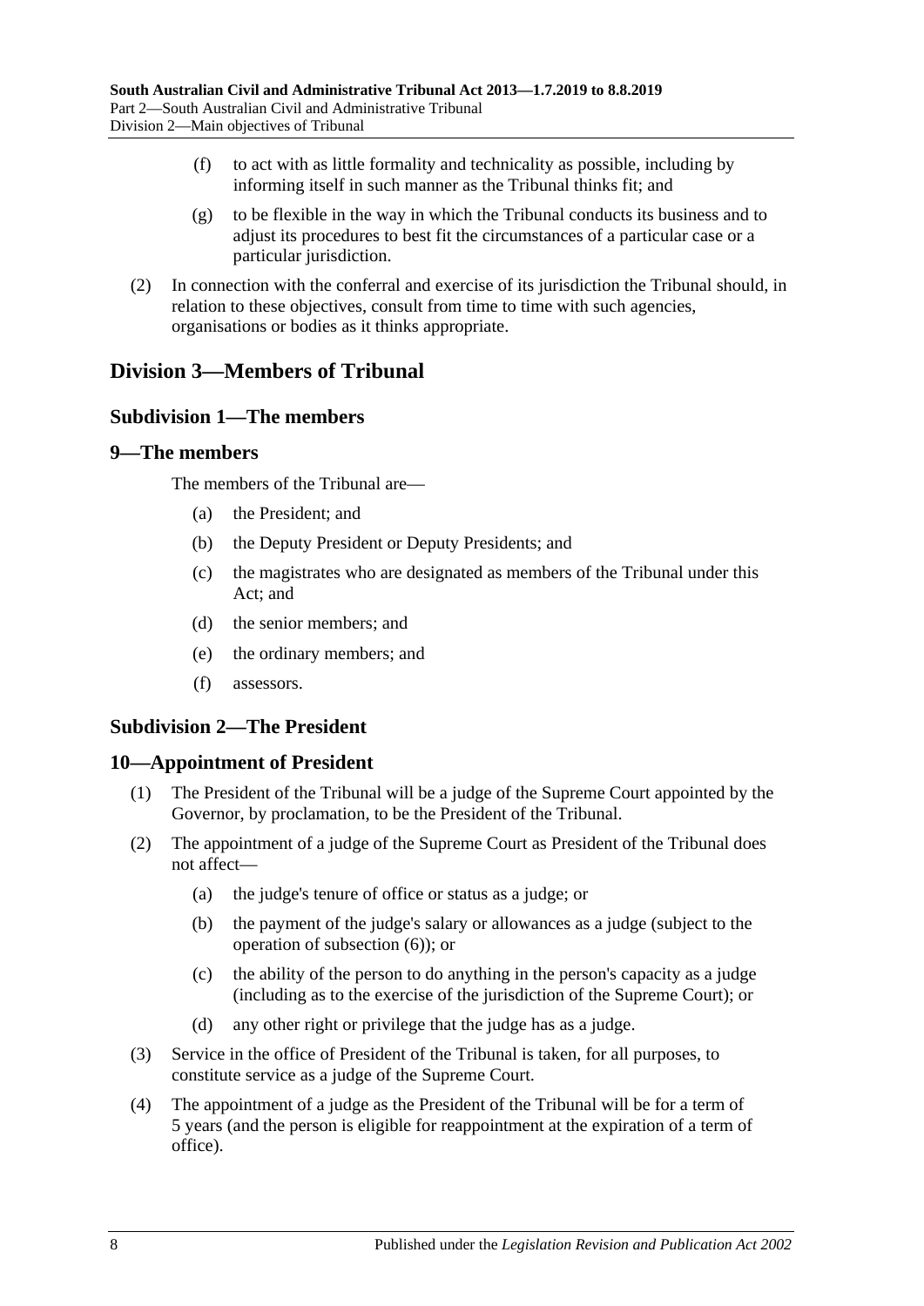(f) to act with as little formality and technicality as possible, including by informing itself in such manner as the Tribunal thinks fit; and

(g) to be flexible in the way in which the Tribunal conducts its business and to adjust its procedures to best fit the circumstances of a particular case or a particular jurisdiction.

(2) In connection with the conferral and exercise of its jurisdiction the Tribunal should, in relation to these objectives, consult from time to time with such agencies, organisations or bodies as it thinks appropriate.

## Division 3—Members of Tribunal

### Subdivision 1—The members

### 9—The members

The members of the Tribunal are—

(a) the President; and

(b) the Deputy President or Deputy Presidents; and

(c) the magistrates who are designated as members of the Tribunal under this Act; and

(d) the senior members; and

(e) the ordinary members; and

(f) assessors.

### Subdivision 2—The President

### 10—Appointment of President

(1) The President of the Tribunal will be a judge of the Supreme Court appointed by the Governor, by proclamation, to be the President of the Tribunal.

(2) The appointment of a judge of the Supreme Court as President of the Tribunal does not affect—

(a) the judge's tenure of office or status as a judge; or

(b) the payment of the judge's salary or allowances as a judge (subject to the operation of subsection (6)); or

(c) the ability of the person to do anything in the person's capacity as a judge (including as to the exercise of the jurisdiction of the Supreme Court); or

(d) any other right or privilege that the judge has as a judge.

(3) Service in the office of President of the Tribunal is taken, for all purposes, to constitute service as a judge of the Supreme Court.

(4) The appointment of a judge as the President of the Tribunal will be for a term of 5 years (and the person is eligible for reappointment at the expiration of a term of office).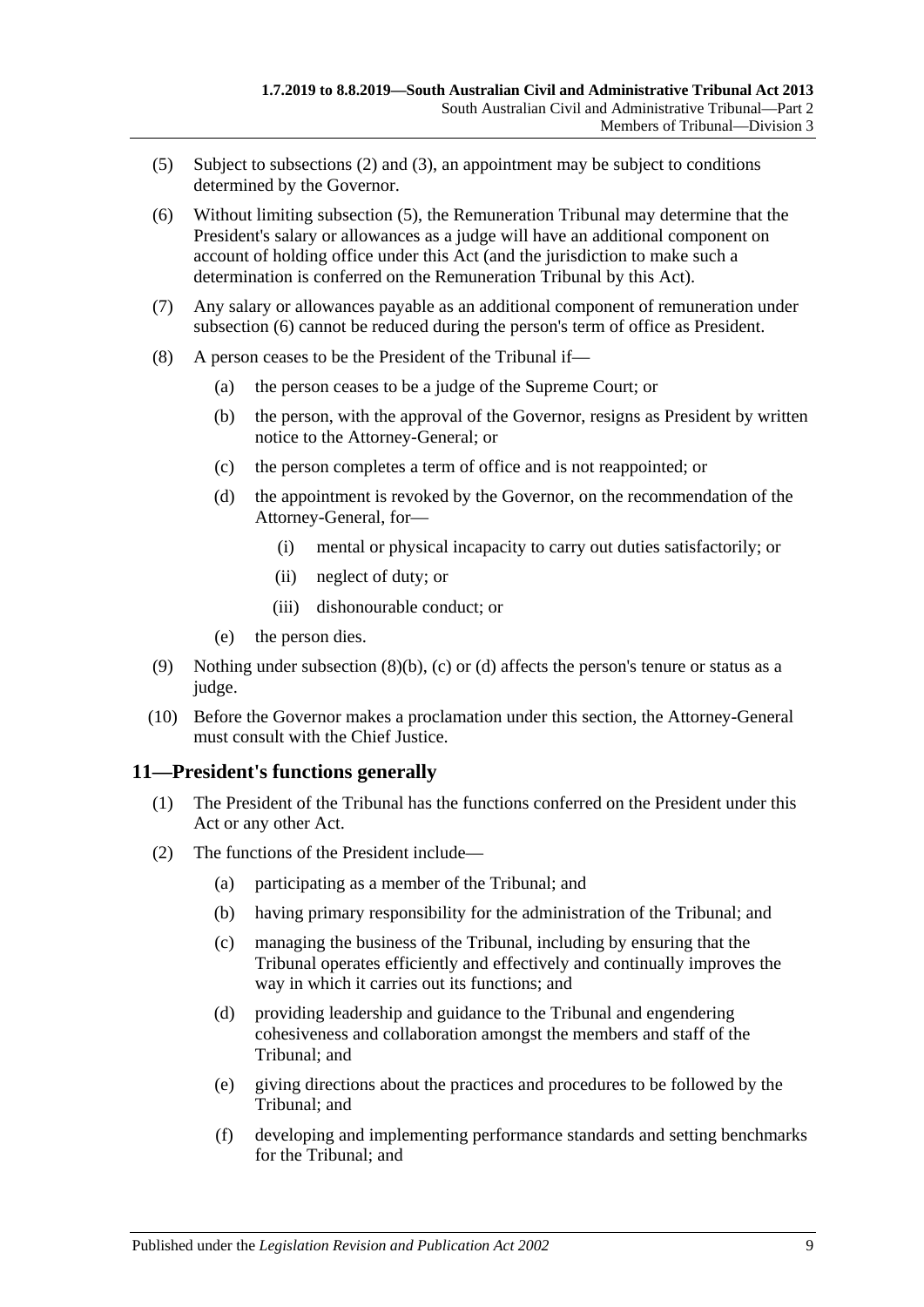(5) Subject to subsections (2) and (3), an appointment may be subject to conditions determined by the Governor.

(6) Without limiting subsection (5), the Remuneration Tribunal may determine that the President's salary or allowances as a judge will have an additional component on account of holding office under this Act (and the jurisdiction to make such a determination is conferred on the Remuneration Tribunal by this Act).

(7) Any salary or allowances payable as an additional component of remuneration under subsection (6) cannot be reduced during the person's term of office as President.

(8) A person ceases to be the President of the Tribunal if—

- (a) the person ceases to be a judge of the Supreme Court; or
- (b) the person, with the approval of the Governor, resigns as President by written notice to the Attorney-General; or
- (c) the person completes a term of office and is not reappointed; or
- (d) the appointment is revoked by the Governor, on the recommendation of the Attorney-General, for—
  - (i) mental or physical incapacity to carry out duties satisfactorily; or
  - (ii) neglect of duty; or
  - (iii) dishonourable conduct; or
- (e) the person dies.

(9) Nothing under subsection (8)(b), (c) or (d) affects the person's tenure or status as a judge.

(10) Before the Governor makes a proclamation under this section, the Attorney-General must consult with the Chief Justice.

## 11—President's functions generally

(1) The President of the Tribunal has the functions conferred on the President under this Act or any other Act.

(2) The functions of the President include—

- (a) participating as a member of the Tribunal; and
- (b) having primary responsibility for the administration of the Tribunal; and
- (c) managing the business of the Tribunal, including by ensuring that the Tribunal operates efficiently and effectively and continually improves the way in which it carries out its functions; and
- (d) providing leadership and guidance to the Tribunal and engendering cohesiveness and collaboration amongst the members and staff of the Tribunal; and
- (e) giving directions about the practices and procedures to be followed by the Tribunal; and
- (f) developing and implementing performance standards and setting benchmarks for the Tribunal; and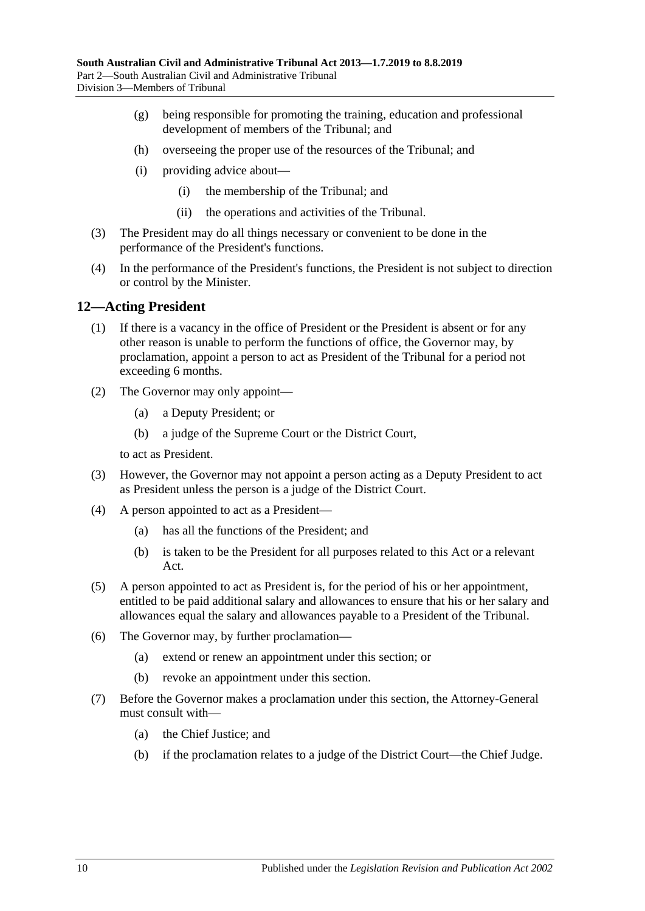(g) being responsible for promoting the training, education and professional development of members of the Tribunal; and

(h) overseeing the proper use of the resources of the Tribunal; and

(i) providing advice about—

(i) the membership of the Tribunal; and

(ii) the operations and activities of the Tribunal.

(3) The President may do all things necessary or convenient to be done in the performance of the President's functions.

(4) In the performance of the President's functions, the President is not subject to direction or control by the Minister.

## 12—Acting President

(1) If there is a vacancy in the office of President or the President is absent or for any other reason is unable to perform the functions of office, the Governor may, by proclamation, appoint a person to act as President of the Tribunal for a period not exceeding 6 months.

(2) The Governor may only appoint—

(a) a Deputy President; or

(b) a judge of the Supreme Court or the District Court,

to act as President.

(3) However, the Governor may not appoint a person acting as a Deputy President to act as President unless the person is a judge of the District Court.

(4) A person appointed to act as a President—

(a) has all the functions of the President; and

(b) is taken to be the President for all purposes related to this Act or a relevant Act.

(5) A person appointed to act as President is, for the period of his or her appointment, entitled to be paid additional salary and allowances to ensure that his or her salary and allowances equal the salary and allowances payable to a President of the Tribunal.

(6) The Governor may, by further proclamation—

(a) extend or renew an appointment under this section; or

(b) revoke an appointment under this section.

(7) Before the Governor makes a proclamation under this section, the Attorney-General must consult with—

(a) the Chief Justice; and

(b) if the proclamation relates to a judge of the District Court—the Chief Judge.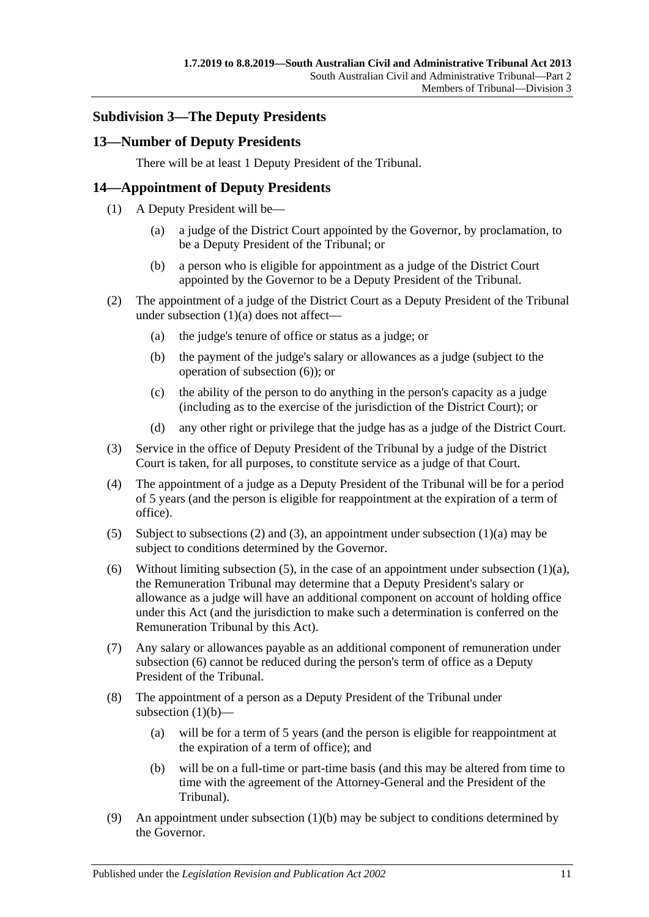## Subdivision 3—The Deputy Presidents

### 13—Number of Deputy Presidents

There will be at least 1 Deputy President of the Tribunal.

### 14—Appointment of Deputy Presidents

(1) A Deputy President will be—

(a) a judge of the District Court appointed by the Governor, by proclamation, to be a Deputy President of the Tribunal; or

(b) a person who is eligible for appointment as a judge of the District Court appointed by the Governor to be a Deputy President of the Tribunal.

(2) The appointment of a judge of the District Court as a Deputy President of the Tribunal under subsection (1)(a) does not affect—

(a) the judge's tenure of office or status as a judge; or

(b) the payment of the judge's salary or allowances as a judge (subject to the operation of subsection (6)); or

(c) the ability of the person to do anything in the person's capacity as a judge (including as to the exercise of the jurisdiction of the District Court); or

(d) any other right or privilege that the judge has as a judge of the District Court.

(3) Service in the office of Deputy President of the Tribunal by a judge of the District Court is taken, for all purposes, to constitute service as a judge of that Court.

(4) The appointment of a judge as a Deputy President of the Tribunal will be for a period of 5 years (and the person is eligible for reappointment at the expiration of a term of office).

(5) Subject to subsections (2) and (3), an appointment under subsection (1)(a) may be subject to conditions determined by the Governor.

(6) Without limiting subsection (5), in the case of an appointment under subsection (1)(a), the Remuneration Tribunal may determine that a Deputy President's salary or allowance as a judge will have an additional component on account of holding office under this Act (and the jurisdiction to make such a determination is conferred on the Remuneration Tribunal by this Act).

(7) Any salary or allowances payable as an additional component of remuneration under subsection (6) cannot be reduced during the person's term of office as a Deputy President of the Tribunal.

(8) The appointment of a person as a Deputy President of the Tribunal under subsection (1)(b)—

(a) will be for a term of 5 years (and the person is eligible for reappointment at the expiration of a term of office); and

(b) will be on a full-time or part-time basis (and this may be altered from time to time with the agreement of the Attorney-General and the President of the Tribunal).

(9) An appointment under subsection (1)(b) may be subject to conditions determined by the Governor.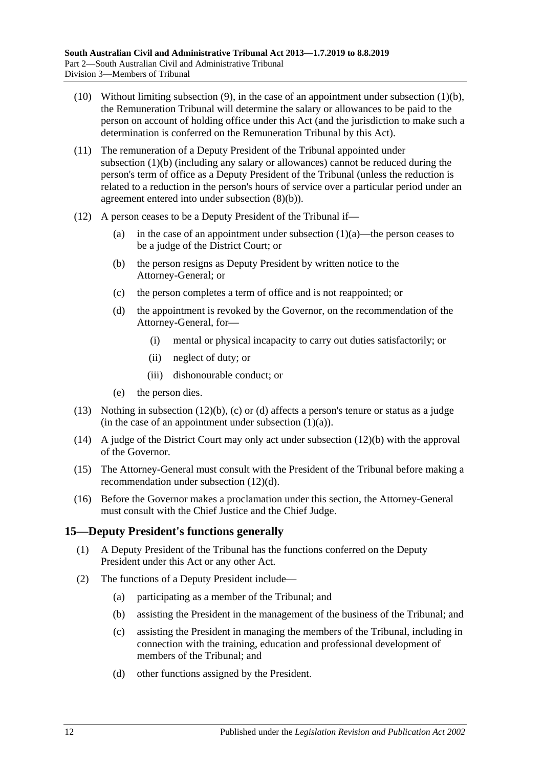(10) Without limiting subsection (9), in the case of an appointment under subsection (1)(b), the Remuneration Tribunal will determine the salary or allowances to be paid to the person on account of holding office under this Act (and the jurisdiction to make such a determination is conferred on the Remuneration Tribunal by this Act).

(11) The remuneration of a Deputy President of the Tribunal appointed under subsection (1)(b) (including any salary or allowances) cannot be reduced during the person's term of office as a Deputy President of the Tribunal (unless the reduction is related to a reduction in the person's hours of service over a particular period under an agreement entered into under subsection (8)(b)).

(12) A person ceases to be a Deputy President of the Tribunal if—

- (a) in the case of an appointment under subsection (1)(a)—the person ceases to be a judge of the District Court; or
- (b) the person resigns as Deputy President by written notice to the Attorney-General; or
- (c) the person completes a term of office and is not reappointed; or
- (d) the appointment is revoked by the Governor, on the recommendation of the Attorney-General, for—
  - (i) mental or physical incapacity to carry out duties satisfactorily; or
  - (ii) neglect of duty; or
  - (iii) dishonourable conduct; or
- (e) the person dies.

(13) Nothing in subsection (12)(b), (c) or (d) affects a person's tenure or status as a judge (in the case of an appointment under subsection (1)(a)).

(14) A judge of the District Court may only act under subsection (12)(b) with the approval of the Governor.

(15) The Attorney-General must consult with the President of the Tribunal before making a recommendation under subsection (12)(d).

(16) Before the Governor makes a proclamation under this section, the Attorney-General must consult with the Chief Justice and the Chief Judge.

## 15—Deputy President's functions generally

(1) A Deputy President of the Tribunal has the functions conferred on the Deputy President under this Act or any other Act.

(2) The functions of a Deputy President include—

- (a) participating as a member of the Tribunal; and
- (b) assisting the President in the management of the business of the Tribunal; and
- (c) assisting the President in managing the members of the Tribunal, including in connection with the training, education and professional development of members of the Tribunal; and
- (d) other functions assigned by the President.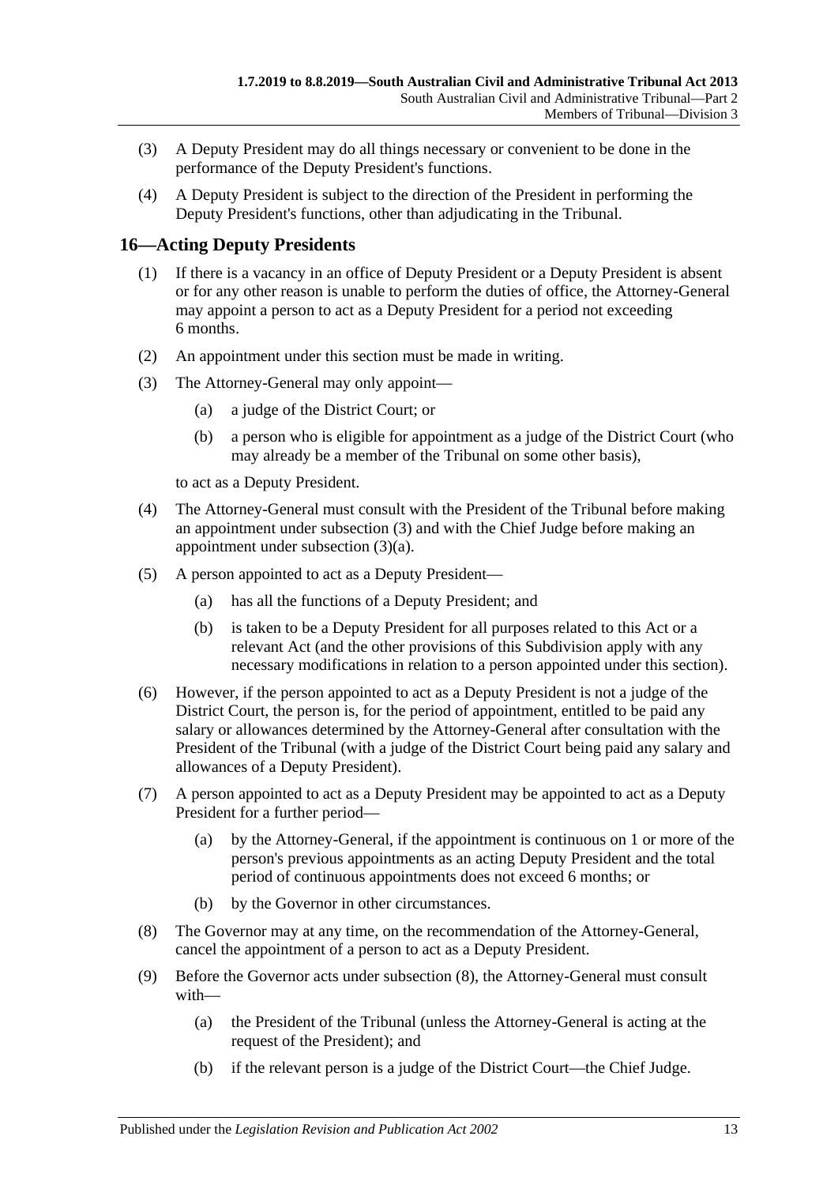(3) A Deputy President may do all things necessary or convenient to be done in the performance of the Deputy President's functions.

(4) A Deputy President is subject to the direction of the President in performing the Deputy President's functions, other than adjudicating in the Tribunal.

## 16—Acting Deputy Presidents

(1) If there is a vacancy in an office of Deputy President or a Deputy President is absent or for any other reason is unable to perform the duties of office, the Attorney-General may appoint a person to act as a Deputy President for a period not exceeding 6 months.

(2) An appointment under this section must be made in writing.

(3) The Attorney-General may only appoint—

- (a) a judge of the District Court; or
- (b) a person who is eligible for appointment as a judge of the District Court (who may already be a member of the Tribunal on some other basis),

to act as a Deputy President.

(4) The Attorney-General must consult with the President of the Tribunal before making an appointment under subsection (3) and with the Chief Judge before making an appointment under subsection (3)(a).

(5) A person appointed to act as a Deputy President—

- (a) has all the functions of a Deputy President; and
- (b) is taken to be a Deputy President for all purposes related to this Act or a relevant Act (and the other provisions of this Subdivision apply with any necessary modifications in relation to a person appointed under this section).

(6) However, if the person appointed to act as a Deputy President is not a judge of the District Court, the person is, for the period of appointment, entitled to be paid any salary or allowances determined by the Attorney-General after consultation with the President of the Tribunal (with a judge of the District Court being paid any salary and allowances of a Deputy President).

(7) A person appointed to act as a Deputy President may be appointed to act as a Deputy President for a further period—

- (a) by the Attorney-General, if the appointment is continuous on 1 or more of the person's previous appointments as an acting Deputy President and the total period of continuous appointments does not exceed 6 months; or
- (b) by the Governor in other circumstances.

(8) The Governor may at any time, on the recommendation of the Attorney-General, cancel the appointment of a person to act as a Deputy President.

(9) Before the Governor acts under subsection (8), the Attorney-General must consult with—

- (a) the President of the Tribunal (unless the Attorney-General is acting at the request of the President); and
- (b) if the relevant person is a judge of the District Court—the Chief Judge.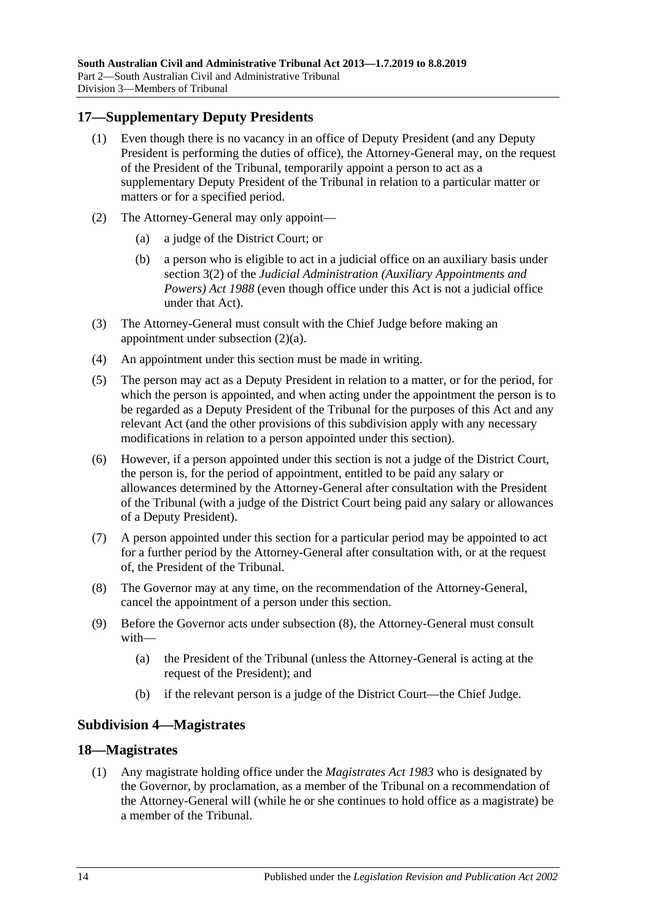## 17—Supplementary Deputy Presidents

(1) Even though there is no vacancy in an office of Deputy President (and any Deputy President is performing the duties of office), the Attorney-General may, on the request of the President of the Tribunal, temporarily appoint a person to act as a supplementary Deputy President of the Tribunal in relation to a particular matter or matters or for a specified period.

(2) The Attorney-General may only appoint—

(a) a judge of the District Court; or

(b) a person who is eligible to act in a judicial office on an auxiliary basis under section 3(2) of the *Judicial Administration (Auxiliary Appointments and Powers) Act 1988* (even though office under this Act is not a judicial office under that Act).

(3) The Attorney-General must consult with the Chief Judge before making an appointment under subsection (2)(a).

(4) An appointment under this section must be made in writing.

(5) The person may act as a Deputy President in relation to a matter, or for the period, for which the person is appointed, and when acting under the appointment the person is to be regarded as a Deputy President of the Tribunal for the purposes of this Act and any relevant Act (and the other provisions of this subdivision apply with any necessary modifications in relation to a person appointed under this section).

(6) However, if a person appointed under this section is not a judge of the District Court, the person is, for the period of appointment, entitled to be paid any salary or allowances determined by the Attorney-General after consultation with the President of the Tribunal (with a judge of the District Court being paid any salary or allowances of a Deputy President).

(7) A person appointed under this section for a particular period may be appointed to act for a further period by the Attorney-General after consultation with, or at the request of, the President of the Tribunal.

(8) The Governor may at any time, on the recommendation of the Attorney-General, cancel the appointment of a person under this section.

(9) Before the Governor acts under subsection (8), the Attorney-General must consult with—

(a) the President of the Tribunal (unless the Attorney-General is acting at the request of the President); and

(b) if the relevant person is a judge of the District Court—the Chief Judge.

### Subdivision 4—Magistrates

## 18—Magistrates

(1) Any magistrate holding office under the *Magistrates Act 1983* who is designated by the Governor, by proclamation, as a member of the Tribunal on a recommendation of the Attorney-General will (while he or she continues to hold office as a magistrate) be a member of the Tribunal.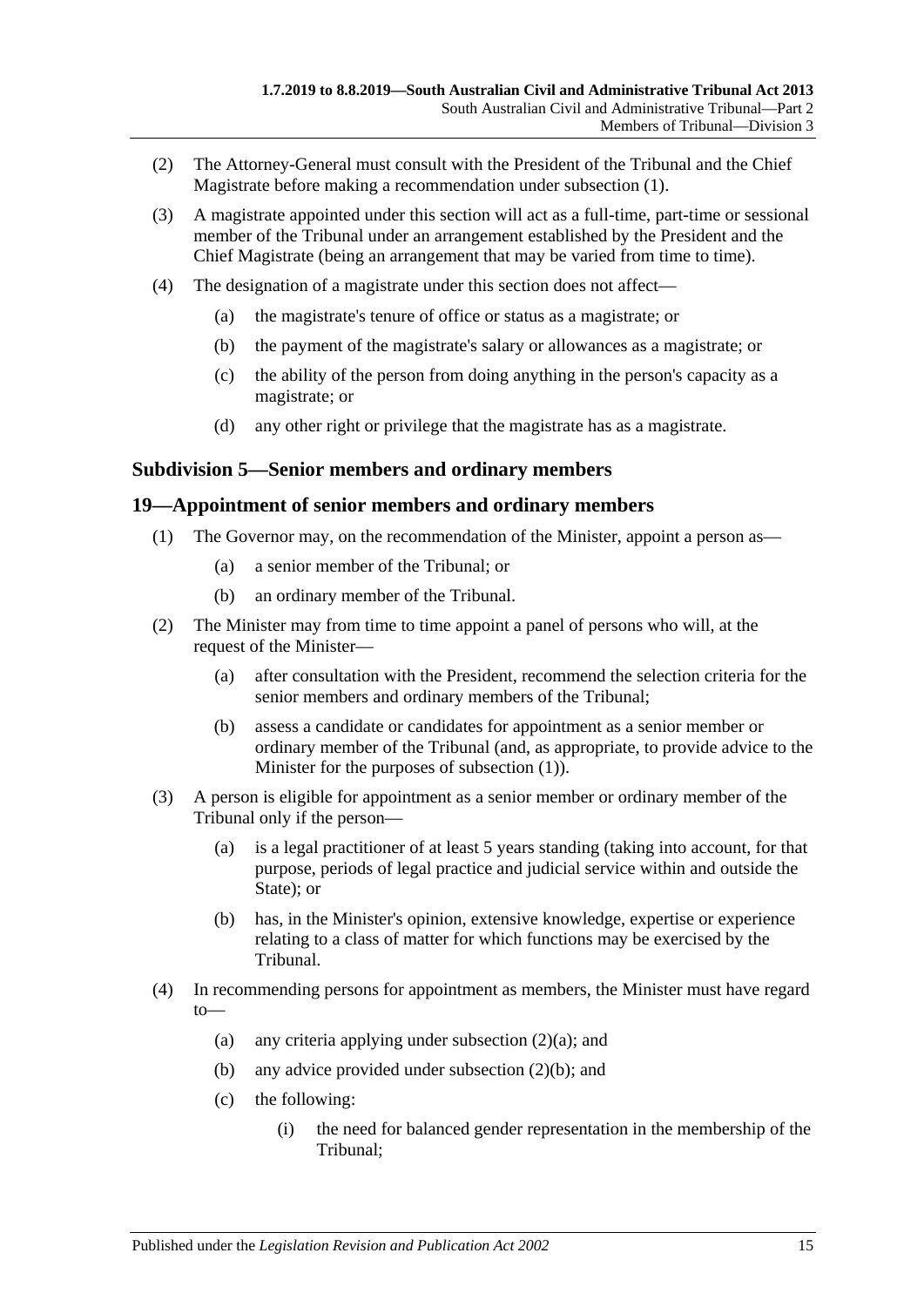(2) The Attorney-General must consult with the President of the Tribunal and the Chief Magistrate before making a recommendation under subsection (1).

(3) A magistrate appointed under this section will act as a full-time, part-time or sessional member of the Tribunal under an arrangement established by the President and the Chief Magistrate (being an arrangement that may be varied from time to time).

(4) The designation of a magistrate under this section does not affect—

(a) the magistrate's tenure of office or status as a magistrate; or

(b) the payment of the magistrate's salary or allowances as a magistrate; or

(c) the ability of the person from doing anything in the person's capacity as a magistrate; or

(d) any other right or privilege that the magistrate has as a magistrate.

### Subdivision 5—Senior members and ordinary members

## 19—Appointment of senior members and ordinary members

(1) The Governor may, on the recommendation of the Minister, appoint a person as—

(a) a senior member of the Tribunal; or

(b) an ordinary member of the Tribunal.

(2) The Minister may from time to time appoint a panel of persons who will, at the request of the Minister—

(a) after consultation with the President, recommend the selection criteria for the senior members and ordinary members of the Tribunal;

(b) assess a candidate or candidates for appointment as a senior member or ordinary member of the Tribunal (and, as appropriate, to provide advice to the Minister for the purposes of subsection (1)).

(3) A person is eligible for appointment as a senior member or ordinary member of the Tribunal only if the person—

(a) is a legal practitioner of at least 5 years standing (taking into account, for that purpose, periods of legal practice and judicial service within and outside the State); or

(b) has, in the Minister's opinion, extensive knowledge, expertise or experience relating to a class of matter for which functions may be exercised by the Tribunal.

(4) In recommending persons for appointment as members, the Minister must have regard to—

(a) any criteria applying under subsection (2)(a); and

(b) any advice provided under subsection (2)(b); and

(c) the following:

(i) the need for balanced gender representation in the membership of the Tribunal;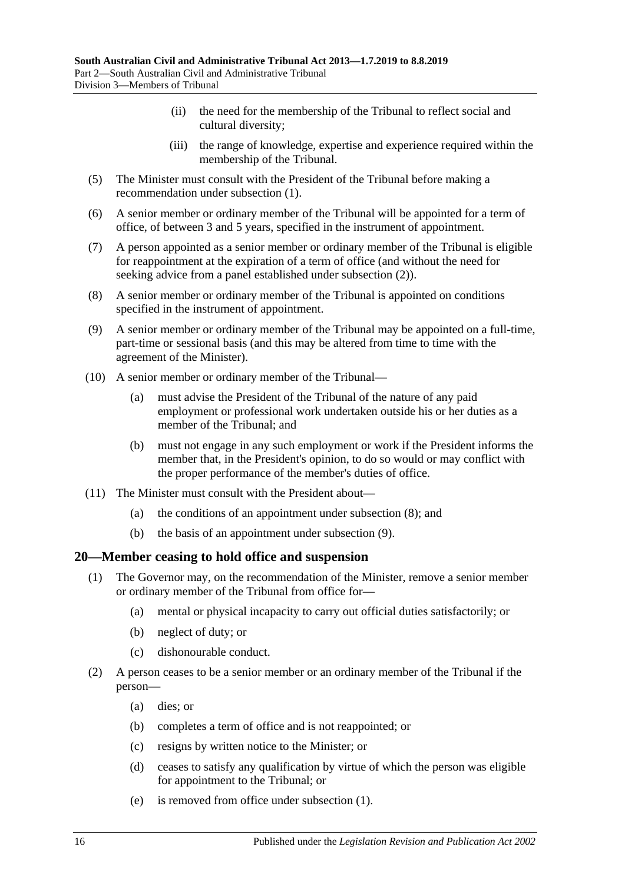(ii) the need for the membership of the Tribunal to reflect social and cultural diversity;

(iii) the range of knowledge, expertise and experience required within the membership of the Tribunal.

(5) The Minister must consult with the President of the Tribunal before making a recommendation under subsection (1).

(6) A senior member or ordinary member of the Tribunal will be appointed for a term of office, of between 3 and 5 years, specified in the instrument of appointment.

(7) A person appointed as a senior member or ordinary member of the Tribunal is eligible for reappointment at the expiration of a term of office (and without the need for seeking advice from a panel established under subsection (2)).

(8) A senior member or ordinary member of the Tribunal is appointed on conditions specified in the instrument of appointment.

(9) A senior member or ordinary member of the Tribunal may be appointed on a full-time, part-time or sessional basis (and this may be altered from time to time with the agreement of the Minister).

(10) A senior member or ordinary member of the Tribunal—

(a) must advise the President of the Tribunal of the nature of any paid employment or professional work undertaken outside his or her duties as a member of the Tribunal; and

(b) must not engage in any such employment or work if the President informs the member that, in the President's opinion, to do so would or may conflict with the proper performance of the member's duties of office.

(11) The Minister must consult with the President about—

(a) the conditions of an appointment under subsection (8); and

(b) the basis of an appointment under subsection (9).

## 20—Member ceasing to hold office and suspension

(1) The Governor may, on the recommendation of the Minister, remove a senior member or ordinary member of the Tribunal from office for—

(a) mental or physical incapacity to carry out official duties satisfactorily; or

(b) neglect of duty; or

(c) dishonourable conduct.

(2) A person ceases to be a senior member or an ordinary member of the Tribunal if the person—

(a) dies; or

(b) completes a term of office and is not reappointed; or

(c) resigns by written notice to the Minister; or

(d) ceases to satisfy any qualification by virtue of which the person was eligible for appointment to the Tribunal; or

(e) is removed from office under subsection (1).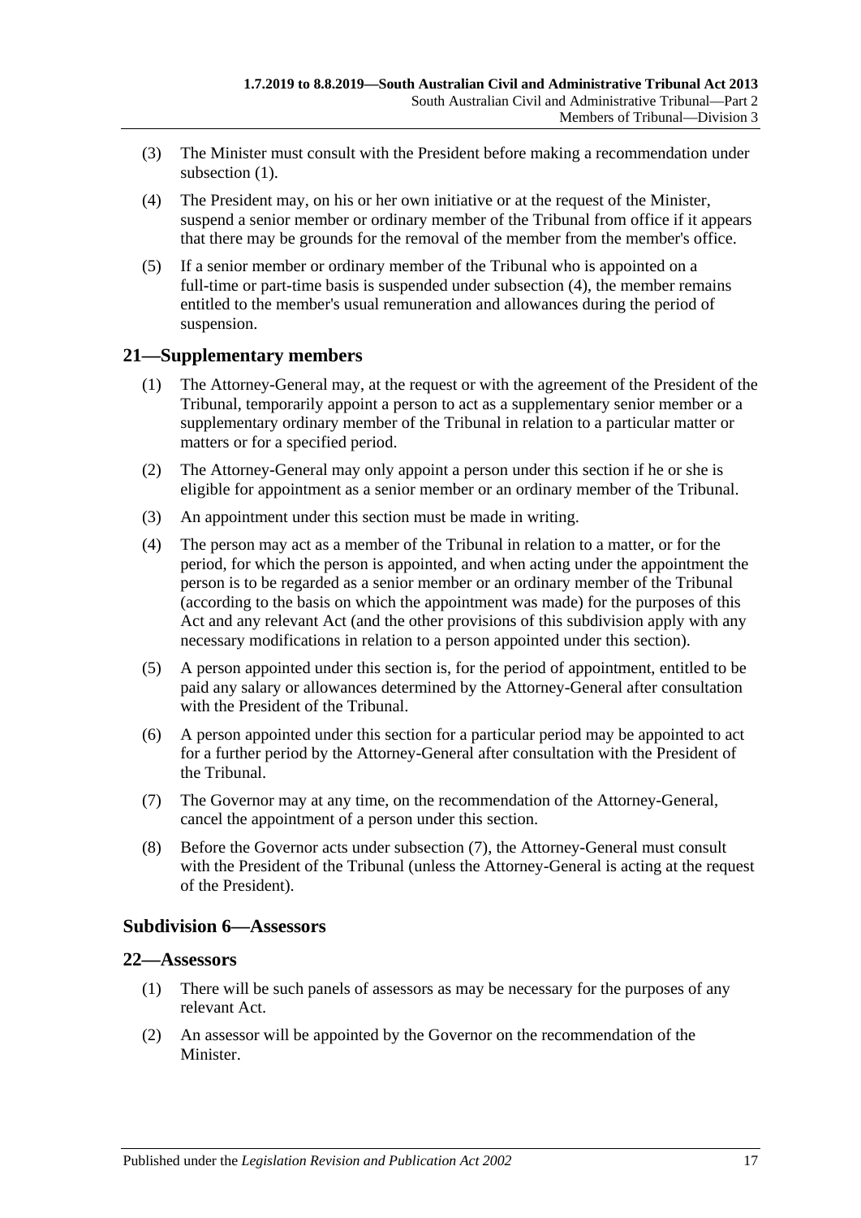(3) The Minister must consult with the President before making a recommendation under subsection (1).

(4) The President may, on his or her own initiative or at the request of the Minister, suspend a senior member or ordinary member of the Tribunal from office if it appears that there may be grounds for the removal of the member from the member's office.

(5) If a senior member or ordinary member of the Tribunal who is appointed on a full-time or part-time basis is suspended under subsection (4), the member remains entitled to the member's usual remuneration and allowances during the period of suspension.

## 21—Supplementary members

(1) The Attorney-General may, at the request or with the agreement of the President of the Tribunal, temporarily appoint a person to act as a supplementary senior member or a supplementary ordinary member of the Tribunal in relation to a particular matter or matters or for a specified period.

(2) The Attorney-General may only appoint a person under this section if he or she is eligible for appointment as a senior member or an ordinary member of the Tribunal.

(3) An appointment under this section must be made in writing.

(4) The person may act as a member of the Tribunal in relation to a matter, or for the period, for which the person is appointed, and when acting under the appointment the person is to be regarded as a senior member or an ordinary member of the Tribunal (according to the basis on which the appointment was made) for the purposes of this Act and any relevant Act (and the other provisions of this subdivision apply with any necessary modifications in relation to a person appointed under this section).

(5) A person appointed under this section is, for the period of appointment, entitled to be paid any salary or allowances determined by the Attorney-General after consultation with the President of the Tribunal.

(6) A person appointed under this section for a particular period may be appointed to act for a further period by the Attorney-General after consultation with the President of the Tribunal.

(7) The Governor may at any time, on the recommendation of the Attorney-General, cancel the appointment of a person under this section.

(8) Before the Governor acts under subsection (7), the Attorney-General must consult with the President of the Tribunal (unless the Attorney-General is acting at the request of the President).

### Subdivision 6—Assessors

## 22—Assessors

(1) There will be such panels of assessors as may be necessary for the purposes of any relevant Act.

(2) An assessor will be appointed by the Governor on the recommendation of the Minister.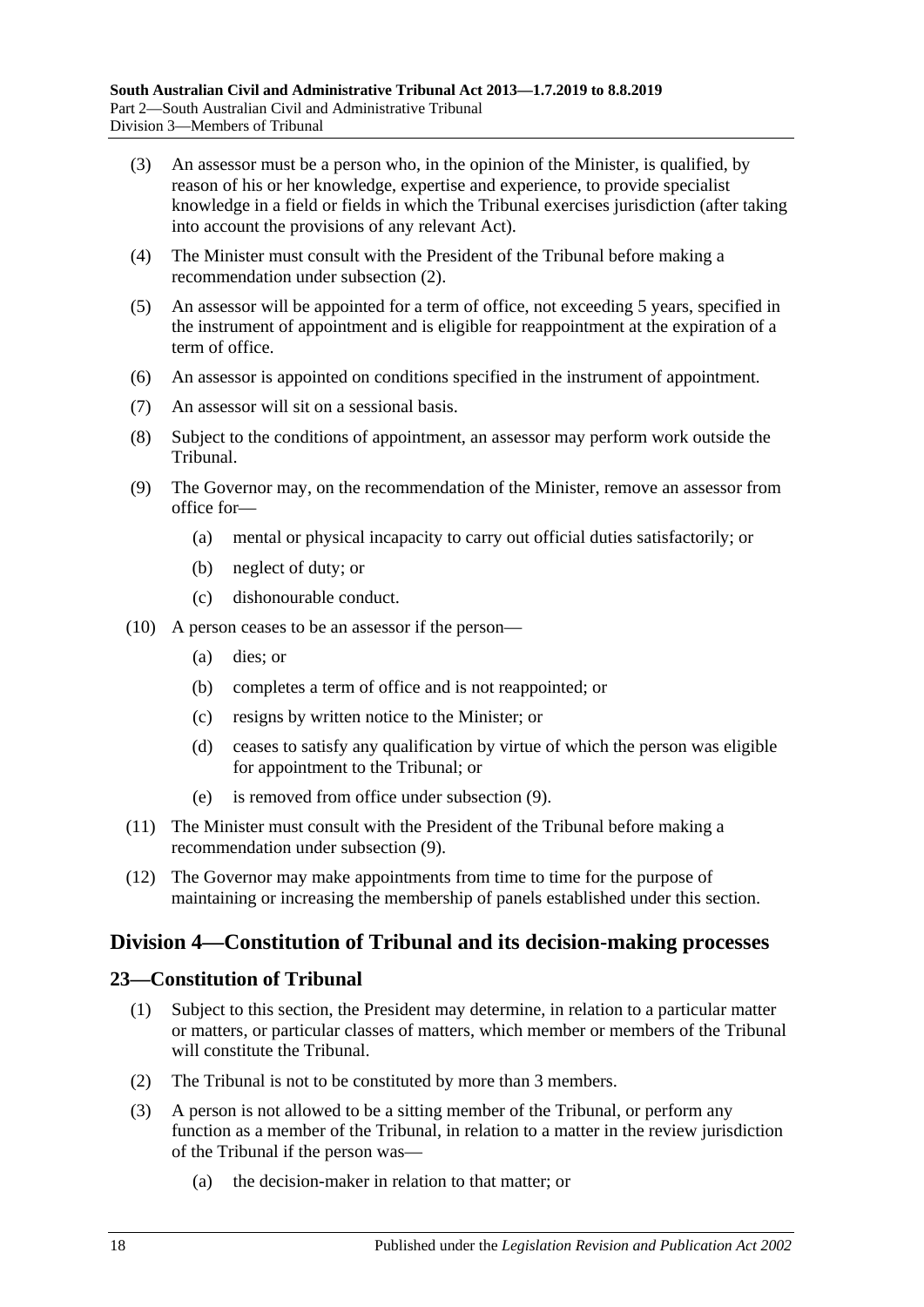(3) An assessor must be a person who, in the opinion of the Minister, is qualified, by reason of his or her knowledge, expertise and experience, to provide specialist knowledge in a field or fields in which the Tribunal exercises jurisdiction (after taking into account the provisions of any relevant Act).

(4) The Minister must consult with the President of the Tribunal before making a recommendation under subsection (2).

(5) An assessor will be appointed for a term of office, not exceeding 5 years, specified in the instrument of appointment and is eligible for reappointment at the expiration of a term of office.

(6) An assessor is appointed on conditions specified in the instrument of appointment.

(7) An assessor will sit on a sessional basis.

(8) Subject to the conditions of appointment, an assessor may perform work outside the Tribunal.

(9) The Governor may, on the recommendation of the Minister, remove an assessor from office for—

- (a) mental or physical incapacity to carry out official duties satisfactorily; or
- (b) neglect of duty; or
- (c) dishonourable conduct.

(10) A person ceases to be an assessor if the person—

- (a) dies; or
- (b) completes a term of office and is not reappointed; or
- (c) resigns by written notice to the Minister; or
- (d) ceases to satisfy any qualification by virtue of which the person was eligible for appointment to the Tribunal; or
- (e) is removed from office under subsection (9).

(11) The Minister must consult with the President of the Tribunal before making a recommendation under subsection (9).

(12) The Governor may make appointments from time to time for the purpose of maintaining or increasing the membership of panels established under this section.

## Division 4—Constitution of Tribunal and its decision-making processes

### 23—Constitution of Tribunal

(1) Subject to this section, the President may determine, in relation to a particular matter or matters, or particular classes of matters, which member or members of the Tribunal will constitute the Tribunal.

(2) The Tribunal is not to be constituted by more than 3 members.

(3) A person is not allowed to be a sitting member of the Tribunal, or perform any function as a member of the Tribunal, in relation to a matter in the review jurisdiction of the Tribunal if the person was—

- (a) the decision-maker in relation to that matter; or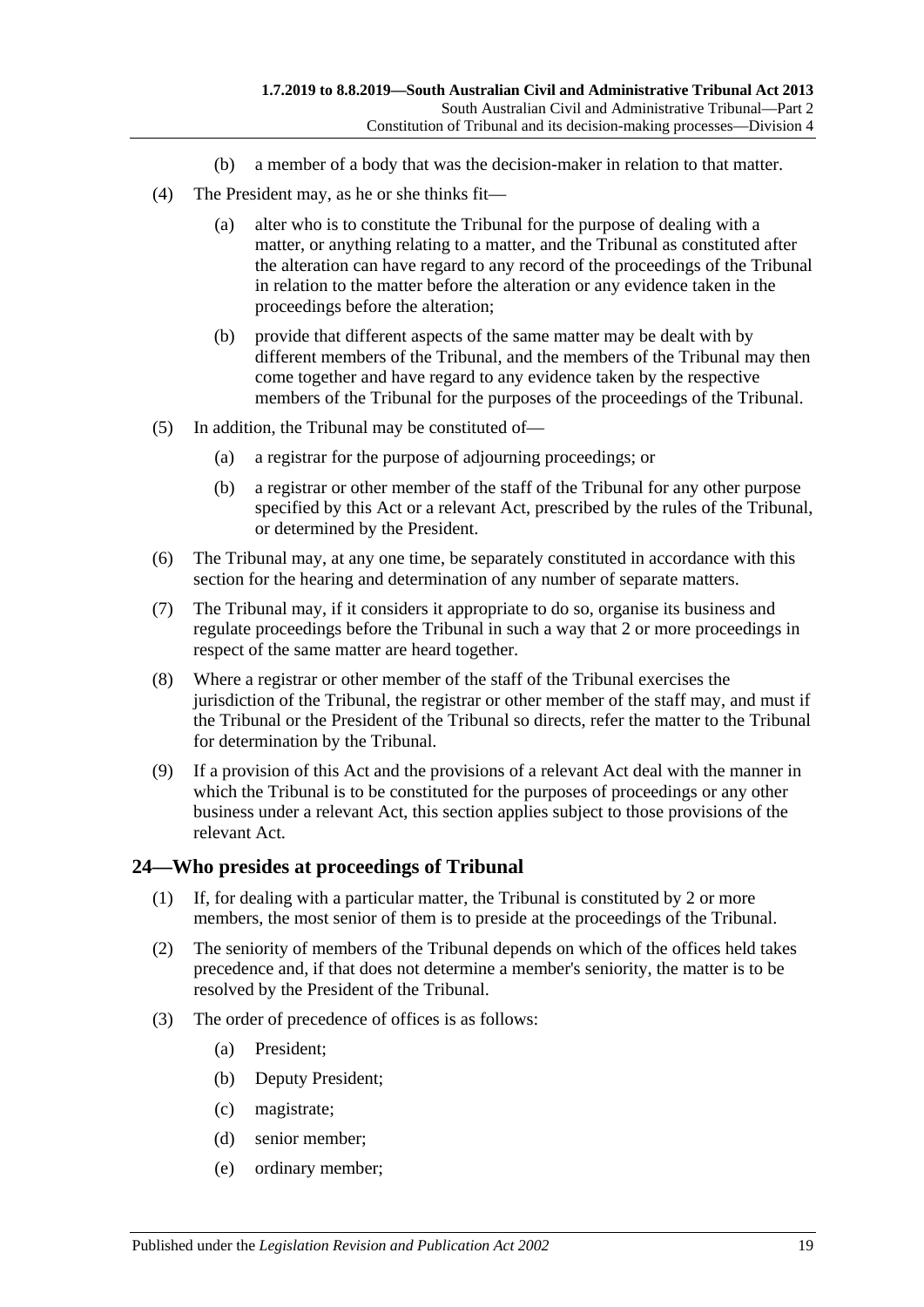(b) a member of a body that was the decision-maker in relation to that matter.

(4) The President may, as he or she thinks fit—

(a) alter who is to constitute the Tribunal for the purpose of dealing with a matter, or anything relating to a matter, and the Tribunal as constituted after the alteration can have regard to any record of the proceedings of the Tribunal in relation to the matter before the alteration or any evidence taken in the proceedings before the alteration;

(b) provide that different aspects of the same matter may be dealt with by different members of the Tribunal, and the members of the Tribunal may then come together and have regard to any evidence taken by the respective members of the Tribunal for the purposes of the proceedings of the Tribunal.

(5) In addition, the Tribunal may be constituted of—

(a) a registrar for the purpose of adjourning proceedings; or

(b) a registrar or other member of the staff of the Tribunal for any other purpose specified by this Act or a relevant Act, prescribed by the rules of the Tribunal, or determined by the President.

(6) The Tribunal may, at any one time, be separately constituted in accordance with this section for the hearing and determination of any number of separate matters.

(7) The Tribunal may, if it considers it appropriate to do so, organise its business and regulate proceedings before the Tribunal in such a way that 2 or more proceedings in respect of the same matter are heard together.

(8) Where a registrar or other member of the staff of the Tribunal exercises the jurisdiction of the Tribunal, the registrar or other member of the staff may, and must if the Tribunal or the President of the Tribunal so directs, refer the matter to the Tribunal for determination by the Tribunal.

(9) If a provision of this Act and the provisions of a relevant Act deal with the manner in which the Tribunal is to be constituted for the purposes of proceedings or any other business under a relevant Act, this section applies subject to those provisions of the relevant Act.

## 24—Who presides at proceedings of Tribunal

(1) If, for dealing with a particular matter, the Tribunal is constituted by 2 or more members, the most senior of them is to preside at the proceedings of the Tribunal.

(2) The seniority of members of the Tribunal depends on which of the offices held takes precedence and, if that does not determine a member's seniority, the matter is to be resolved by the President of the Tribunal.

(3) The order of precedence of offices is as follows:

(a) President;

(b) Deputy President;

(c) magistrate;

(d) senior member;

(e) ordinary member;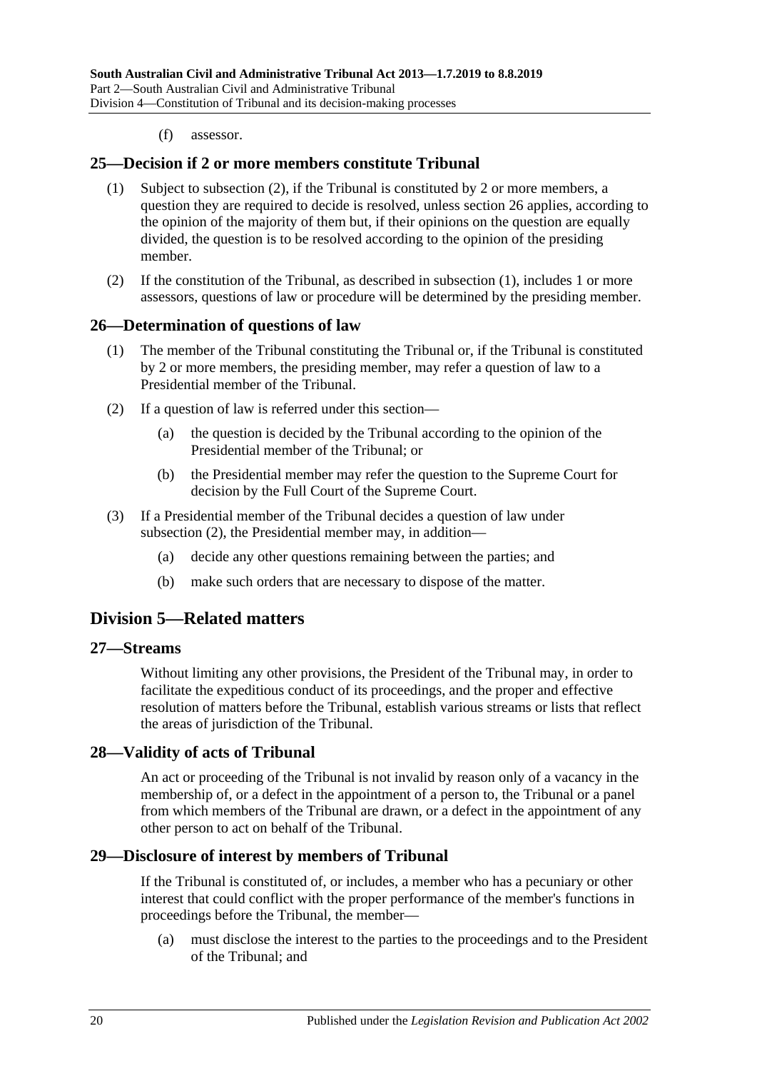(f) assessor.

## 25—Decision if 2 or more members constitute Tribunal

(1) Subject to subsection (2), if the Tribunal is constituted by 2 or more members, a question they are required to decide is resolved, unless section 26 applies, according to the opinion of the majority of them but, if their opinions on the question are equally divided, the question is to be resolved according to the opinion of the presiding member.

(2) If the constitution of the Tribunal, as described in subsection (1), includes 1 or more assessors, questions of law or procedure will be determined by the presiding member.

## 26—Determination of questions of law

(1) The member of the Tribunal constituting the Tribunal or, if the Tribunal is constituted by 2 or more members, the presiding member, may refer a question of law to a Presidential member of the Tribunal.

(2) If a question of law is referred under this section—

- (a) the question is decided by the Tribunal according to the opinion of the Presidential member of the Tribunal; or
- (b) the Presidential member may refer the question to the Supreme Court for decision by the Full Court of the Supreme Court.

(3) If a Presidential member of the Tribunal decides a question of law under subsection (2), the Presidential member may, in addition—

- (a) decide any other questions remaining between the parties; and
- (b) make such orders that are necessary to dispose of the matter.

# Division 5—Related matters

## 27—Streams

Without limiting any other provisions, the President of the Tribunal may, in order to facilitate the expeditious conduct of its proceedings, and the proper and effective resolution of matters before the Tribunal, establish various streams or lists that reflect the areas of jurisdiction of the Tribunal.

## 28—Validity of acts of Tribunal

An act or proceeding of the Tribunal is not invalid by reason only of a vacancy in the membership of, or a defect in the appointment of a person to, the Tribunal or a panel from which members of the Tribunal are drawn, or a defect in the appointment of any other person to act on behalf of the Tribunal.

## 29—Disclosure of interest by members of Tribunal

If the Tribunal is constituted of, or includes, a member who has a pecuniary or other interest that could conflict with the proper performance of the member's functions in proceedings before the Tribunal, the member—

- (a) must disclose the interest to the parties to the proceedings and to the President of the Tribunal; and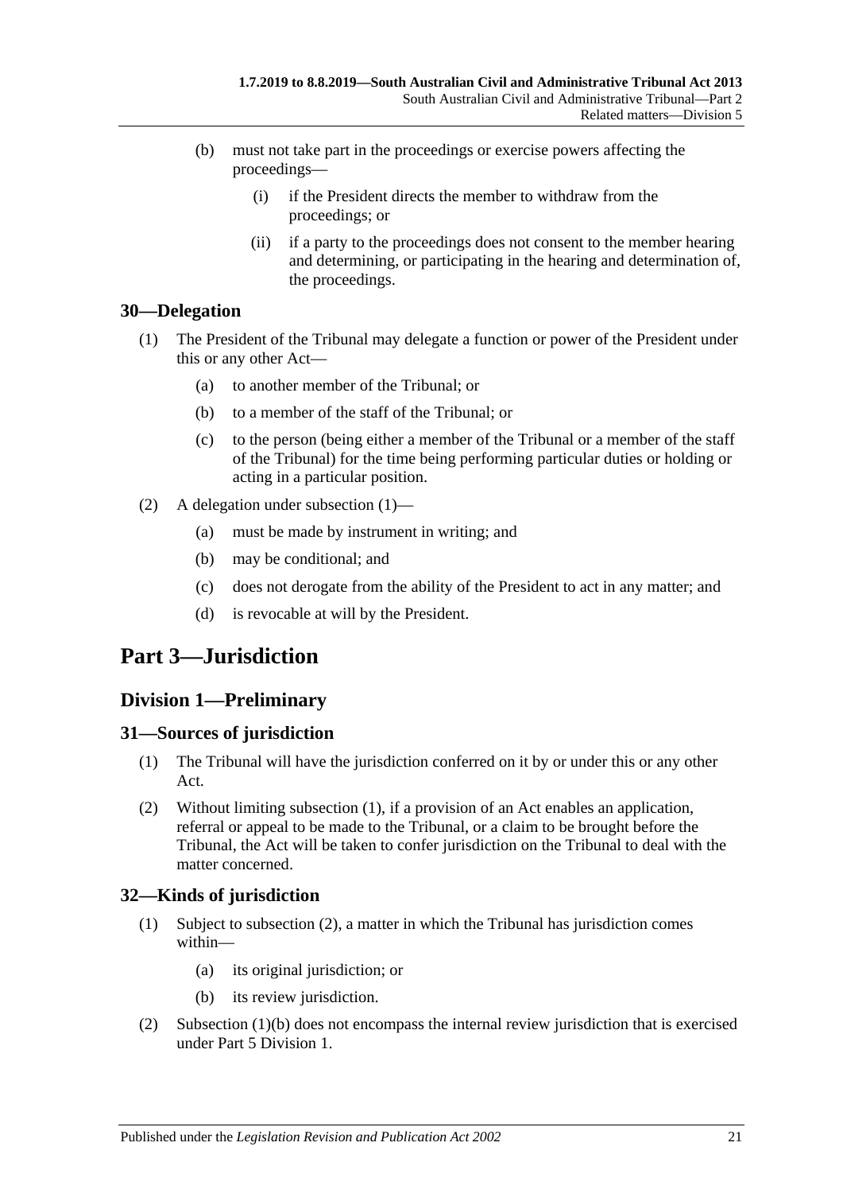(b) must not take part in the proceedings or exercise powers affecting the proceedings—

(i) if the President directs the member to withdraw from the proceedings; or

(ii) if a party to the proceedings does not consent to the member hearing and determining, or participating in the hearing and determination of, the proceedings.

### 30—Delegation

(1) The President of the Tribunal may delegate a function or power of the President under this or any other Act—

(a) to another member of the Tribunal; or

(b) to a member of the staff of the Tribunal; or

(c) to the person (being either a member of the Tribunal or a member of the staff of the Tribunal) for the time being performing particular duties or holding or acting in a particular position.

(2) A delegation under subsection (1)—

(a) must be made by instrument in writing; and

(b) may be conditional; and

(c) does not derogate from the ability of the President to act in any matter; and

(d) is revocable at will by the President.

# Part 3—Jurisdiction

## Division 1—Preliminary

### 31—Sources of jurisdiction

(1) The Tribunal will have the jurisdiction conferred on it by or under this or any other Act.

(2) Without limiting subsection (1), if a provision of an Act enables an application, referral or appeal to be made to the Tribunal, or a claim to be brought before the Tribunal, the Act will be taken to confer jurisdiction on the Tribunal to deal with the matter concerned.

### 32—Kinds of jurisdiction

(1) Subject to subsection (2), a matter in which the Tribunal has jurisdiction comes within—

(a) its original jurisdiction; or

(b) its review jurisdiction.

(2) Subsection (1)(b) does not encompass the internal review jurisdiction that is exercised under Part 5 Division 1.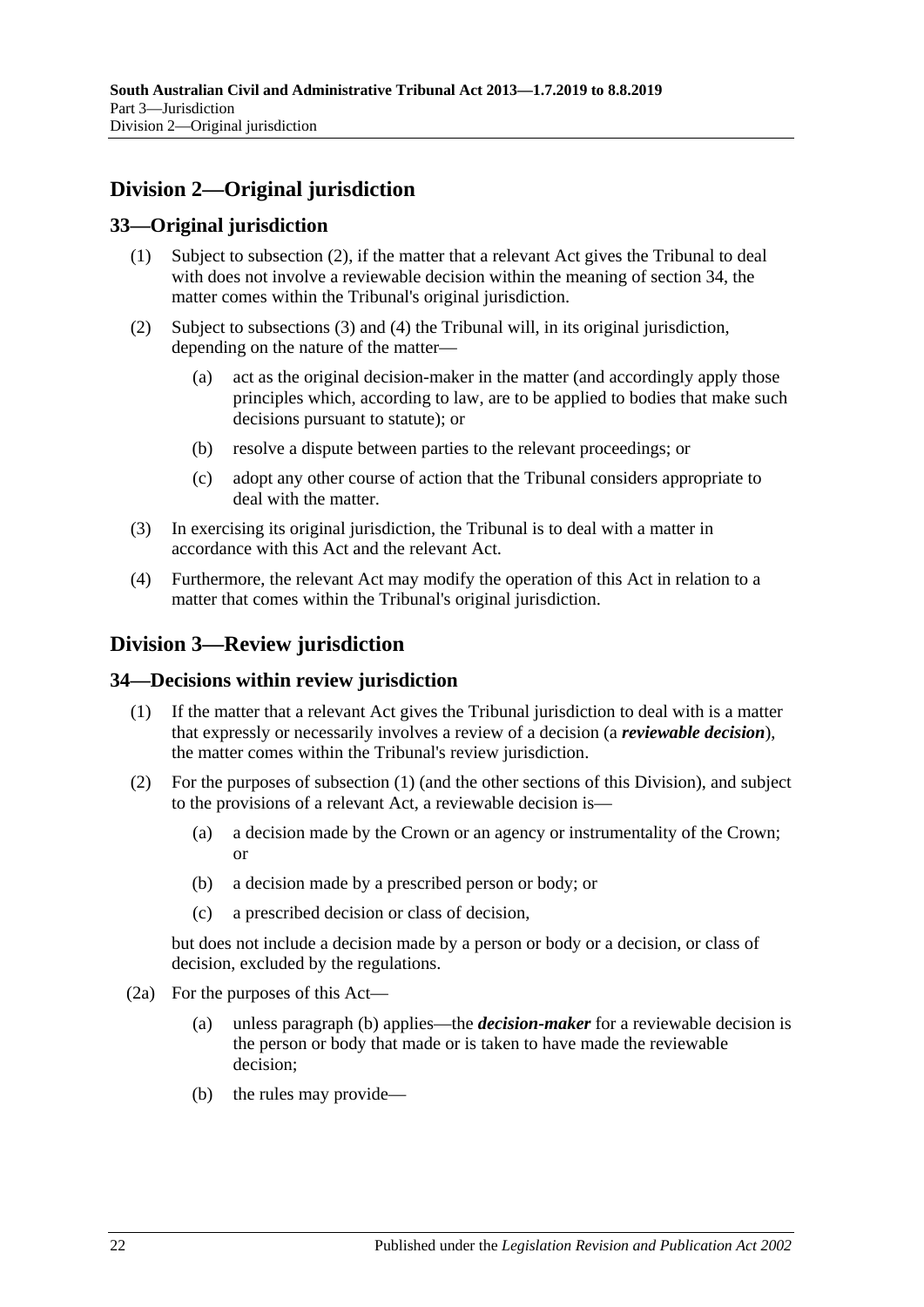## Division 2—Original jurisdiction

### 33—Original jurisdiction

(1) Subject to subsection (2), if the matter that a relevant Act gives the Tribunal to deal with does not involve a reviewable decision within the meaning of section 34, the matter comes within the Tribunal's original jurisdiction.

(2) Subject to subsections (3) and (4) the Tribunal will, in its original jurisdiction, depending on the nature of the matter—

(a) act as the original decision-maker in the matter (and accordingly apply those principles which, according to law, are to be applied to bodies that make such decisions pursuant to statute); or

(b) resolve a dispute between parties to the relevant proceedings; or

(c) adopt any other course of action that the Tribunal considers appropriate to deal with the matter.

(3) In exercising its original jurisdiction, the Tribunal is to deal with a matter in accordance with this Act and the relevant Act.

(4) Furthermore, the relevant Act may modify the operation of this Act in relation to a matter that comes within the Tribunal's original jurisdiction.

## Division 3—Review jurisdiction

### 34—Decisions within review jurisdiction

(1) If the matter that a relevant Act gives the Tribunal jurisdiction to deal with is a matter that expressly or necessarily involves a review of a decision (a ***reviewable decision***), the matter comes within the Tribunal's review jurisdiction.

(2) For the purposes of subsection (1) (and the other sections of this Division), and subject to the provisions of a relevant Act, a reviewable decision is—

(a) a decision made by the Crown or an agency or instrumentality of the Crown; or

(b) a decision made by a prescribed person or body; or

(c) a prescribed decision or class of decision,

but does not include a decision made by a person or body or a decision, or class of decision, excluded by the regulations.

(2a) For the purposes of this Act—

(a) unless paragraph (b) applies—the ***decision-maker*** for a reviewable decision is the person or body that made or is taken to have made the reviewable decision;

(b) the rules may provide—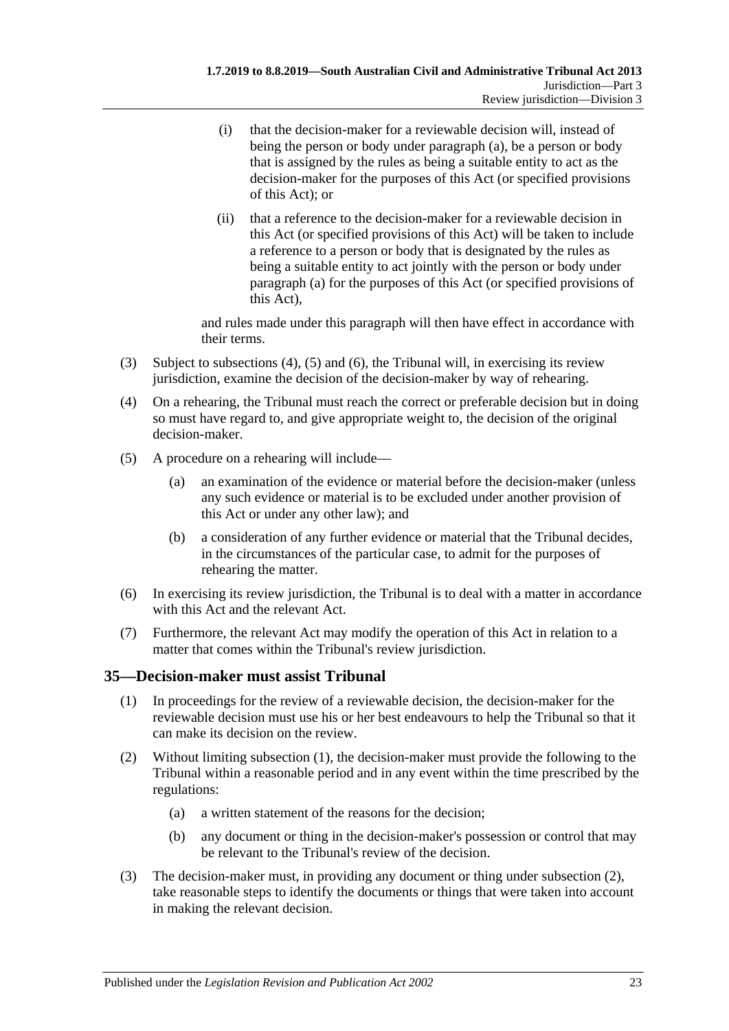(i) that the decision-maker for a reviewable decision will, instead of being the person or body under paragraph (a), be a person or body that is assigned by the rules as being a suitable entity to act as the decision-maker for the purposes of this Act (or specified provisions of this Act); or

(ii) that a reference to the decision-maker for a reviewable decision in this Act (or specified provisions of this Act) will be taken to include a reference to a person or body that is designated by the rules as being a suitable entity to act jointly with the person or body under paragraph (a) for the purposes of this Act (or specified provisions of this Act),

and rules made under this paragraph will then have effect in accordance with their terms.

(3) Subject to subsections (4), (5) and (6), the Tribunal will, in exercising its review jurisdiction, examine the decision of the decision-maker by way of rehearing.

(4) On a rehearing, the Tribunal must reach the correct or preferable decision but in doing so must have regard to, and give appropriate weight to, the decision of the original decision-maker.

(5) A procedure on a rehearing will include—

(a) an examination of the evidence or material before the decision-maker (unless any such evidence or material is to be excluded under another provision of this Act or under any other law); and

(b) a consideration of any further evidence or material that the Tribunal decides, in the circumstances of the particular case, to admit for the purposes of rehearing the matter.

(6) In exercising its review jurisdiction, the Tribunal is to deal with a matter in accordance with this Act and the relevant Act.

(7) Furthermore, the relevant Act may modify the operation of this Act in relation to a matter that comes within the Tribunal's review jurisdiction.

## 35—Decision-maker must assist Tribunal

(1) In proceedings for the review of a reviewable decision, the decision-maker for the reviewable decision must use his or her best endeavours to help the Tribunal so that it can make its decision on the review.

(2) Without limiting subsection (1), the decision-maker must provide the following to the Tribunal within a reasonable period and in any event within the time prescribed by the regulations:

(a) a written statement of the reasons for the decision;

(b) any document or thing in the decision-maker's possession or control that may be relevant to the Tribunal's review of the decision.

(3) The decision-maker must, in providing any document or thing under subsection (2), take reasonable steps to identify the documents or things that were taken into account in making the relevant decision.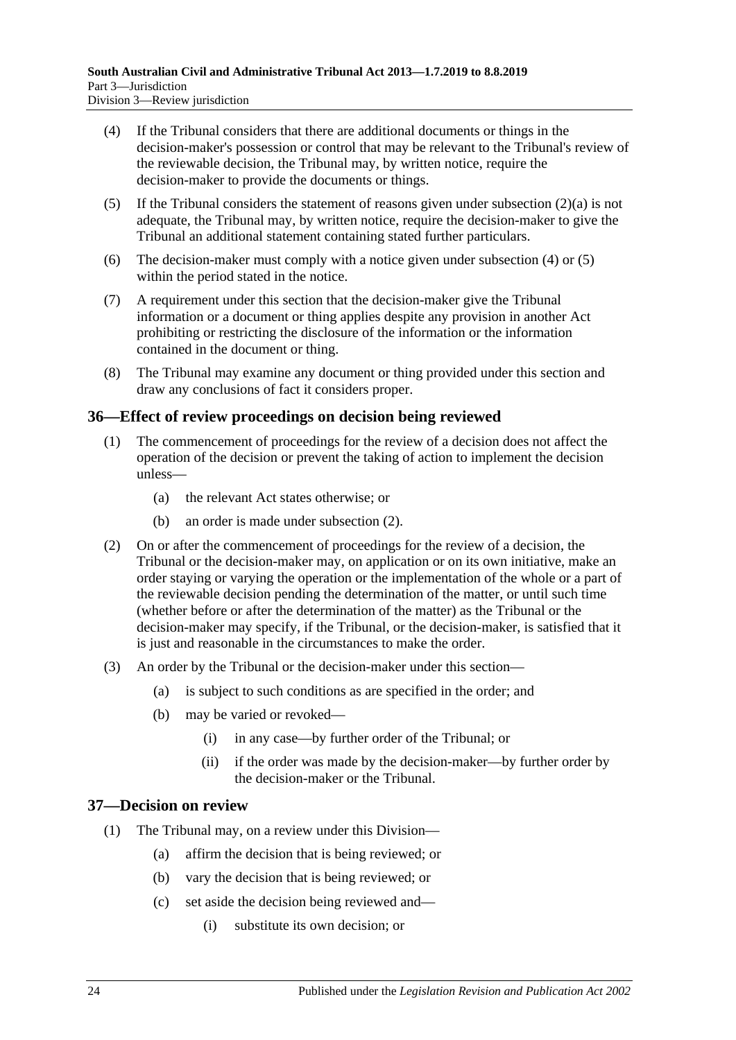(4) If the Tribunal considers that there are additional documents or things in the decision-maker's possession or control that may be relevant to the Tribunal's review of the reviewable decision, the Tribunal may, by written notice, require the decision-maker to provide the documents or things.

(5) If the Tribunal considers the statement of reasons given under subsection (2)(a) is not adequate, the Tribunal may, by written notice, require the decision-maker to give the Tribunal an additional statement containing stated further particulars.

(6) The decision-maker must comply with a notice given under subsection (4) or (5) within the period stated in the notice.

(7) A requirement under this section that the decision-maker give the Tribunal information or a document or thing applies despite any provision in another Act prohibiting or restricting the disclosure of the information or the information contained in the document or thing.

(8) The Tribunal may examine any document or thing provided under this section and draw any conclusions of fact it considers proper.

## 36—Effect of review proceedings on decision being reviewed

(1) The commencement of proceedings for the review of a decision does not affect the operation of the decision or prevent the taking of action to implement the decision unless—

- (a) the relevant Act states otherwise; or
- (b) an order is made under subsection (2).

(2) On or after the commencement of proceedings for the review of a decision, the Tribunal or the decision-maker may, on application or on its own initiative, make an order staying or varying the operation or the implementation of the whole or a part of the reviewable decision pending the determination of the matter, or until such time (whether before or after the determination of the matter) as the Tribunal or the decision-maker may specify, if the Tribunal, or the decision-maker, is satisfied that it is just and reasonable in the circumstances to make the order.

(3) An order by the Tribunal or the decision-maker under this section—

- (a) is subject to such conditions as are specified in the order; and
- (b) may be varied or revoked—
  - (i) in any case—by further order of the Tribunal; or
  - (ii) if the order was made by the decision-maker—by further order by the decision-maker or the Tribunal.

## 37—Decision on review

(1) The Tribunal may, on a review under this Division—

- (a) affirm the decision that is being reviewed; or
- (b) vary the decision that is being reviewed; or
- (c) set aside the decision being reviewed and—
  - (i) substitute its own decision; or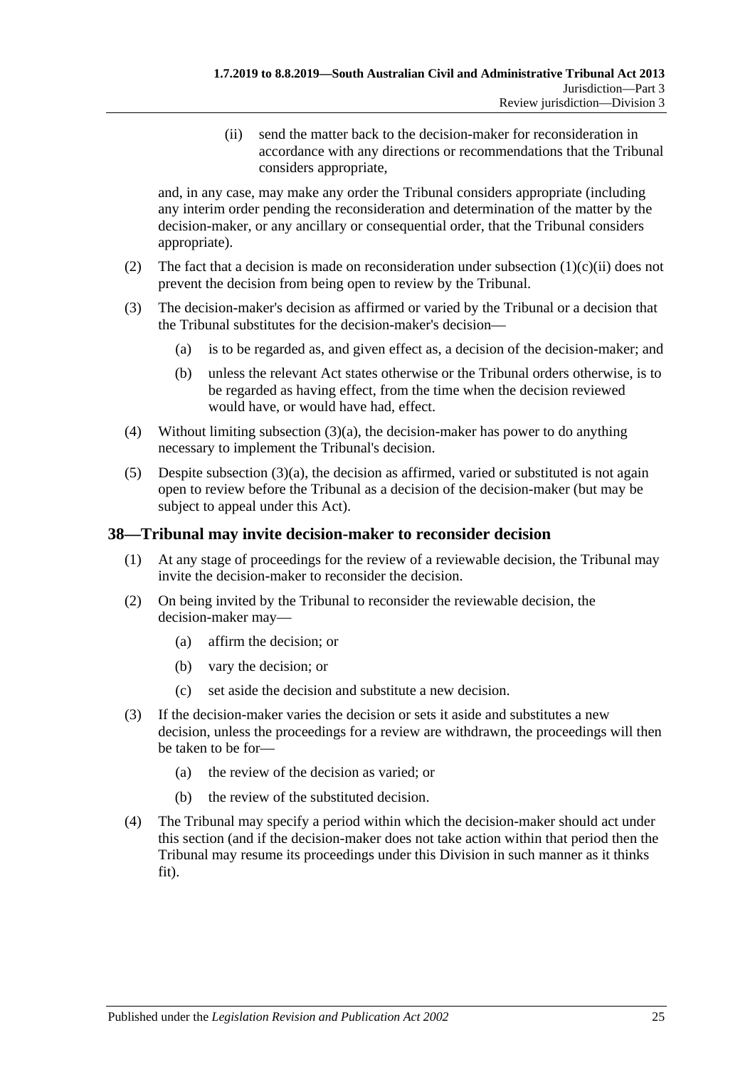(ii) send the matter back to the decision-maker for reconsideration in accordance with any directions or recommendations that the Tribunal considers appropriate,

and, in any case, may make any order the Tribunal considers appropriate (including any interim order pending the reconsideration and determination of the matter by the decision-maker, or any ancillary or consequential order, that the Tribunal considers appropriate).

(2) The fact that a decision is made on reconsideration under subsection (1)(c)(ii) does not prevent the decision from being open to review by the Tribunal.

(3) The decision-maker's decision as affirmed or varied by the Tribunal or a decision that the Tribunal substitutes for the decision-maker's decision—

(a) is to be regarded as, and given effect as, a decision of the decision-maker; and

(b) unless the relevant Act states otherwise or the Tribunal orders otherwise, is to be regarded as having effect, from the time when the decision reviewed would have, or would have had, effect.

(4) Without limiting subsection (3)(a), the decision-maker has power to do anything necessary to implement the Tribunal's decision.

(5) Despite subsection (3)(a), the decision as affirmed, varied or substituted is not again open to review before the Tribunal as a decision of the decision-maker (but may be subject to appeal under this Act).

## 38—Tribunal may invite decision-maker to reconsider decision

(1) At any stage of proceedings for the review of a reviewable decision, the Tribunal may invite the decision-maker to reconsider the decision.

(2) On being invited by the Tribunal to reconsider the reviewable decision, the decision-maker may—

(a) affirm the decision; or

(b) vary the decision; or

(c) set aside the decision and substitute a new decision.

(3) If the decision-maker varies the decision or sets it aside and substitutes a new decision, unless the proceedings for a review are withdrawn, the proceedings will then be taken to be for—

(a) the review of the decision as varied; or

(b) the review of the substituted decision.

(4) The Tribunal may specify a period within which the decision-maker should act under this section (and if the decision-maker does not take action within that period then the Tribunal may resume its proceedings under this Division in such manner as it thinks fit).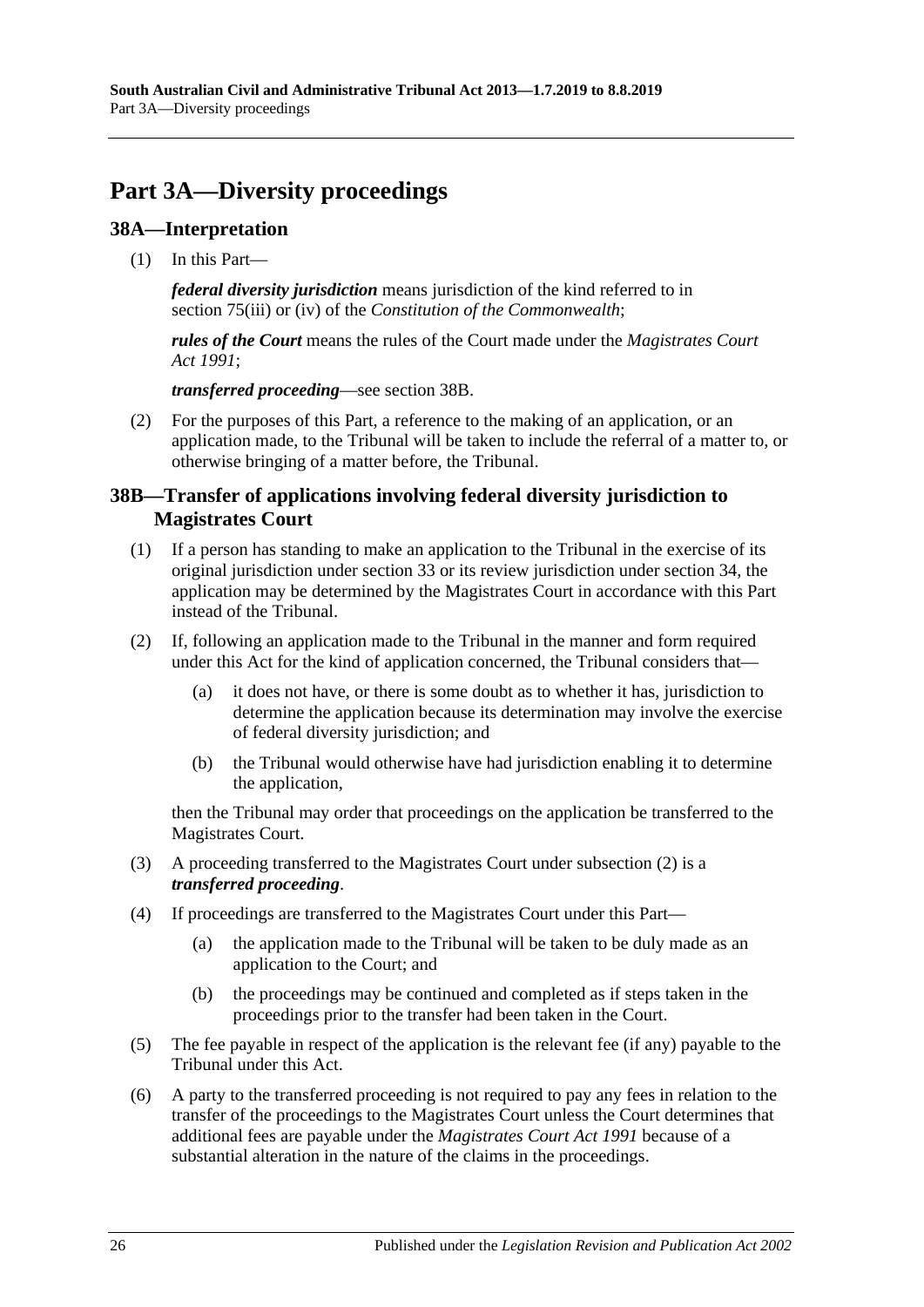# Part 3A—Diversity proceedings

## 38A—Interpretation

(1) In this Part—

***federal diversity jurisdiction*** means jurisdiction of the kind referred to in section 75(iii) or (iv) of the *Constitution of the Commonwealth*;

***rules of the Court*** means the rules of the Court made under the *Magistrates Court Act 1991*;

***transferred proceeding***—see section 38B.

(2) For the purposes of this Part, a reference to the making of an application, or an application made, to the Tribunal will be taken to include the referral of a matter to, or otherwise bringing of a matter before, the Tribunal.

## 38B—Transfer of applications involving federal diversity jurisdiction to Magistrates Court

(1) If a person has standing to make an application to the Tribunal in the exercise of its original jurisdiction under section 33 or its review jurisdiction under section 34, the application may be determined by the Magistrates Court in accordance with this Part instead of the Tribunal.

(2) If, following an application made to the Tribunal in the manner and form required under this Act for the kind of application concerned, the Tribunal considers that—

(a) it does not have, or there is some doubt as to whether it has, jurisdiction to determine the application because its determination may involve the exercise of federal diversity jurisdiction; and

(b) the Tribunal would otherwise have had jurisdiction enabling it to determine the application,

then the Tribunal may order that proceedings on the application be transferred to the Magistrates Court.

(3) A proceeding transferred to the Magistrates Court under subsection (2) is a ***transferred proceeding***.

(4) If proceedings are transferred to the Magistrates Court under this Part—

(a) the application made to the Tribunal will be taken to be duly made as an application to the Court; and

(b) the proceedings may be continued and completed as if steps taken in the proceedings prior to the transfer had been taken in the Court.

(5) The fee payable in respect of the application is the relevant fee (if any) payable to the Tribunal under this Act.

(6) A party to the transferred proceeding is not required to pay any fees in relation to the transfer of the proceedings to the Magistrates Court unless the Court determines that additional fees are payable under the *Magistrates Court Act 1991* because of a substantial alteration in the nature of the claims in the proceedings.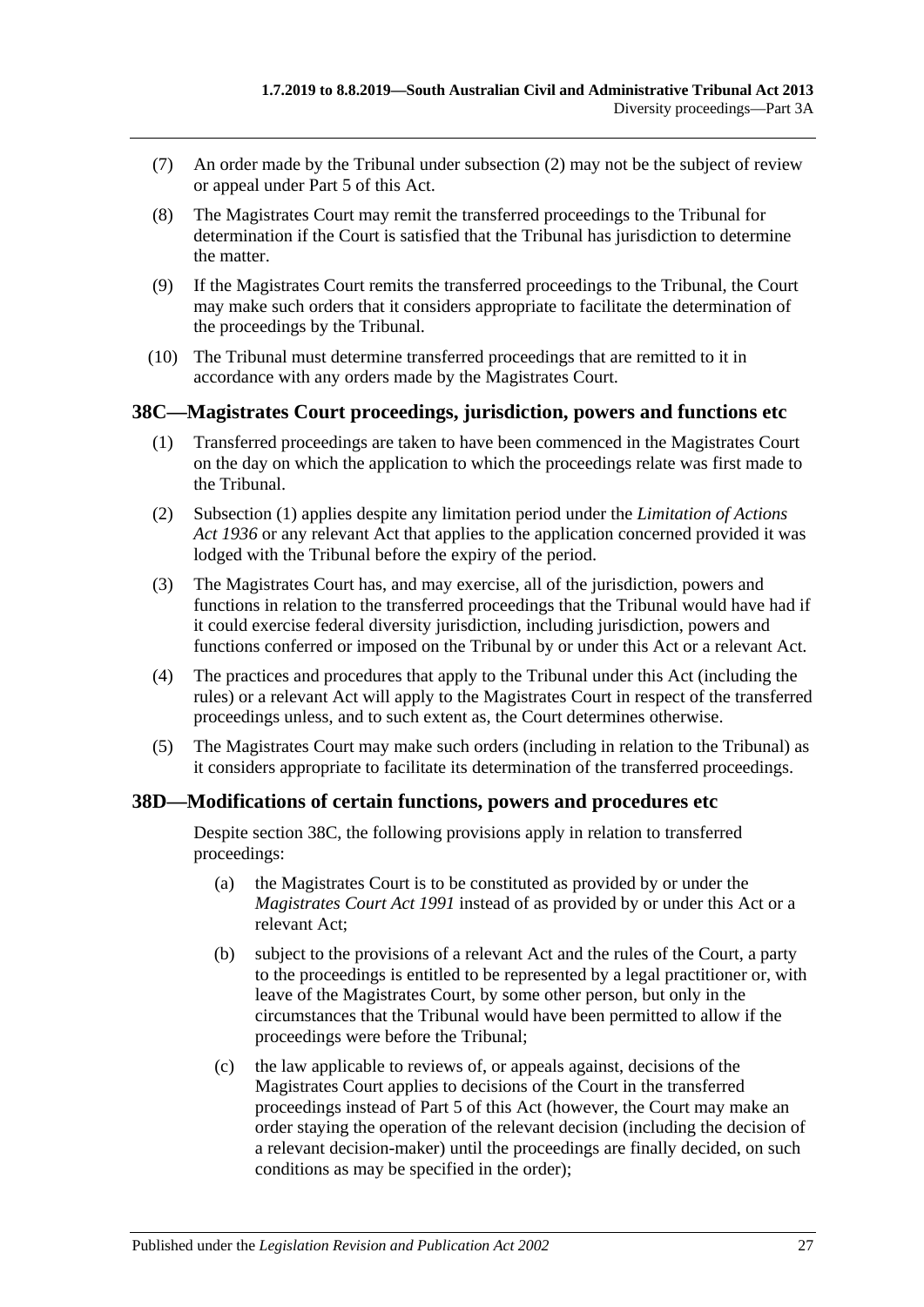(7) An order made by the Tribunal under subsection (2) may not be the subject of review or appeal under Part 5 of this Act.

(8) The Magistrates Court may remit the transferred proceedings to the Tribunal for determination if the Court is satisfied that the Tribunal has jurisdiction to determine the matter.

(9) If the Magistrates Court remits the transferred proceedings to the Tribunal, the Court may make such orders that it considers appropriate to facilitate the determination of the proceedings by the Tribunal.

(10) The Tribunal must determine transferred proceedings that are remitted to it in accordance with any orders made by the Magistrates Court.

## 38C—Magistrates Court proceedings, jurisdiction, powers and functions etc

(1) Transferred proceedings are taken to have been commenced in the Magistrates Court on the day on which the application to which the proceedings relate was first made to the Tribunal.

(2) Subsection (1) applies despite any limitation period under the *Limitation of Actions Act 1936* or any relevant Act that applies to the application concerned provided it was lodged with the Tribunal before the expiry of the period.

(3) The Magistrates Court has, and may exercise, all of the jurisdiction, powers and functions in relation to the transferred proceedings that the Tribunal would have had if it could exercise federal diversity jurisdiction, including jurisdiction, powers and functions conferred or imposed on the Tribunal by or under this Act or a relevant Act.

(4) The practices and procedures that apply to the Tribunal under this Act (including the rules) or a relevant Act will apply to the Magistrates Court in respect of the transferred proceedings unless, and to such extent as, the Court determines otherwise.

(5) The Magistrates Court may make such orders (including in relation to the Tribunal) as it considers appropriate to facilitate its determination of the transferred proceedings.

## 38D—Modifications of certain functions, powers and procedures etc

Despite section 38C, the following provisions apply in relation to transferred proceedings:

(a) the Magistrates Court is to be constituted as provided by or under the *Magistrates Court Act 1991* instead of as provided by or under this Act or a relevant Act;

(b) subject to the provisions of a relevant Act and the rules of the Court, a party to the proceedings is entitled to be represented by a legal practitioner or, with leave of the Magistrates Court, by some other person, but only in the circumstances that the Tribunal would have been permitted to allow if the proceedings were before the Tribunal;

(c) the law applicable to reviews of, or appeals against, decisions of the Magistrates Court applies to decisions of the Court in the transferred proceedings instead of Part 5 of this Act (however, the Court may make an order staying the operation of the relevant decision (including the decision of a relevant decision-maker) until the proceedings are finally decided, on such conditions as may be specified in the order);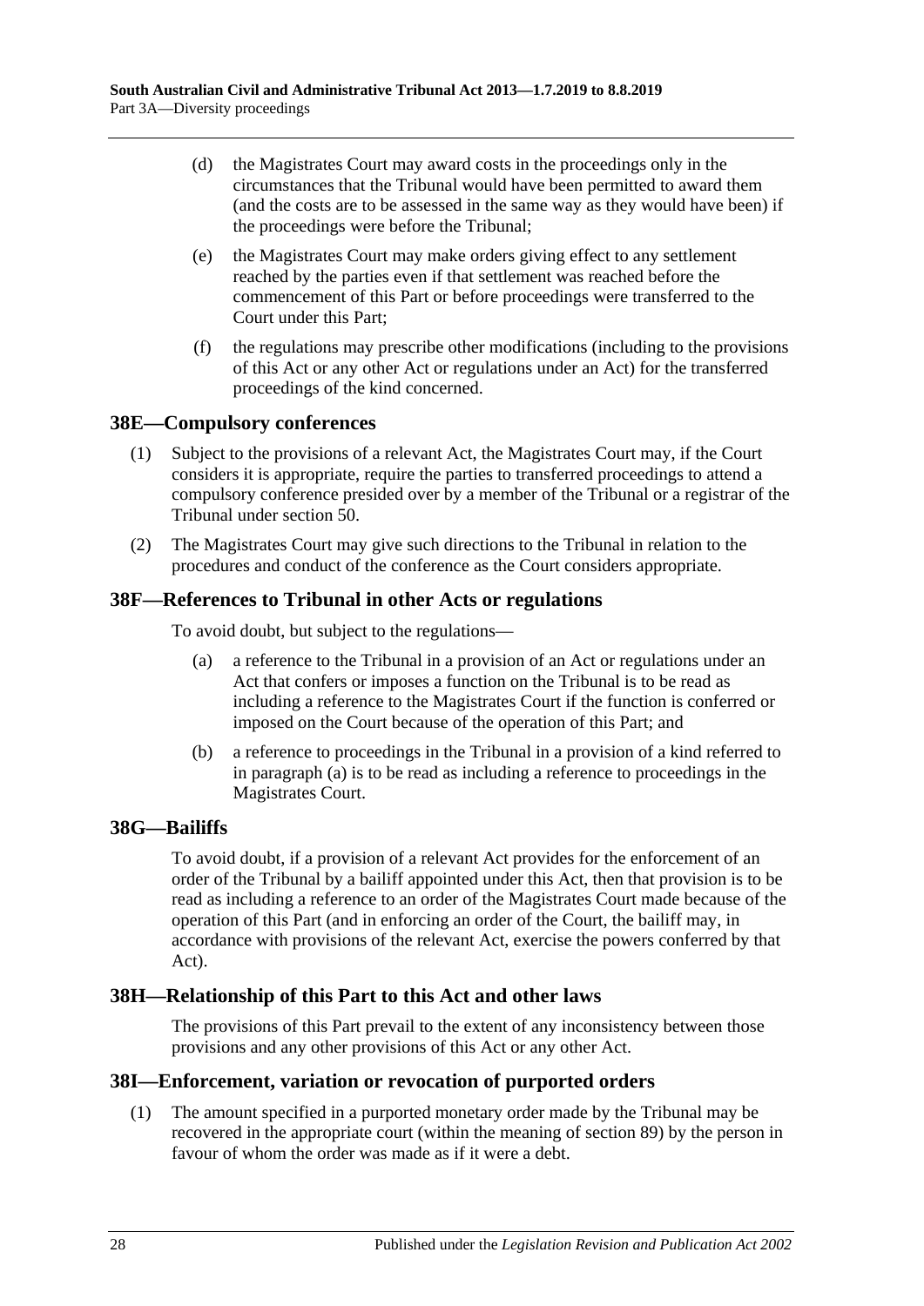(d) the Magistrates Court may award costs in the proceedings only in the circumstances that the Tribunal would have been permitted to award them (and the costs are to be assessed in the same way as they would have been) if the proceedings were before the Tribunal;

(e) the Magistrates Court may make orders giving effect to any settlement reached by the parties even if that settlement was reached before the commencement of this Part or before proceedings were transferred to the Court under this Part;

(f) the regulations may prescribe other modifications (including to the provisions of this Act or any other Act or regulations under an Act) for the transferred proceedings of the kind concerned.

## 38E—Compulsory conferences

(1) Subject to the provisions of a relevant Act, the Magistrates Court may, if the Court considers it is appropriate, require the parties to transferred proceedings to attend a compulsory conference presided over by a member of the Tribunal or a registrar of the Tribunal under section 50.

(2) The Magistrates Court may give such directions to the Tribunal in relation to the procedures and conduct of the conference as the Court considers appropriate.

## 38F—References to Tribunal in other Acts or regulations

To avoid doubt, but subject to the regulations—

(a) a reference to the Tribunal in a provision of an Act or regulations under an Act that confers or imposes a function on the Tribunal is to be read as including a reference to the Magistrates Court if the function is conferred or imposed on the Court because of the operation of this Part; and

(b) a reference to proceedings in the Tribunal in a provision of a kind referred to in paragraph (a) is to be read as including a reference to proceedings in the Magistrates Court.

## 38G—Bailiffs

To avoid doubt, if a provision of a relevant Act provides for the enforcement of an order of the Tribunal by a bailiff appointed under this Act, then that provision is to be read as including a reference to an order of the Magistrates Court made because of the operation of this Part (and in enforcing an order of the Court, the bailiff may, in accordance with provisions of the relevant Act, exercise the powers conferred by that Act).

## 38H—Relationship of this Part to this Act and other laws

The provisions of this Part prevail to the extent of any inconsistency between those provisions and any other provisions of this Act or any other Act.

## 38I—Enforcement, variation or revocation of purported orders

(1) The amount specified in a purported monetary order made by the Tribunal may be recovered in the appropriate court (within the meaning of section 89) by the person in favour of whom the order was made as if it were a debt.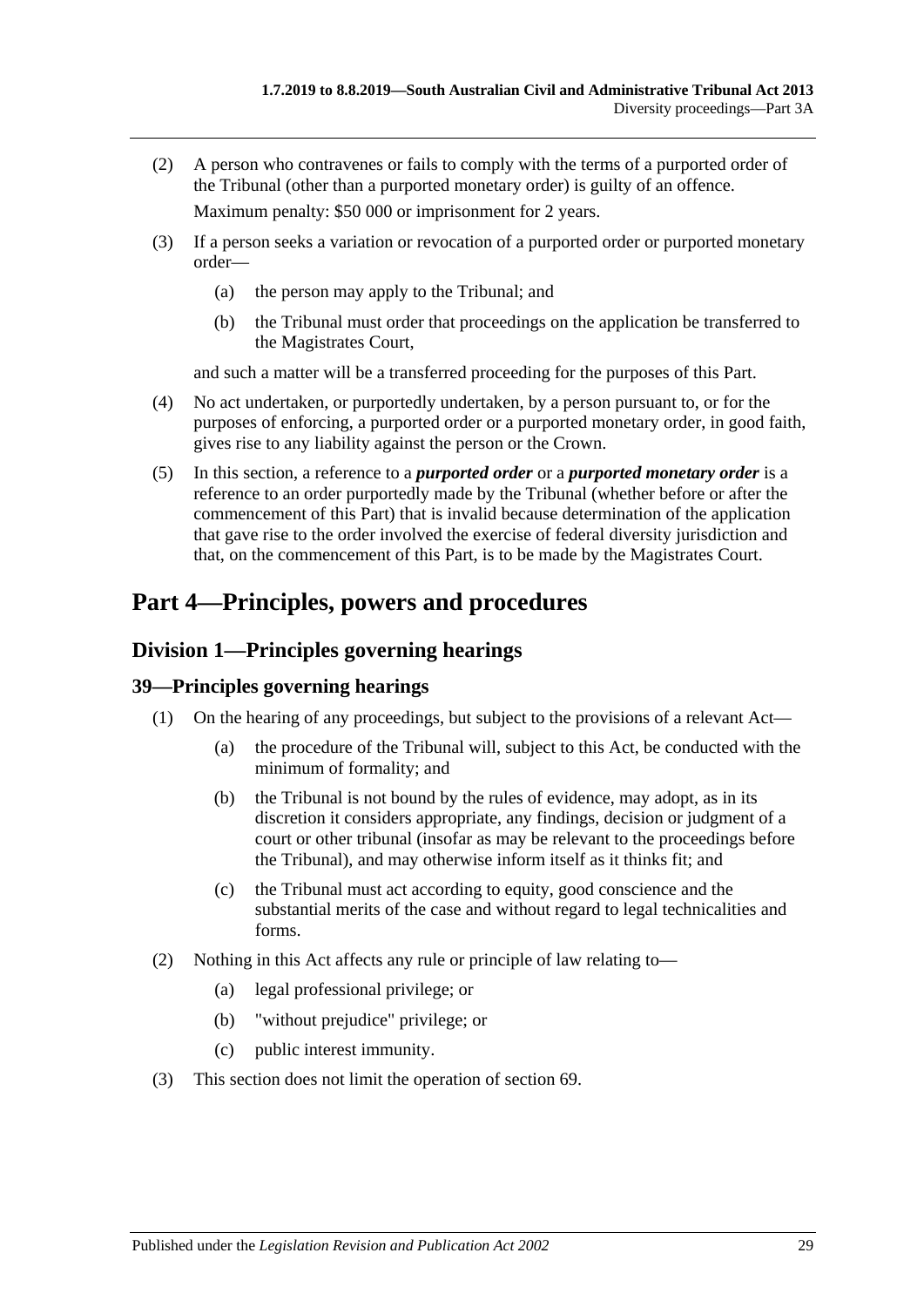(2) A person who contravenes or fails to comply with the terms of a purported order of the Tribunal (other than a purported monetary order) is guilty of an offence.

Maximum penalty: $50 000 or imprisonment for 2 years.

(3) If a person seeks a variation or revocation of a purported order or purported monetary order—

(a) the person may apply to the Tribunal; and

(b) the Tribunal must order that proceedings on the application be transferred to the Magistrates Court,

and such a matter will be a transferred proceeding for the purposes of this Part.

(4) No act undertaken, or purportedly undertaken, by a person pursuant to, or for the purposes of enforcing, a purported order or a purported monetary order, in good faith, gives rise to any liability against the person or the Crown.

(5) In this section, a reference to a ***purported order*** or a ***purported monetary order*** is a reference to an order purportedly made by the Tribunal (whether before or after the commencement of this Part) that is invalid because determination of the application that gave rise to the order involved the exercise of federal diversity jurisdiction and that, on the commencement of this Part, is to be made by the Magistrates Court.

# Part 4—Principles, powers and procedures

## Division 1—Principles governing hearings

### 39—Principles governing hearings

(1) On the hearing of any proceedings, but subject to the provisions of a relevant Act—

(a) the procedure of the Tribunal will, subject to this Act, be conducted with the minimum of formality; and

(b) the Tribunal is not bound by the rules of evidence, may adopt, as in its discretion it considers appropriate, any findings, decision or judgment of a court or other tribunal (insofar as may be relevant to the proceedings before the Tribunal), and may otherwise inform itself as it thinks fit; and

(c) the Tribunal must act according to equity, good conscience and the substantial merits of the case and without regard to legal technicalities and forms.

(2) Nothing in this Act affects any rule or principle of law relating to—

(a) legal professional privilege; or

(b) "without prejudice" privilege; or

(c) public interest immunity.

(3) This section does not limit the operation of section 69.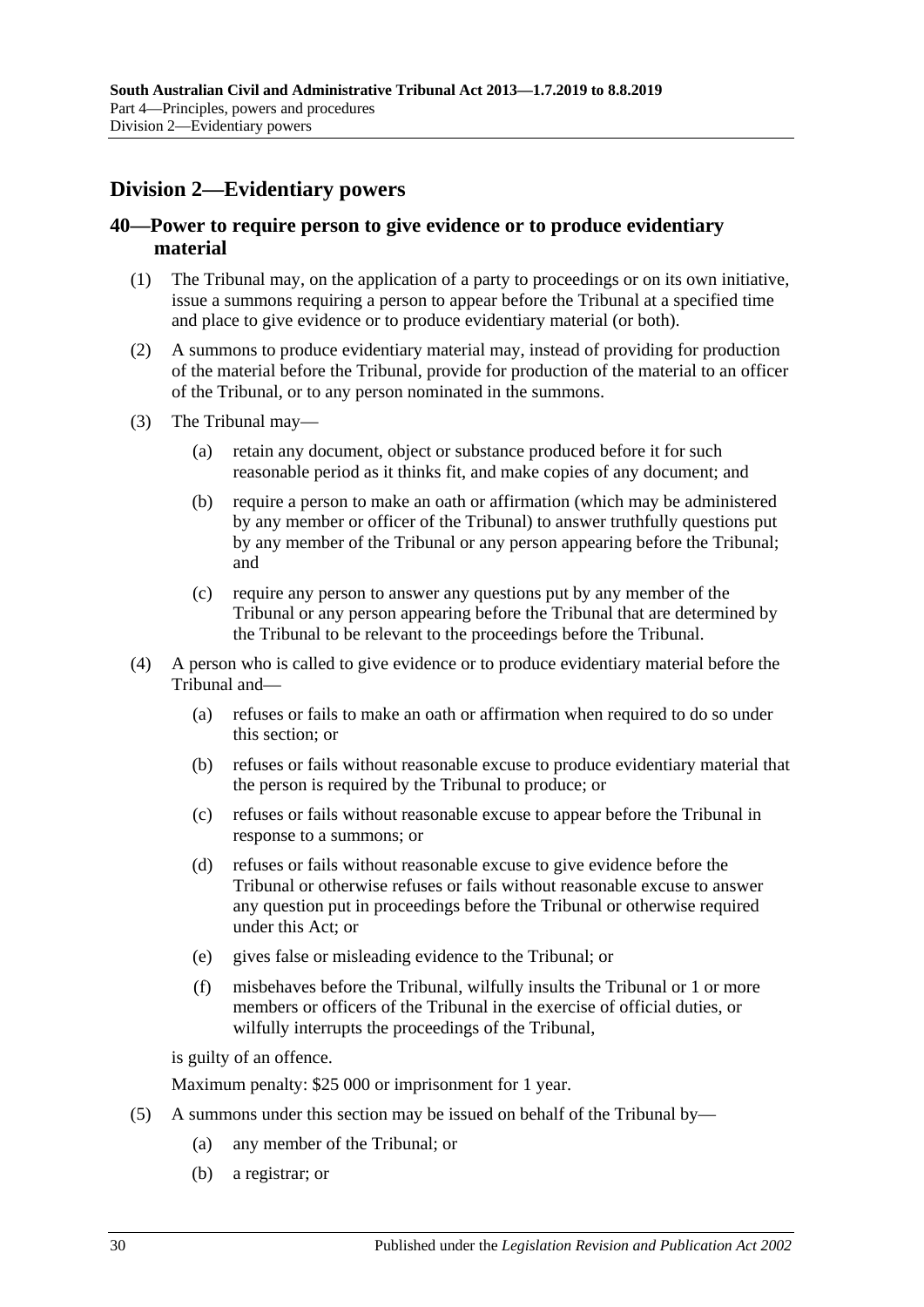## Division 2—Evidentiary powers

### 40—Power to require person to give evidence or to produce evidentiary material

(1) The Tribunal may, on the application of a party to proceedings or on its own initiative, issue a summons requiring a person to appear before the Tribunal at a specified time and place to give evidence or to produce evidentiary material (or both).

(2) A summons to produce evidentiary material may, instead of providing for production of the material before the Tribunal, provide for production of the material to an officer of the Tribunal, or to any person nominated in the summons.

(3) The Tribunal may—

(a) retain any document, object or substance produced before it for such reasonable period as it thinks fit, and make copies of any document; and

(b) require a person to make an oath or affirmation (which may be administered by any member or officer of the Tribunal) to answer truthfully questions put by any member of the Tribunal or any person appearing before the Tribunal; and

(c) require any person to answer any questions put by any member of the Tribunal or any person appearing before the Tribunal that are determined by the Tribunal to be relevant to the proceedings before the Tribunal.

(4) A person who is called to give evidence or to produce evidentiary material before the Tribunal and—

(a) refuses or fails to make an oath or affirmation when required to do so under this section; or

(b) refuses or fails without reasonable excuse to produce evidentiary material that the person is required by the Tribunal to produce; or

(c) refuses or fails without reasonable excuse to appear before the Tribunal in response to a summons; or

(d) refuses or fails without reasonable excuse to give evidence before the Tribunal or otherwise refuses or fails without reasonable excuse to answer any question put in proceedings before the Tribunal or otherwise required under this Act; or

(e) gives false or misleading evidence to the Tribunal; or

(f) misbehaves before the Tribunal, wilfully insults the Tribunal or 1 or more members or officers of the Tribunal in the exercise of official duties, or wilfully interrupts the proceedings of the Tribunal,

is guilty of an offence.

Maximum penalty: $25 000 or imprisonment for 1 year.

(5) A summons under this section may be issued on behalf of the Tribunal by—

(a) any member of the Tribunal; or

(b) a registrar; or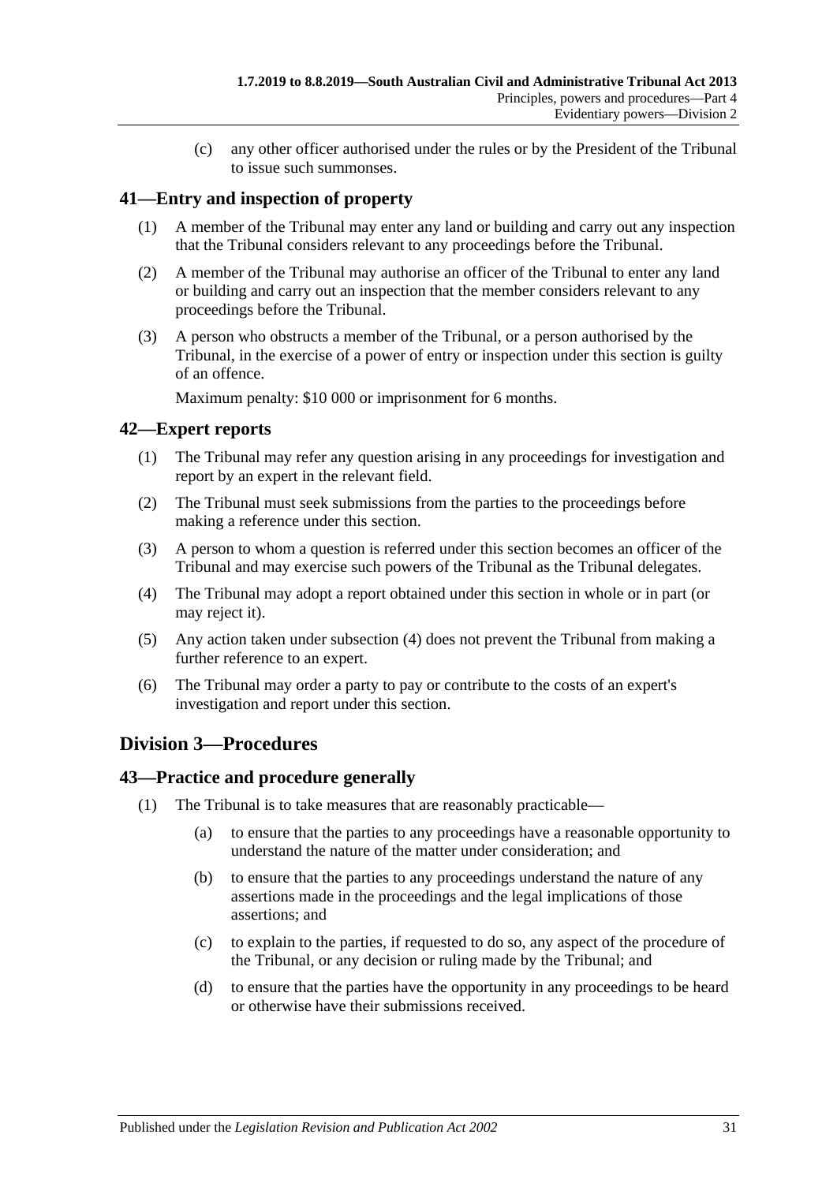(c) any other officer authorised under the rules or by the President of the Tribunal to issue such summonses.

## 41—Entry and inspection of property

(1) A member of the Tribunal may enter any land or building and carry out any inspection that the Tribunal considers relevant to any proceedings before the Tribunal.

(2) A member of the Tribunal may authorise an officer of the Tribunal to enter any land or building and carry out an inspection that the member considers relevant to any proceedings before the Tribunal.

(3) A person who obstructs a member of the Tribunal, or a person authorised by the Tribunal, in the exercise of a power of entry or inspection under this section is guilty of an offence.

Maximum penalty: $10 000 or imprisonment for 6 months.

## 42—Expert reports

(1) The Tribunal may refer any question arising in any proceedings for investigation and report by an expert in the relevant field.

(2) The Tribunal must seek submissions from the parties to the proceedings before making a reference under this section.

(3) A person to whom a question is referred under this section becomes an officer of the Tribunal and may exercise such powers of the Tribunal as the Tribunal delegates.

(4) The Tribunal may adopt a report obtained under this section in whole or in part (or may reject it).

(5) Any action taken under subsection (4) does not prevent the Tribunal from making a further reference to an expert.

(6) The Tribunal may order a party to pay or contribute to the costs of an expert's investigation and report under this section.

# Division 3—Procedures

## 43—Practice and procedure generally

(1) The Tribunal is to take measures that are reasonably practicable—

(a) to ensure that the parties to any proceedings have a reasonable opportunity to understand the nature of the matter under consideration; and

(b) to ensure that the parties to any proceedings understand the nature of any assertions made in the proceedings and the legal implications of those assertions; and

(c) to explain to the parties, if requested to do so, any aspect of the procedure of the Tribunal, or any decision or ruling made by the Tribunal; and

(d) to ensure that the parties have the opportunity in any proceedings to be heard or otherwise have their submissions received.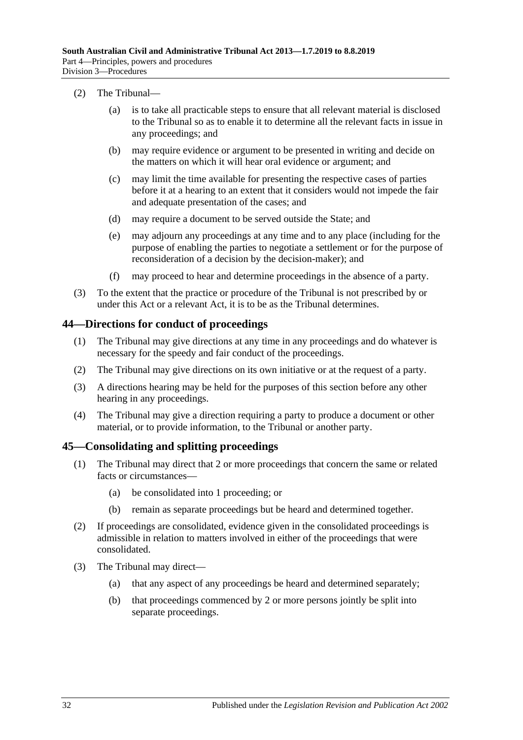(2) The Tribunal—

(a) is to take all practicable steps to ensure that all relevant material is disclosed to the Tribunal so as to enable it to determine all the relevant facts in issue in any proceedings; and

(b) may require evidence or argument to be presented in writing and decide on the matters on which it will hear oral evidence or argument; and

(c) may limit the time available for presenting the respective cases of parties before it at a hearing to an extent that it considers would not impede the fair and adequate presentation of the cases; and

(d) may require a document to be served outside the State; and

(e) may adjourn any proceedings at any time and to any place (including for the purpose of enabling the parties to negotiate a settlement or for the purpose of reconsideration of a decision by the decision-maker); and

(f) may proceed to hear and determine proceedings in the absence of a party.

(3) To the extent that the practice or procedure of the Tribunal is not prescribed by or under this Act or a relevant Act, it is to be as the Tribunal determines.

## 44—Directions for conduct of proceedings

(1) The Tribunal may give directions at any time in any proceedings and do whatever is necessary for the speedy and fair conduct of the proceedings.

(2) The Tribunal may give directions on its own initiative or at the request of a party.

(3) A directions hearing may be held for the purposes of this section before any other hearing in any proceedings.

(4) The Tribunal may give a direction requiring a party to produce a document or other material, or to provide information, to the Tribunal or another party.

## 45—Consolidating and splitting proceedings

(1) The Tribunal may direct that 2 or more proceedings that concern the same or related facts or circumstances—

(a) be consolidated into 1 proceeding; or

(b) remain as separate proceedings but be heard and determined together.

(2) If proceedings are consolidated, evidence given in the consolidated proceedings is admissible in relation to matters involved in either of the proceedings that were consolidated.

(3) The Tribunal may direct—

(a) that any aspect of any proceedings be heard and determined separately;

(b) that proceedings commenced by 2 or more persons jointly be split into separate proceedings.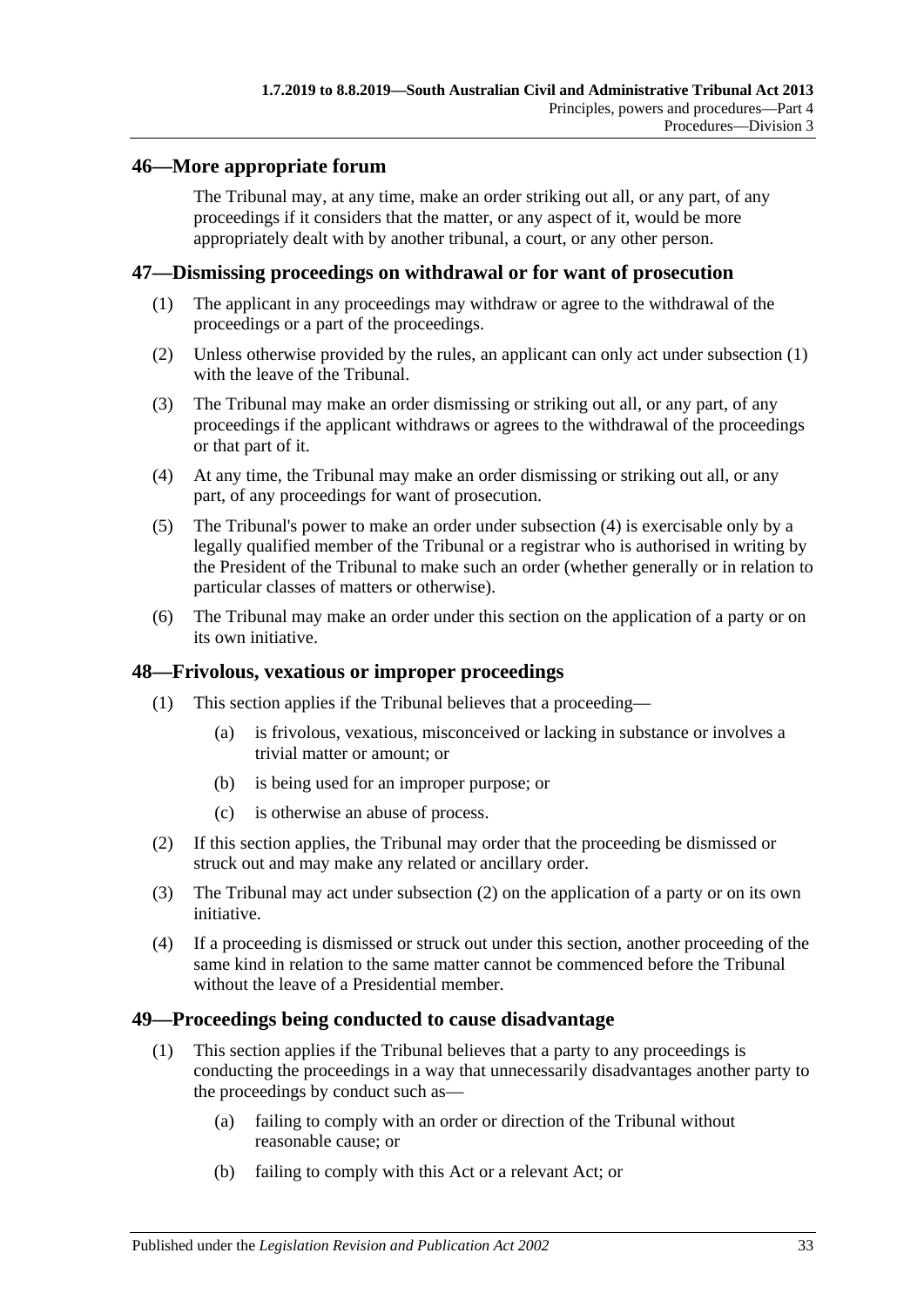## 46—More appropriate forum

The Tribunal may, at any time, make an order striking out all, or any part, of any proceedings if it considers that the matter, or any aspect of it, would be more appropriately dealt with by another tribunal, a court, or any other person.

## 47—Dismissing proceedings on withdrawal or for want of prosecution

(1) The applicant in any proceedings may withdraw or agree to the withdrawal of the proceedings or a part of the proceedings.

(2) Unless otherwise provided by the rules, an applicant can only act under subsection (1) with the leave of the Tribunal.

(3) The Tribunal may make an order dismissing or striking out all, or any part, of any proceedings if the applicant withdraws or agrees to the withdrawal of the proceedings or that part of it.

(4) At any time, the Tribunal may make an order dismissing or striking out all, or any part, of any proceedings for want of prosecution.

(5) The Tribunal's power to make an order under subsection (4) is exercisable only by a legally qualified member of the Tribunal or a registrar who is authorised in writing by the President of the Tribunal to make such an order (whether generally or in relation to particular classes of matters or otherwise).

(6) The Tribunal may make an order under this section on the application of a party or on its own initiative.

## 48—Frivolous, vexatious or improper proceedings

(1) This section applies if the Tribunal believes that a proceeding—

(a) is frivolous, vexatious, misconceived or lacking in substance or involves a trivial matter or amount; or

(b) is being used for an improper purpose; or

(c) is otherwise an abuse of process.

(2) If this section applies, the Tribunal may order that the proceeding be dismissed or struck out and may make any related or ancillary order.

(3) The Tribunal may act under subsection (2) on the application of a party or on its own initiative.

(4) If a proceeding is dismissed or struck out under this section, another proceeding of the same kind in relation to the same matter cannot be commenced before the Tribunal without the leave of a Presidential member.

## 49—Proceedings being conducted to cause disadvantage

(1) This section applies if the Tribunal believes that a party to any proceedings is conducting the proceedings in a way that unnecessarily disadvantages another party to the proceedings by conduct such as—

(a) failing to comply with an order or direction of the Tribunal without reasonable cause; or

(b) failing to comply with this Act or a relevant Act; or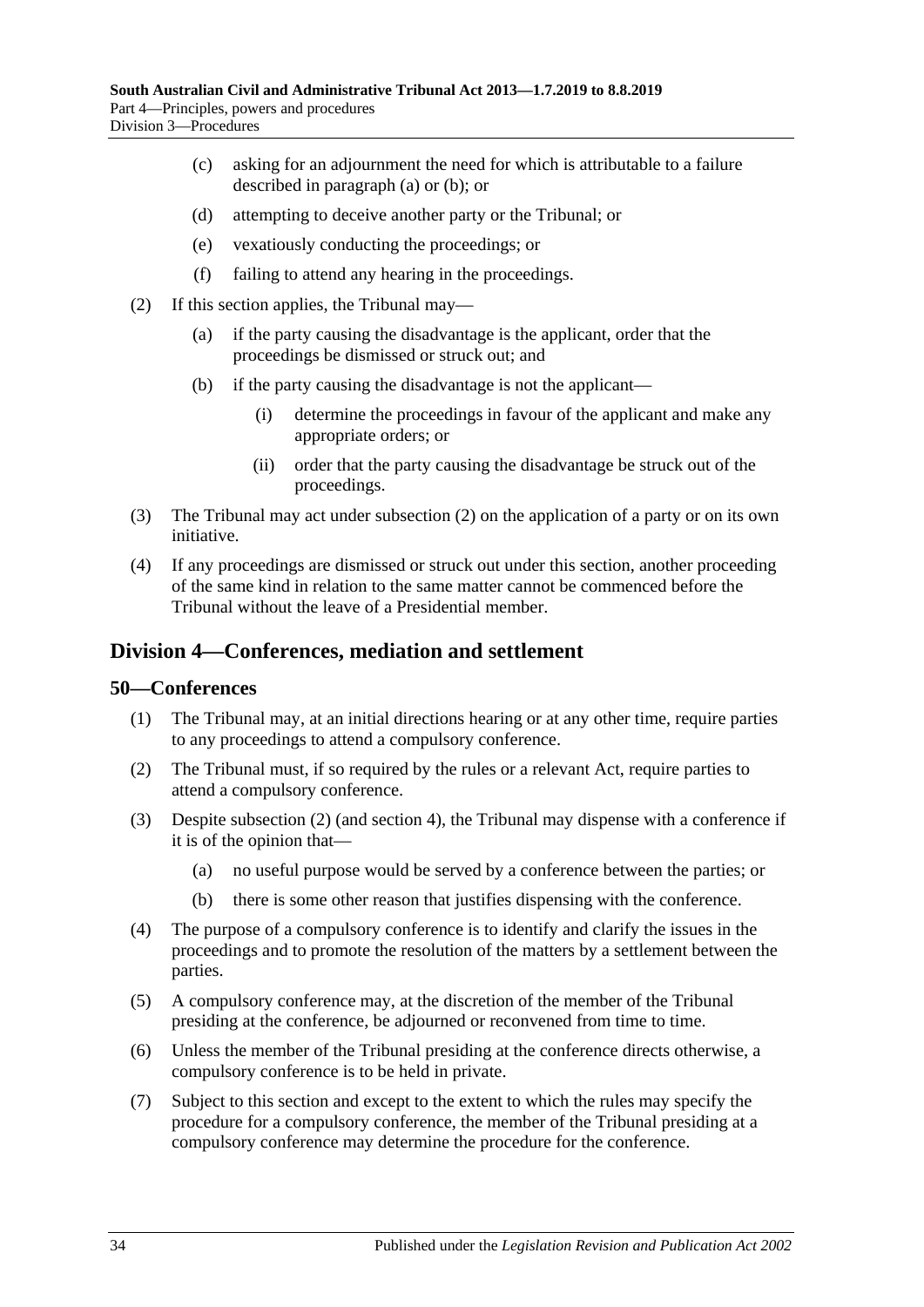(c) asking for an adjournment the need for which is attributable to a failure described in paragraph (a) or (b); or

(d) attempting to deceive another party or the Tribunal; or

(e) vexatiously conducting the proceedings; or

(f) failing to attend any hearing in the proceedings.

(2) If this section applies, the Tribunal may—

(a) if the party causing the disadvantage is the applicant, order that the proceedings be dismissed or struck out; and

(b) if the party causing the disadvantage is not the applicant—

(i) determine the proceedings in favour of the applicant and make any appropriate orders; or

(ii) order that the party causing the disadvantage be struck out of the proceedings.

(3) The Tribunal may act under subsection (2) on the application of a party or on its own initiative.

(4) If any proceedings are dismissed or struck out under this section, another proceeding of the same kind in relation to the same matter cannot be commenced before the Tribunal without the leave of a Presidential member.

## Division 4—Conferences, mediation and settlement

### 50—Conferences

(1) The Tribunal may, at an initial directions hearing or at any other time, require parties to any proceedings to attend a compulsory conference.

(2) The Tribunal must, if so required by the rules or a relevant Act, require parties to attend a compulsory conference.

(3) Despite subsection (2) (and section 4), the Tribunal may dispense with a conference if it is of the opinion that—

(a) no useful purpose would be served by a conference between the parties; or

(b) there is some other reason that justifies dispensing with the conference.

(4) The purpose of a compulsory conference is to identify and clarify the issues in the proceedings and to promote the resolution of the matters by a settlement between the parties.

(5) A compulsory conference may, at the discretion of the member of the Tribunal presiding at the conference, be adjourned or reconvened from time to time.

(6) Unless the member of the Tribunal presiding at the conference directs otherwise, a compulsory conference is to be held in private.

(7) Subject to this section and except to the extent to which the rules may specify the procedure for a compulsory conference, the member of the Tribunal presiding at a compulsory conference may determine the procedure for the conference.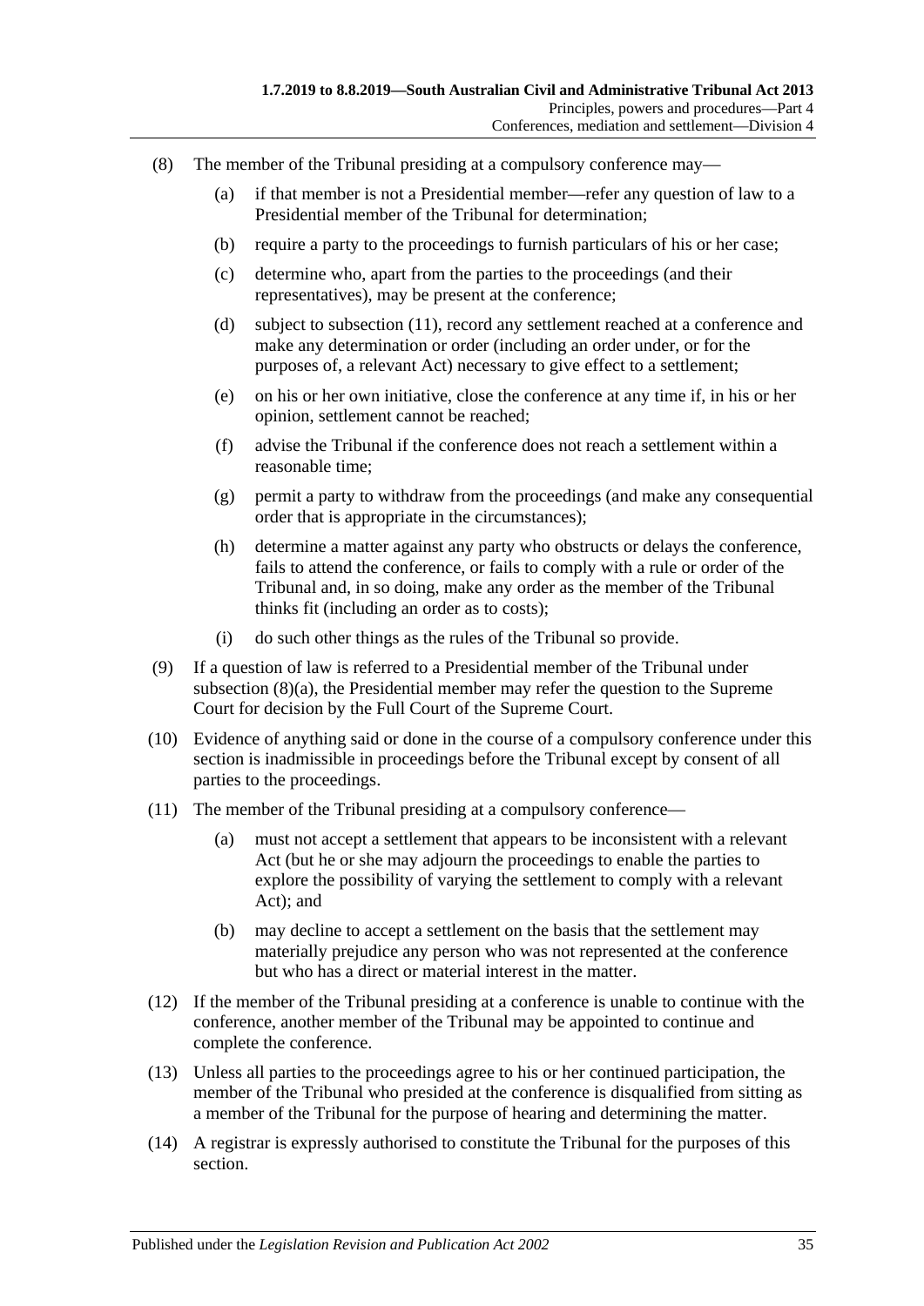(8) The member of the Tribunal presiding at a compulsory conference may—

(a) if that member is not a Presidential member—refer any question of law to a Presidential member of the Tribunal for determination;

(b) require a party to the proceedings to furnish particulars of his or her case;

(c) determine who, apart from the parties to the proceedings (and their representatives), may be present at the conference;

(d) subject to subsection (11), record any settlement reached at a conference and make any determination or order (including an order under, or for the purposes of, a relevant Act) necessary to give effect to a settlement;

(e) on his or her own initiative, close the conference at any time if, in his or her opinion, settlement cannot be reached;

(f) advise the Tribunal if the conference does not reach a settlement within a reasonable time;

(g) permit a party to withdraw from the proceedings (and make any consequential order that is appropriate in the circumstances);

(h) determine a matter against any party who obstructs or delays the conference, fails to attend the conference, or fails to comply with a rule or order of the Tribunal and, in so doing, make any order as the member of the Tribunal thinks fit (including an order as to costs);

(i) do such other things as the rules of the Tribunal so provide.

(9) If a question of law is referred to a Presidential member of the Tribunal under subsection (8)(a), the Presidential member may refer the question to the Supreme Court for decision by the Full Court of the Supreme Court.

(10) Evidence of anything said or done in the course of a compulsory conference under this section is inadmissible in proceedings before the Tribunal except by consent of all parties to the proceedings.

(11) The member of the Tribunal presiding at a compulsory conference—

(a) must not accept a settlement that appears to be inconsistent with a relevant Act (but he or she may adjourn the proceedings to enable the parties to explore the possibility of varying the settlement to comply with a relevant Act); and

(b) may decline to accept a settlement on the basis that the settlement may materially prejudice any person who was not represented at the conference but who has a direct or material interest in the matter.

(12) If the member of the Tribunal presiding at a conference is unable to continue with the conference, another member of the Tribunal may be appointed to continue and complete the conference.

(13) Unless all parties to the proceedings agree to his or her continued participation, the member of the Tribunal who presided at the conference is disqualified from sitting as a member of the Tribunal for the purpose of hearing and determining the matter.

(14) A registrar is expressly authorised to constitute the Tribunal for the purposes of this section.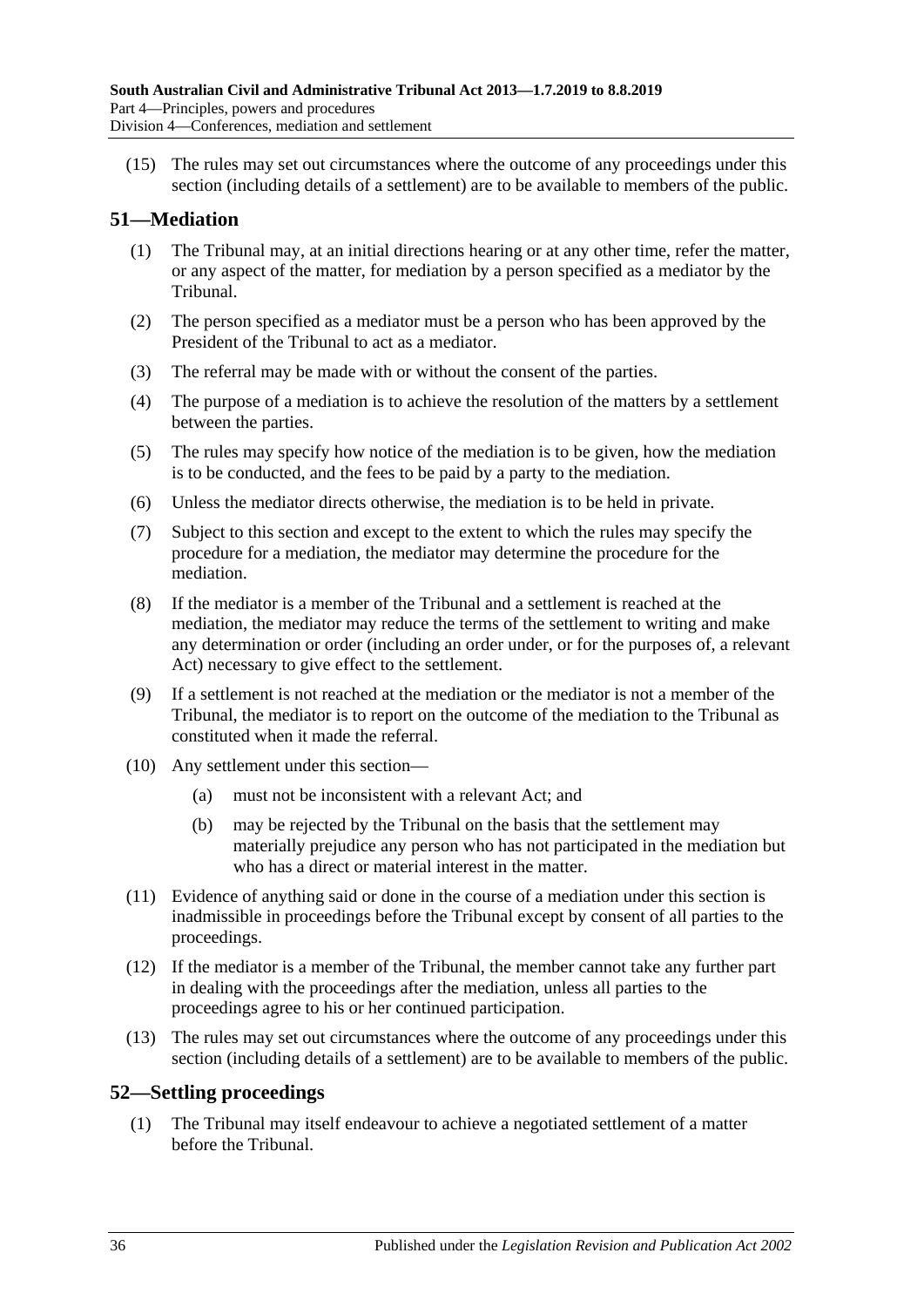(15) The rules may set out circumstances where the outcome of any proceedings under this section (including details of a settlement) are to be available to members of the public.

## 51—Mediation

(1) The Tribunal may, at an initial directions hearing or at any other time, refer the matter, or any aspect of the matter, for mediation by a person specified as a mediator by the Tribunal.

(2) The person specified as a mediator must be a person who has been approved by the President of the Tribunal to act as a mediator.

(3) The referral may be made with or without the consent of the parties.

(4) The purpose of a mediation is to achieve the resolution of the matters by a settlement between the parties.

(5) The rules may specify how notice of the mediation is to be given, how the mediation is to be conducted, and the fees to be paid by a party to the mediation.

(6) Unless the mediator directs otherwise, the mediation is to be held in private.

(7) Subject to this section and except to the extent to which the rules may specify the procedure for a mediation, the mediator may determine the procedure for the mediation.

(8) If the mediator is a member of the Tribunal and a settlement is reached at the mediation, the mediator may reduce the terms of the settlement to writing and make any determination or order (including an order under, or for the purposes of, a relevant Act) necessary to give effect to the settlement.

(9) If a settlement is not reached at the mediation or the mediator is not a member of the Tribunal, the mediator is to report on the outcome of the mediation to the Tribunal as constituted when it made the referral.

(10) Any settlement under this section—

(a) must not be inconsistent with a relevant Act; and

(b) may be rejected by the Tribunal on the basis that the settlement may materially prejudice any person who has not participated in the mediation but who has a direct or material interest in the matter.

(11) Evidence of anything said or done in the course of a mediation under this section is inadmissible in proceedings before the Tribunal except by consent of all parties to the proceedings.

(12) If the mediator is a member of the Tribunal, the member cannot take any further part in dealing with the proceedings after the mediation, unless all parties to the proceedings agree to his or her continued participation.

(13) The rules may set out circumstances where the outcome of any proceedings under this section (including details of a settlement) are to be available to members of the public.

## 52—Settling proceedings

(1) The Tribunal may itself endeavour to achieve a negotiated settlement of a matter before the Tribunal.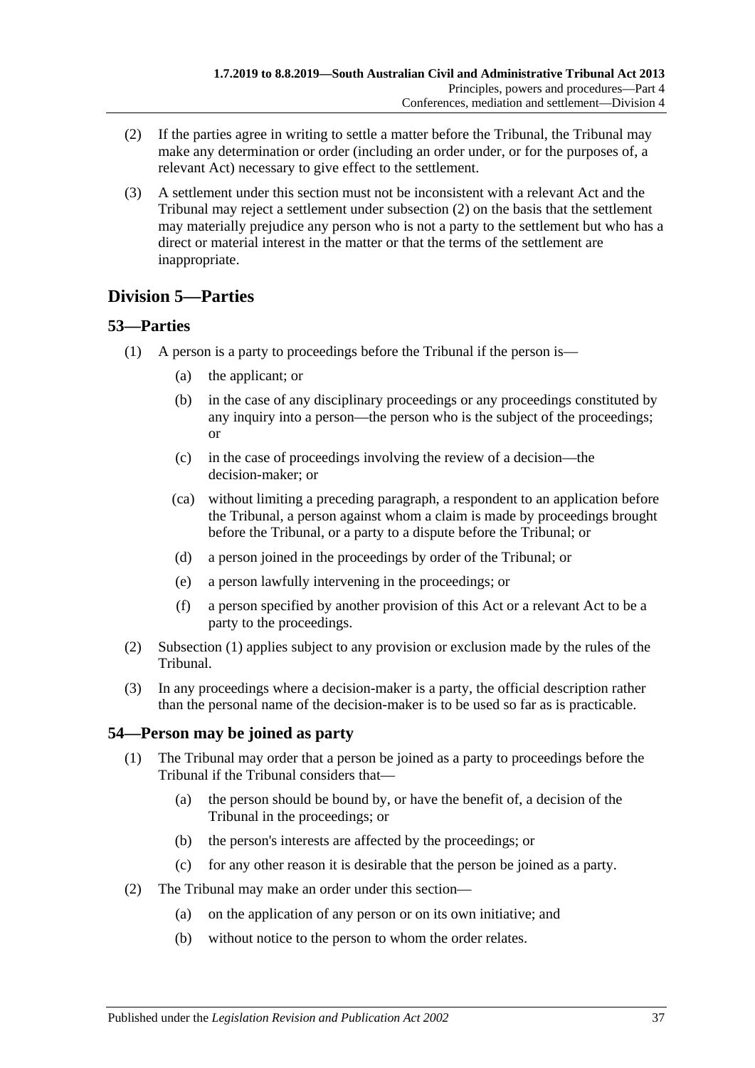(2) If the parties agree in writing to settle a matter before the Tribunal, the Tribunal may make any determination or order (including an order under, or for the purposes of, a relevant Act) necessary to give effect to the settlement.

(3) A settlement under this section must not be inconsistent with a relevant Act and the Tribunal may reject a settlement under subsection (2) on the basis that the settlement may materially prejudice any person who is not a party to the settlement but who has a direct or material interest in the matter or that the terms of the settlement are inappropriate.

## Division 5—Parties

### 53—Parties

(1) A person is a party to proceedings before the Tribunal if the person is—

- (a) the applicant; or
- (b) in the case of any disciplinary proceedings or any proceedings constituted by any inquiry into a person—the person who is the subject of the proceedings; or
- (c) in the case of proceedings involving the review of a decision—the decision-maker; or
- (ca) without limiting a preceding paragraph, a respondent to an application before the Tribunal, a person against whom a claim is made by proceedings brought before the Tribunal, or a party to a dispute before the Tribunal; or
- (d) a person joined in the proceedings by order of the Tribunal; or
- (e) a person lawfully intervening in the proceedings; or
- (f) a person specified by another provision of this Act or a relevant Act to be a party to the proceedings.

(2) Subsection (1) applies subject to any provision or exclusion made by the rules of the Tribunal.

(3) In any proceedings where a decision-maker is a party, the official description rather than the personal name of the decision-maker is to be used so far as is practicable.

### 54—Person may be joined as party

(1) The Tribunal may order that a person be joined as a party to proceedings before the Tribunal if the Tribunal considers that—

- (a) the person should be bound by, or have the benefit of, a decision of the Tribunal in the proceedings; or
- (b) the person's interests are affected by the proceedings; or
- (c) for any other reason it is desirable that the person be joined as a party.

(2) The Tribunal may make an order under this section—

- (a) on the application of any person or on its own initiative; and
- (b) without notice to the person to whom the order relates.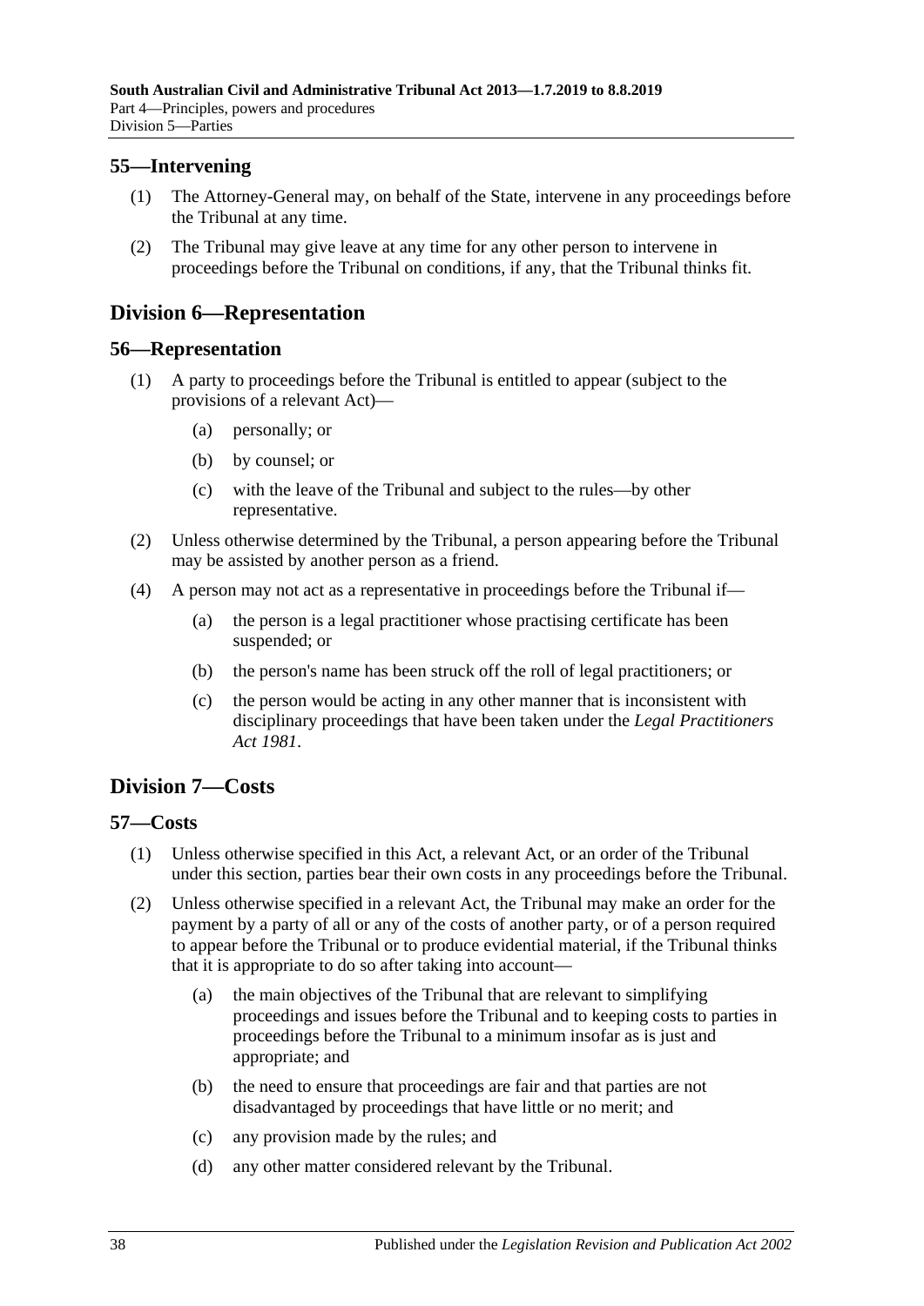## 55—Intervening

(1) The Attorney-General may, on behalf of the State, intervene in any proceedings before the Tribunal at any time.

(2) The Tribunal may give leave at any time for any other person to intervene in proceedings before the Tribunal on conditions, if any, that the Tribunal thinks fit.

# Division 6—Representation

## 56—Representation

(1) A party to proceedings before the Tribunal is entitled to appear (subject to the provisions of a relevant Act)—

- (a) personally; or
- (b) by counsel; or
- (c) with the leave of the Tribunal and subject to the rules—by other representative.

(2) Unless otherwise determined by the Tribunal, a person appearing before the Tribunal may be assisted by another person as a friend.

(4) A person may not act as a representative in proceedings before the Tribunal if—

- (a) the person is a legal practitioner whose practising certificate has been suspended; or
- (b) the person's name has been struck off the roll of legal practitioners; or
- (c) the person would be acting in any other manner that is inconsistent with disciplinary proceedings that have been taken under the *Legal Practitioners Act 1981*.

# Division 7—Costs

## 57—Costs

(1) Unless otherwise specified in this Act, a relevant Act, or an order of the Tribunal under this section, parties bear their own costs in any proceedings before the Tribunal.

(2) Unless otherwise specified in a relevant Act, the Tribunal may make an order for the payment by a party of all or any of the costs of another party, or of a person required to appear before the Tribunal or to produce evidential material, if the Tribunal thinks that it is appropriate to do so after taking into account—

- (a) the main objectives of the Tribunal that are relevant to simplifying proceedings and issues before the Tribunal and to keeping costs to parties in proceedings before the Tribunal to a minimum insofar as is just and appropriate; and
- (b) the need to ensure that proceedings are fair and that parties are not disadvantaged by proceedings that have little or no merit; and
- (c) any provision made by the rules; and
- (d) any other matter considered relevant by the Tribunal.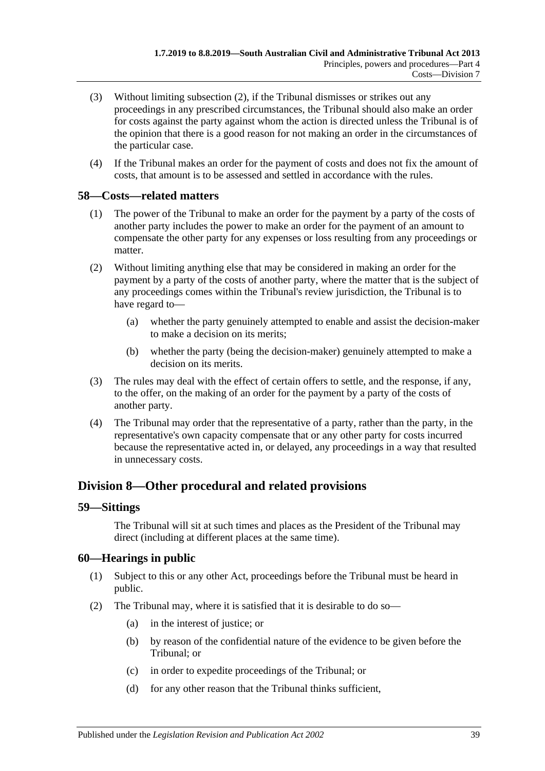(3) Without limiting subsection (2), if the Tribunal dismisses or strikes out any proceedings in any prescribed circumstances, the Tribunal should also make an order for costs against the party against whom the action is directed unless the Tribunal is of the opinion that there is a good reason for not making an order in the circumstances of the particular case.

(4) If the Tribunal makes an order for the payment of costs and does not fix the amount of costs, that amount is to be assessed and settled in accordance with the rules.

## 58—Costs—related matters

(1) The power of the Tribunal to make an order for the payment by a party of the costs of another party includes the power to make an order for the payment of an amount to compensate the other party for any expenses or loss resulting from any proceedings or matter.

(2) Without limiting anything else that may be considered in making an order for the payment by a party of the costs of another party, where the matter that is the subject of any proceedings comes within the Tribunal's review jurisdiction, the Tribunal is to have regard to—

- (a) whether the party genuinely attempted to enable and assist the decision-maker to make a decision on its merits;
- (b) whether the party (being the decision-maker) genuinely attempted to make a decision on its merits.

(3) The rules may deal with the effect of certain offers to settle, and the response, if any, to the offer, on the making of an order for the payment by a party of the costs of another party.

(4) The Tribunal may order that the representative of a party, rather than the party, in the representative's own capacity compensate that or any other party for costs incurred because the representative acted in, or delayed, any proceedings in a way that resulted in unnecessary costs.

# Division 8—Other procedural and related provisions

## 59—Sittings

The Tribunal will sit at such times and places as the President of the Tribunal may direct (including at different places at the same time).

## 60—Hearings in public

(1) Subject to this or any other Act, proceedings before the Tribunal must be heard in public.

(2) The Tribunal may, where it is satisfied that it is desirable to do so—

- (a) in the interest of justice; or
- (b) by reason of the confidential nature of the evidence to be given before the Tribunal; or
- (c) in order to expedite proceedings of the Tribunal; or
- (d) for any other reason that the Tribunal thinks sufficient,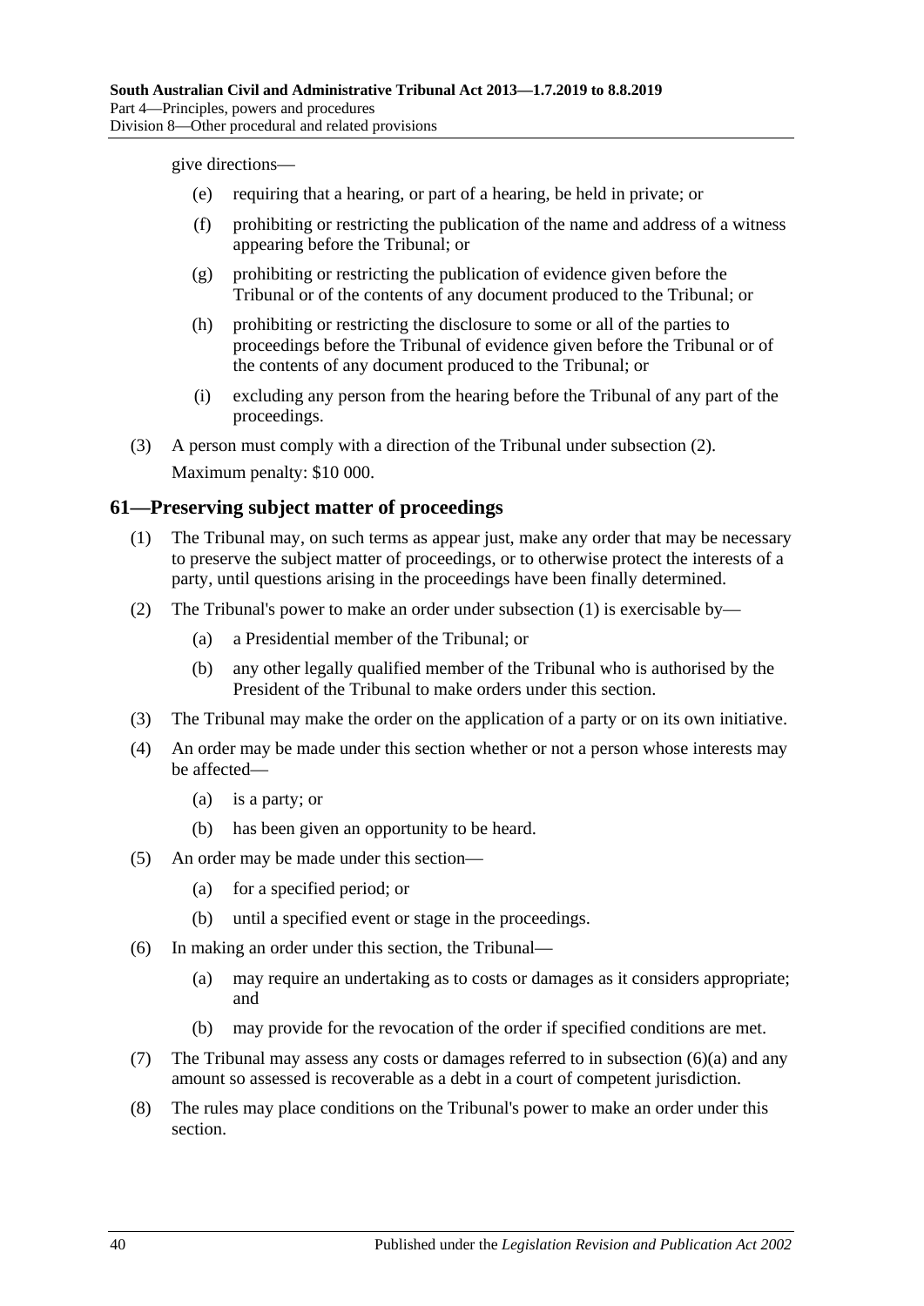give directions—

(e) requiring that a hearing, or part of a hearing, be held in private; or

(f) prohibiting or restricting the publication of the name and address of a witness appearing before the Tribunal; or

(g) prohibiting or restricting the publication of evidence given before the Tribunal or of the contents of any document produced to the Tribunal; or

(h) prohibiting or restricting the disclosure to some or all of the parties to proceedings before the Tribunal of evidence given before the Tribunal or of the contents of any document produced to the Tribunal; or

(i) excluding any person from the hearing before the Tribunal of any part of the proceedings.

(3) A person must comply with a direction of the Tribunal under subsection (2).

Maximum penalty: $10 000.

## 61—Preserving subject matter of proceedings

(1) The Tribunal may, on such terms as appear just, make any order that may be necessary to preserve the subject matter of proceedings, or to otherwise protect the interests of a party, until questions arising in the proceedings have been finally determined.

(2) The Tribunal's power to make an order under subsection (1) is exercisable by—

(a) a Presidential member of the Tribunal; or

(b) any other legally qualified member of the Tribunal who is authorised by the President of the Tribunal to make orders under this section.

(3) The Tribunal may make the order on the application of a party or on its own initiative.

(4) An order may be made under this section whether or not a person whose interests may be affected—

(a) is a party; or

(b) has been given an opportunity to be heard.

(5) An order may be made under this section—

(a) for a specified period; or

(b) until a specified event or stage in the proceedings.

(6) In making an order under this section, the Tribunal—

(a) may require an undertaking as to costs or damages as it considers appropriate; and

(b) may provide for the revocation of the order if specified conditions are met.

(7) The Tribunal may assess any costs or damages referred to in subsection (6)(a) and any amount so assessed is recoverable as a debt in a court of competent jurisdiction.

(8) The rules may place conditions on the Tribunal's power to make an order under this section.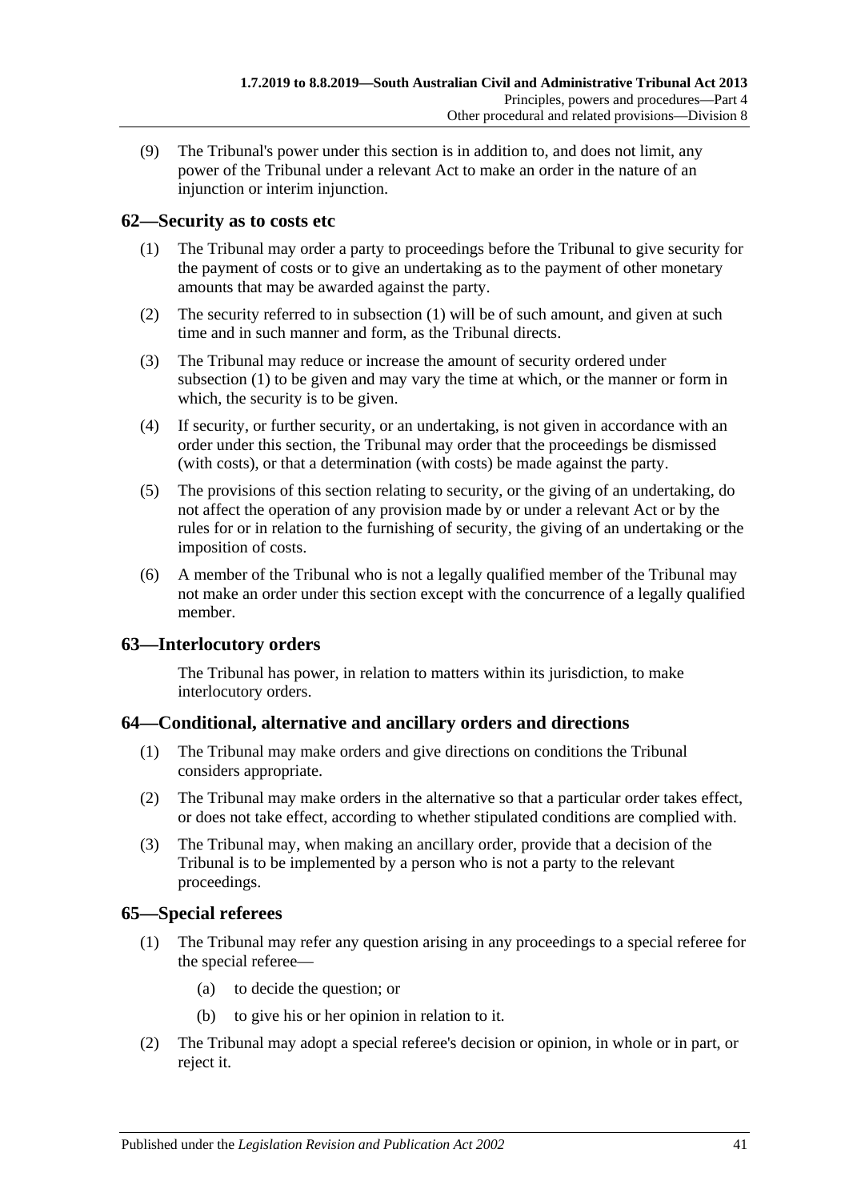(9) The Tribunal's power under this section is in addition to, and does not limit, any power of the Tribunal under a relevant Act to make an order in the nature of an injunction or interim injunction.

## 62—Security as to costs etc

(1) The Tribunal may order a party to proceedings before the Tribunal to give security for the payment of costs or to give an undertaking as to the payment of other monetary amounts that may be awarded against the party.

(2) The security referred to in subsection (1) will be of such amount, and given at such time and in such manner and form, as the Tribunal directs.

(3) The Tribunal may reduce or increase the amount of security ordered under subsection (1) to be given and may vary the time at which, or the manner or form in which, the security is to be given.

(4) If security, or further security, or an undertaking, is not given in accordance with an order under this section, the Tribunal may order that the proceedings be dismissed (with costs), or that a determination (with costs) be made against the party.

(5) The provisions of this section relating to security, or the giving of an undertaking, do not affect the operation of any provision made by or under a relevant Act or by the rules for or in relation to the furnishing of security, the giving of an undertaking or the imposition of costs.

(6) A member of the Tribunal who is not a legally qualified member of the Tribunal may not make an order under this section except with the concurrence of a legally qualified member.

## 63—Interlocutory orders

The Tribunal has power, in relation to matters within its jurisdiction, to make interlocutory orders.

## 64—Conditional, alternative and ancillary orders and directions

(1) The Tribunal may make orders and give directions on conditions the Tribunal considers appropriate.

(2) The Tribunal may make orders in the alternative so that a particular order takes effect, or does not take effect, according to whether stipulated conditions are complied with.

(3) The Tribunal may, when making an ancillary order, provide that a decision of the Tribunal is to be implemented by a person who is not a party to the relevant proceedings.

## 65—Special referees

(1) The Tribunal may refer any question arising in any proceedings to a special referee for the special referee—

  (a) to decide the question; or

  (b) to give his or her opinion in relation to it.

(2) The Tribunal may adopt a special referee's decision or opinion, in whole or in part, or reject it.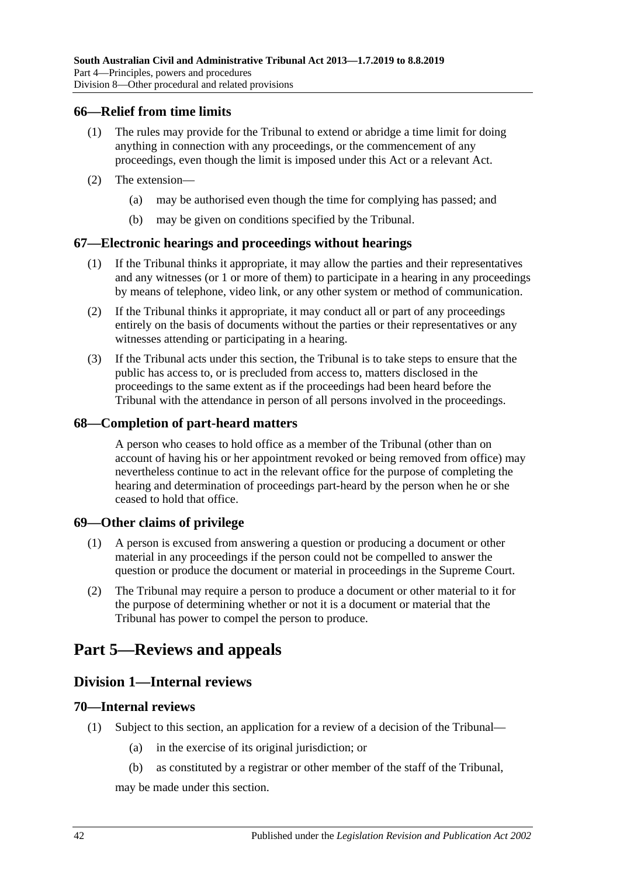## 66—Relief from time limits

(1) The rules may provide for the Tribunal to extend or abridge a time limit for doing anything in connection with any proceedings, or the commencement of any proceedings, even though the limit is imposed under this Act or a relevant Act.

(2) The extension—

(a) may be authorised even though the time for complying has passed; and

(b) may be given on conditions specified by the Tribunal.

## 67—Electronic hearings and proceedings without hearings

(1) If the Tribunal thinks it appropriate, it may allow the parties and their representatives and any witnesses (or 1 or more of them) to participate in a hearing in any proceedings by means of telephone, video link, or any other system or method of communication.

(2) If the Tribunal thinks it appropriate, it may conduct all or part of any proceedings entirely on the basis of documents without the parties or their representatives or any witnesses attending or participating in a hearing.

(3) If the Tribunal acts under this section, the Tribunal is to take steps to ensure that the public has access to, or is precluded from access to, matters disclosed in the proceedings to the same extent as if the proceedings had been heard before the Tribunal with the attendance in person of all persons involved in the proceedings.

## 68—Completion of part-heard matters

A person who ceases to hold office as a member of the Tribunal (other than on account of having his or her appointment revoked or being removed from office) may nevertheless continue to act in the relevant office for the purpose of completing the hearing and determination of proceedings part-heard by the person when he or she ceased to hold that office.

## 69—Other claims of privilege

(1) A person is excused from answering a question or producing a document or other material in any proceedings if the person could not be compelled to answer the question or produce the document or material in proceedings in the Supreme Court.

(2) The Tribunal may require a person to produce a document or other material to it for the purpose of determining whether or not it is a document or material that the Tribunal has power to compel the person to produce.

# Part 5—Reviews and appeals

## Division 1—Internal reviews

## 70—Internal reviews

(1) Subject to this section, an application for a review of a decision of the Tribunal—

(a) in the exercise of its original jurisdiction; or

(b) as constituted by a registrar or other member of the staff of the Tribunal,

may be made under this section.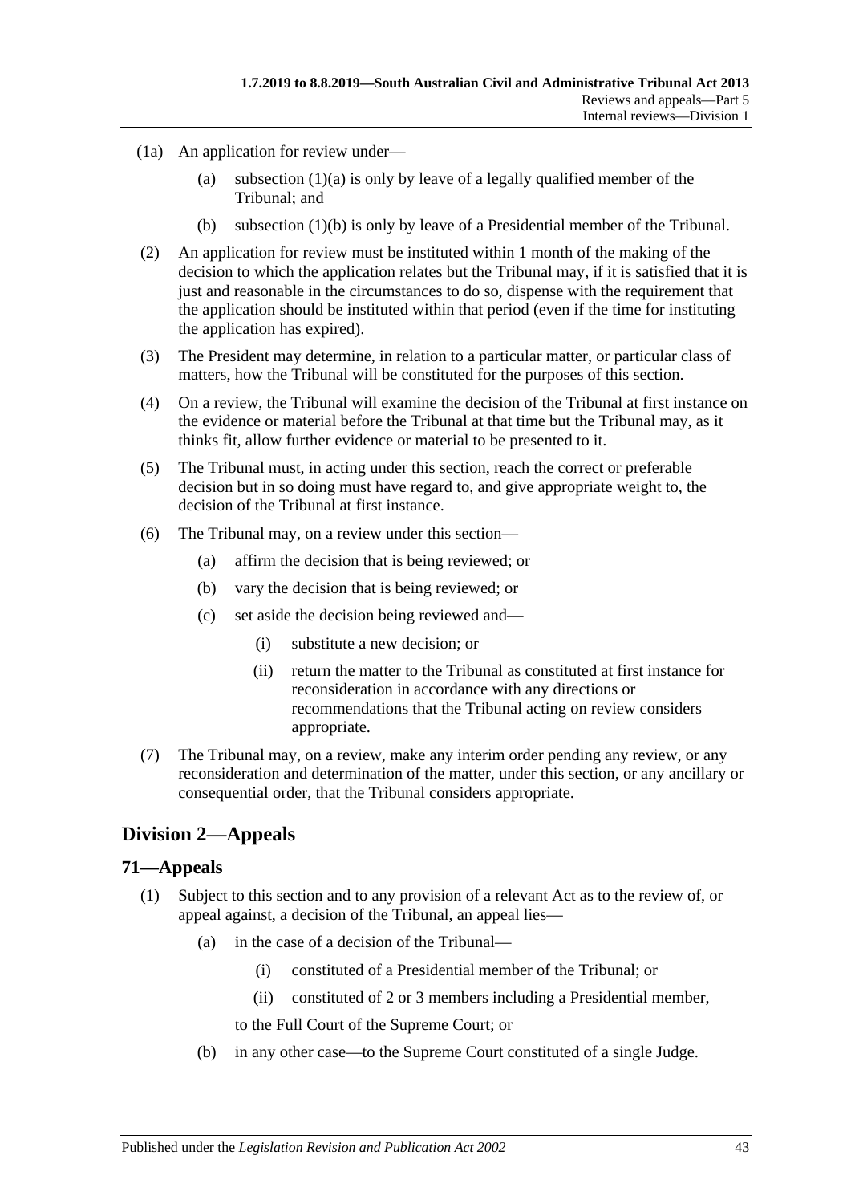(1a) An application for review under—

(a) subsection (1)(a) is only by leave of a legally qualified member of the Tribunal; and

(b) subsection (1)(b) is only by leave of a Presidential member of the Tribunal.

(2) An application for review must be instituted within 1 month of the making of the decision to which the application relates but the Tribunal may, if it is satisfied that it is just and reasonable in the circumstances to do so, dispense with the requirement that the application should be instituted within that period (even if the time for instituting the application has expired).

(3) The President may determine, in relation to a particular matter, or particular class of matters, how the Tribunal will be constituted for the purposes of this section.

(4) On a review, the Tribunal will examine the decision of the Tribunal at first instance on the evidence or material before the Tribunal at that time but the Tribunal may, as it thinks fit, allow further evidence or material to be presented to it.

(5) The Tribunal must, in acting under this section, reach the correct or preferable decision but in so doing must have regard to, and give appropriate weight to, the decision of the Tribunal at first instance.

(6) The Tribunal may, on a review under this section—

(a) affirm the decision that is being reviewed; or

(b) vary the decision that is being reviewed; or

(c) set aside the decision being reviewed and—

(i) substitute a new decision; or

(ii) return the matter to the Tribunal as constituted at first instance for reconsideration in accordance with any directions or recommendations that the Tribunal acting on review considers appropriate.

(7) The Tribunal may, on a review, make any interim order pending any review, or any reconsideration and determination of the matter, under this section, or any ancillary or consequential order, that the Tribunal considers appropriate.

## Division 2—Appeals

### 71—Appeals

(1) Subject to this section and to any provision of a relevant Act as to the review of, or appeal against, a decision of the Tribunal, an appeal lies—

(a) in the case of a decision of the Tribunal—

(i) constituted of a Presidential member of the Tribunal; or

(ii) constituted of 2 or 3 members including a Presidential member,

to the Full Court of the Supreme Court; or

(b) in any other case—to the Supreme Court constituted of a single Judge.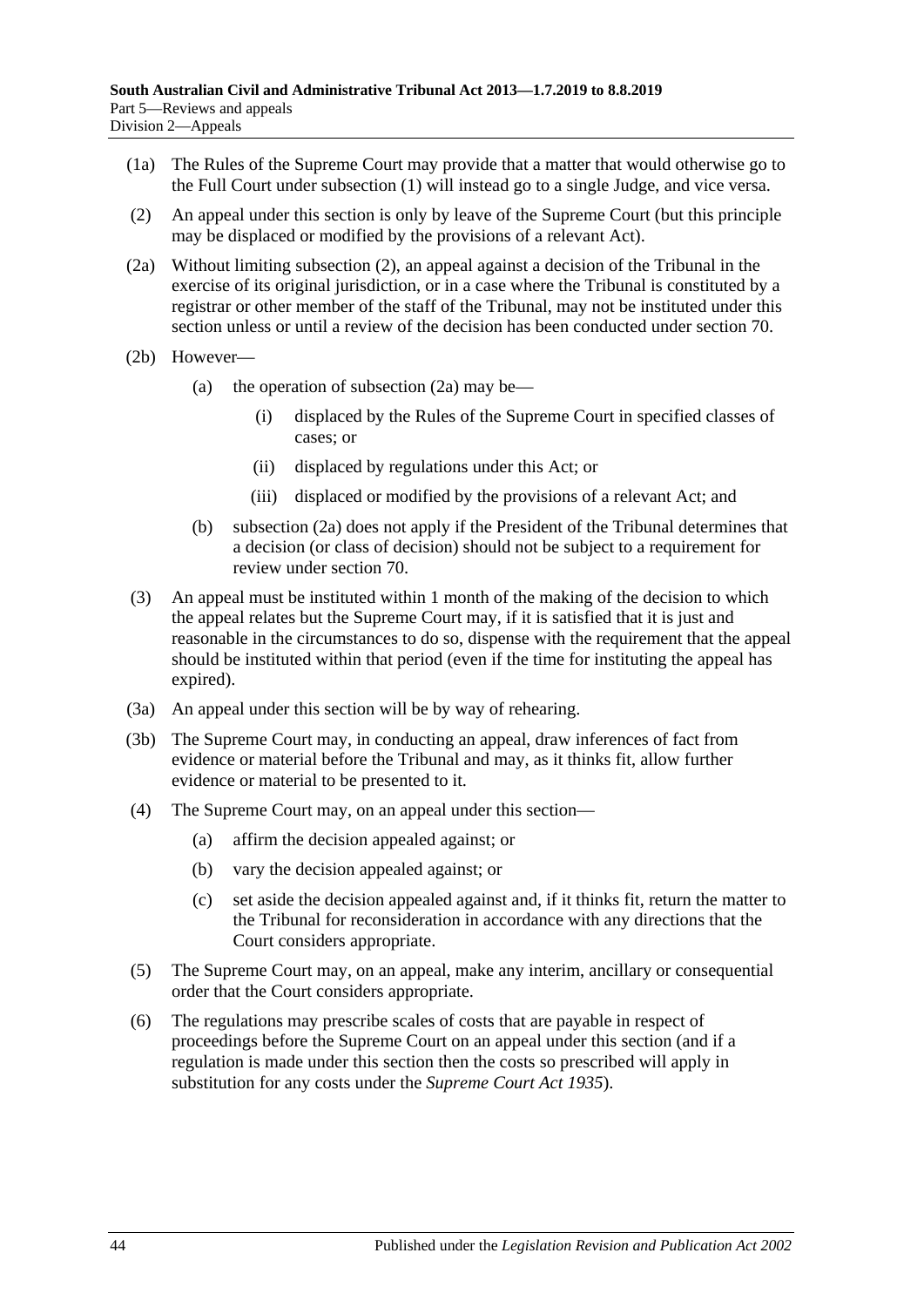(1a) The Rules of the Supreme Court may provide that a matter that would otherwise go to the Full Court under subsection (1) will instead go to a single Judge, and vice versa.

(2) An appeal under this section is only by leave of the Supreme Court (but this principle may be displaced or modified by the provisions of a relevant Act).

(2a) Without limiting subsection (2), an appeal against a decision of the Tribunal in the exercise of its original jurisdiction, or in a case where the Tribunal is constituted by a registrar or other member of the staff of the Tribunal, may not be instituted under this section unless or until a review of the decision has been conducted under section 70.

(2b) However—

- (a) the operation of subsection (2a) may be—
  - (i) displaced by the Rules of the Supreme Court in specified classes of cases; or
  - (ii) displaced by regulations under this Act; or
  - (iii) displaced or modified by the provisions of a relevant Act; and
- (b) subsection (2a) does not apply if the President of the Tribunal determines that a decision (or class of decision) should not be subject to a requirement for review under section 70.

(3) An appeal must be instituted within 1 month of the making of the decision to which the appeal relates but the Supreme Court may, if it is satisfied that it is just and reasonable in the circumstances to do so, dispense with the requirement that the appeal should be instituted within that period (even if the time for instituting the appeal has expired).

(3a) An appeal under this section will be by way of rehearing.

(3b) The Supreme Court may, in conducting an appeal, draw inferences of fact from evidence or material before the Tribunal and may, as it thinks fit, allow further evidence or material to be presented to it.

(4) The Supreme Court may, on an appeal under this section—

- (a) affirm the decision appealed against; or
- (b) vary the decision appealed against; or
- (c) set aside the decision appealed against and, if it thinks fit, return the matter to the Tribunal for reconsideration in accordance with any directions that the Court considers appropriate.

(5) The Supreme Court may, on an appeal, make any interim, ancillary or consequential order that the Court considers appropriate.

(6) The regulations may prescribe scales of costs that are payable in respect of proceedings before the Supreme Court on an appeal under this section (and if a regulation is made under this section then the costs so prescribed will apply in substitution for any costs under the *Supreme Court Act 1935*).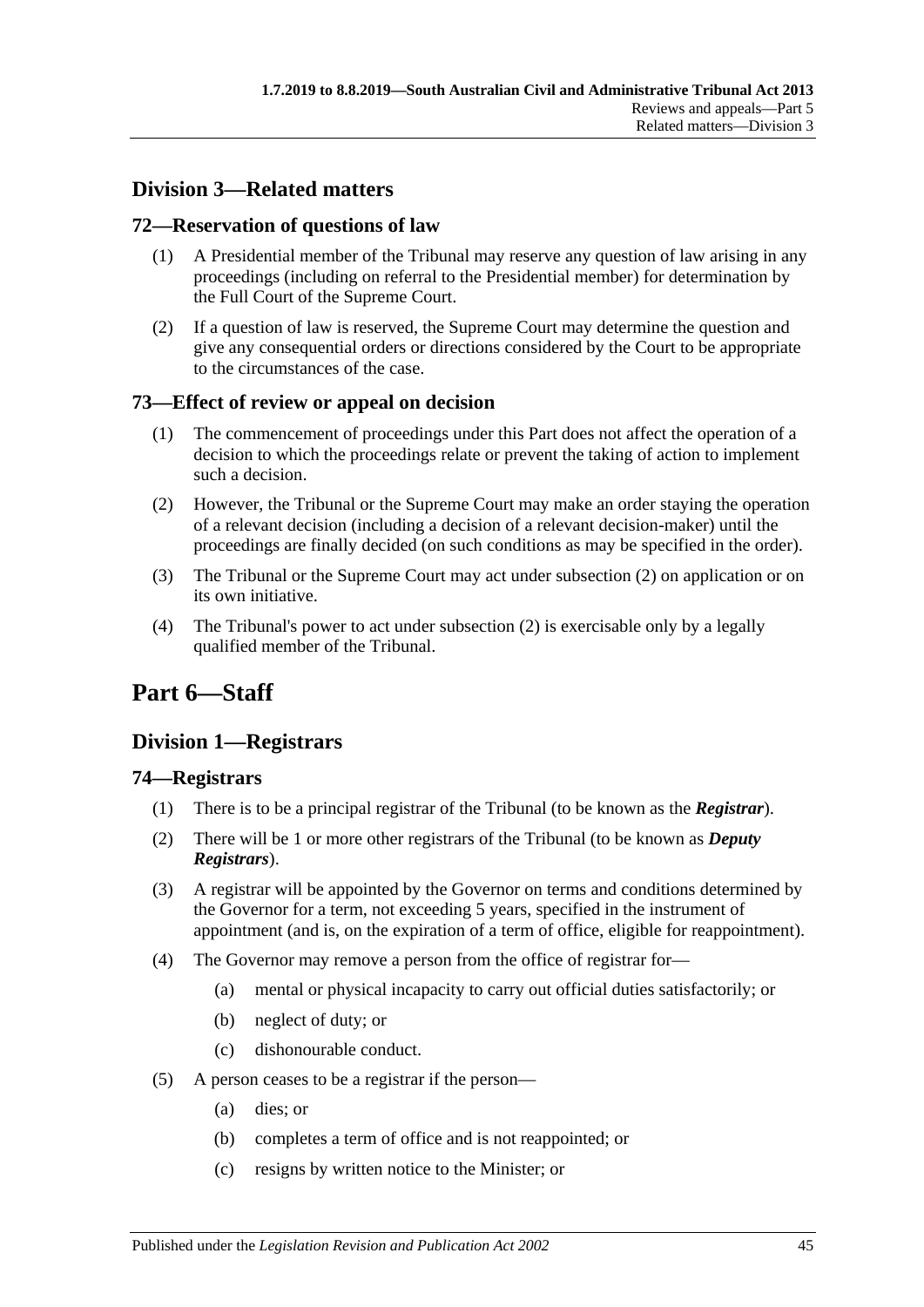## Division 3—Related matters

### 72—Reservation of questions of law

(1) A Presidential member of the Tribunal may reserve any question of law arising in any proceedings (including on referral to the Presidential member) for determination by the Full Court of the Supreme Court.

(2) If a question of law is reserved, the Supreme Court may determine the question and give any consequential orders or directions considered by the Court to be appropriate to the circumstances of the case.

### 73—Effect of review or appeal on decision

(1) The commencement of proceedings under this Part does not affect the operation of a decision to which the proceedings relate or prevent the taking of action to implement such a decision.

(2) However, the Tribunal or the Supreme Court may make an order staying the operation of a relevant decision (including a decision of a relevant decision-maker) until the proceedings are finally decided (on such conditions as may be specified in the order).

(3) The Tribunal or the Supreme Court may act under subsection (2) on application or on its own initiative.

(4) The Tribunal's power to act under subsection (2) is exercisable only by a legally qualified member of the Tribunal.

# Part 6—Staff

## Division 1—Registrars

### 74—Registrars

(1) There is to be a principal registrar of the Tribunal (to be known as the ***Registrar***).

(2) There will be 1 or more other registrars of the Tribunal (to be known as ***Deputy Registrars***).

(3) A registrar will be appointed by the Governor on terms and conditions determined by the Governor for a term, not exceeding 5 years, specified in the instrument of appointment (and is, on the expiration of a term of office, eligible for reappointment).

(4) The Governor may remove a person from the office of registrar for—

- (a) mental or physical incapacity to carry out official duties satisfactorily; or
- (b) neglect of duty; or
- (c) dishonourable conduct.

(5) A person ceases to be a registrar if the person—

- (a) dies; or
- (b) completes a term of office and is not reappointed; or
- (c) resigns by written notice to the Minister; or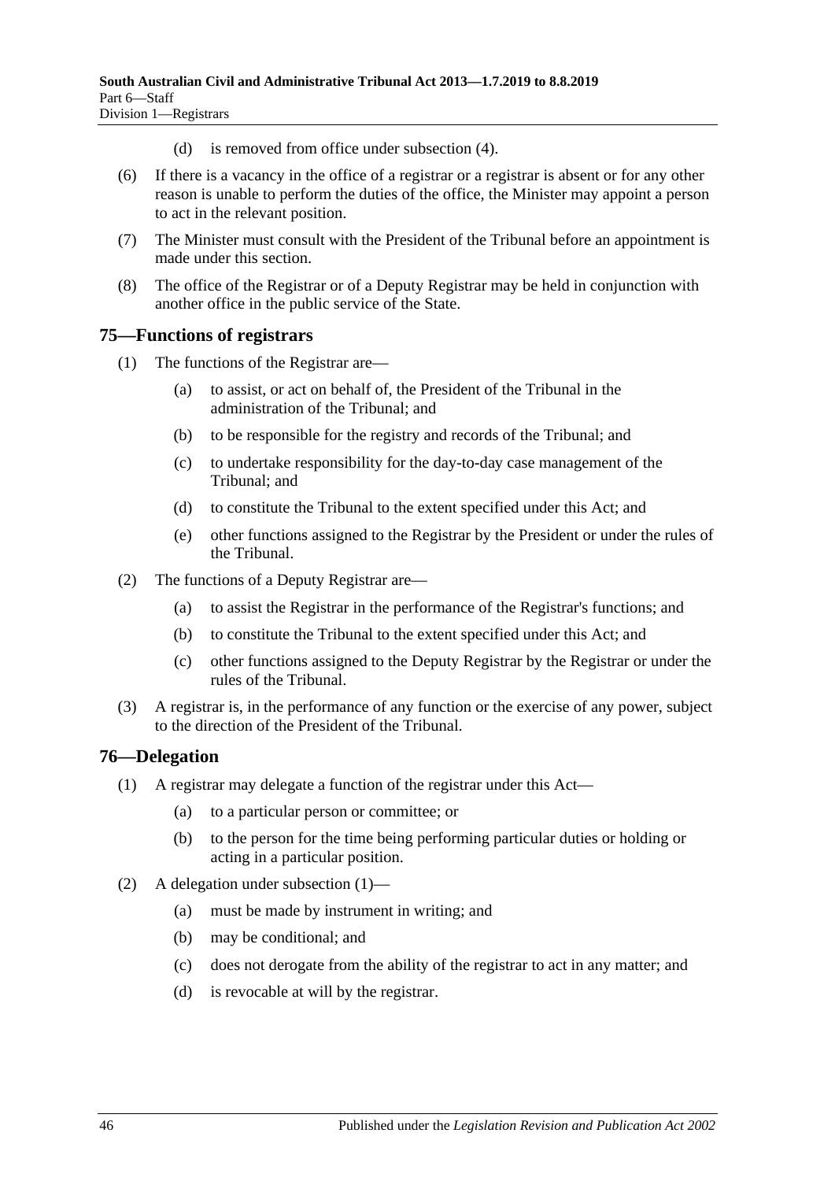(d) is removed from office under subsection (4).

(6) If there is a vacancy in the office of a registrar or a registrar is absent or for any other reason is unable to perform the duties of the office, the Minister may appoint a person to act in the relevant position.

(7) The Minister must consult with the President of the Tribunal before an appointment is made under this section.

(8) The office of the Registrar or of a Deputy Registrar may be held in conjunction with another office in the public service of the State.

## 75—Functions of registrars

(1) The functions of the Registrar are—

(a) to assist, or act on behalf of, the President of the Tribunal in the administration of the Tribunal; and

(b) to be responsible for the registry and records of the Tribunal; and

(c) to undertake responsibility for the day-to-day case management of the Tribunal; and

(d) to constitute the Tribunal to the extent specified under this Act; and

(e) other functions assigned to the Registrar by the President or under the rules of the Tribunal.

(2) The functions of a Deputy Registrar are—

(a) to assist the Registrar in the performance of the Registrar's functions; and

(b) to constitute the Tribunal to the extent specified under this Act; and

(c) other functions assigned to the Deputy Registrar by the Registrar or under the rules of the Tribunal.

(3) A registrar is, in the performance of any function or the exercise of any power, subject to the direction of the President of the Tribunal.

## 76—Delegation

(1) A registrar may delegate a function of the registrar under this Act—

(a) to a particular person or committee; or

(b) to the person for the time being performing particular duties or holding or acting in a particular position.

(2) A delegation under subsection (1)—

(a) must be made by instrument in writing; and

(b) may be conditional; and

(c) does not derogate from the ability of the registrar to act in any matter; and

(d) is revocable at will by the registrar.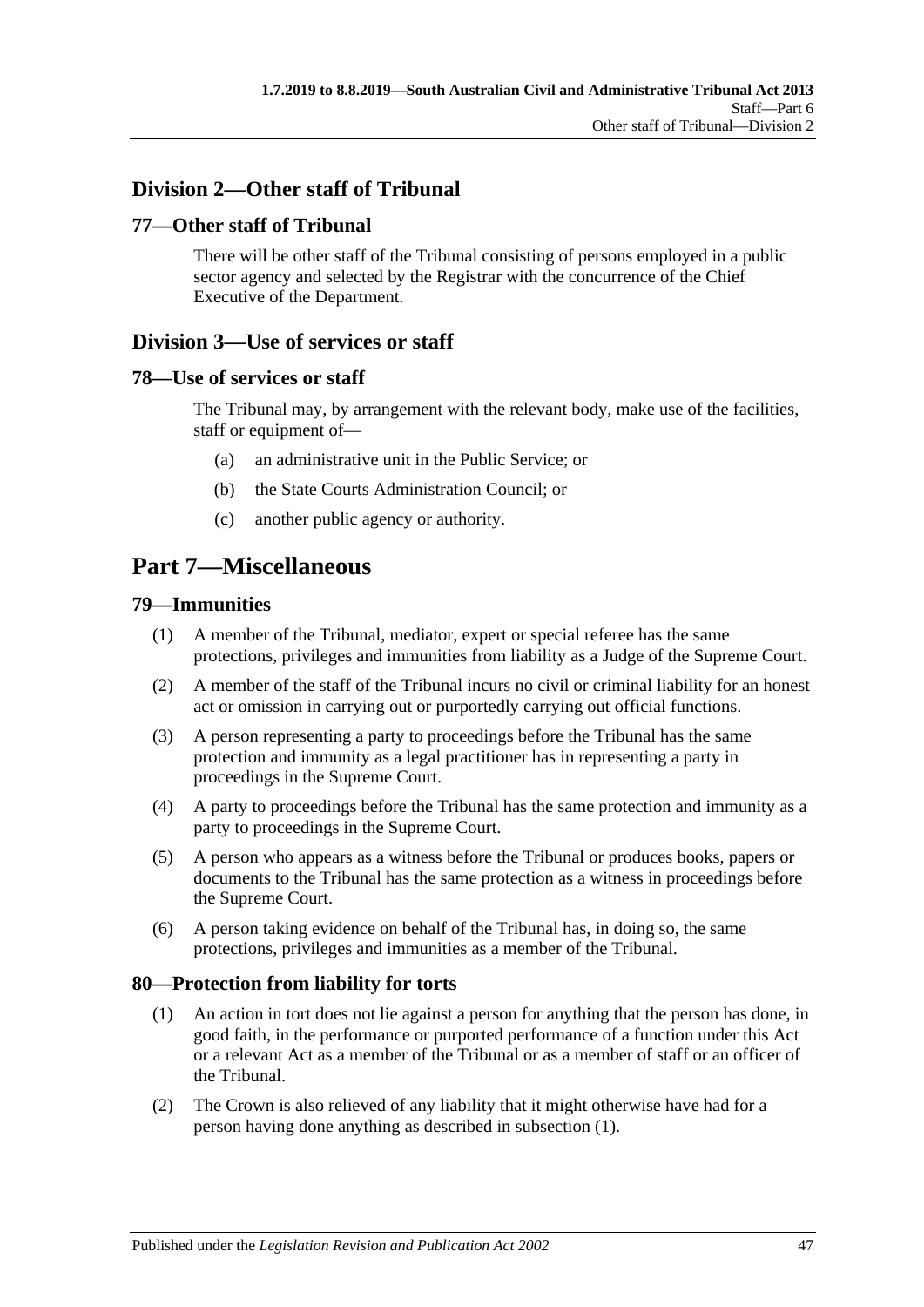## Division 2—Other staff of Tribunal

### 77—Other staff of Tribunal

There will be other staff of the Tribunal consisting of persons employed in a public sector agency and selected by the Registrar with the concurrence of the Chief Executive of the Department.

## Division 3—Use of services or staff

### 78—Use of services or staff

The Tribunal may, by arrangement with the relevant body, make use of the facilities, staff or equipment of—

- (a) an administrative unit in the Public Service; or
- (b) the State Courts Administration Council; or
- (c) another public agency or authority.

# Part 7—Miscellaneous

### 79—Immunities

(1) A member of the Tribunal, mediator, expert or special referee has the same protections, privileges and immunities from liability as a Judge of the Supreme Court.

(2) A member of the staff of the Tribunal incurs no civil or criminal liability for an honest act or omission in carrying out or purportedly carrying out official functions.

(3) A person representing a party to proceedings before the Tribunal has the same protection and immunity as a legal practitioner has in representing a party in proceedings in the Supreme Court.

(4) A party to proceedings before the Tribunal has the same protection and immunity as a party to proceedings in the Supreme Court.

(5) A person who appears as a witness before the Tribunal or produces books, papers or documents to the Tribunal has the same protection as a witness in proceedings before the Supreme Court.

(6) A person taking evidence on behalf of the Tribunal has, in doing so, the same protections, privileges and immunities as a member of the Tribunal.

### 80—Protection from liability for torts

(1) An action in tort does not lie against a person for anything that the person has done, in good faith, in the performance or purported performance of a function under this Act or a relevant Act as a member of the Tribunal or as a member of staff or an officer of the Tribunal.

(2) The Crown is also relieved of any liability that it might otherwise have had for a person having done anything as described in subsection (1).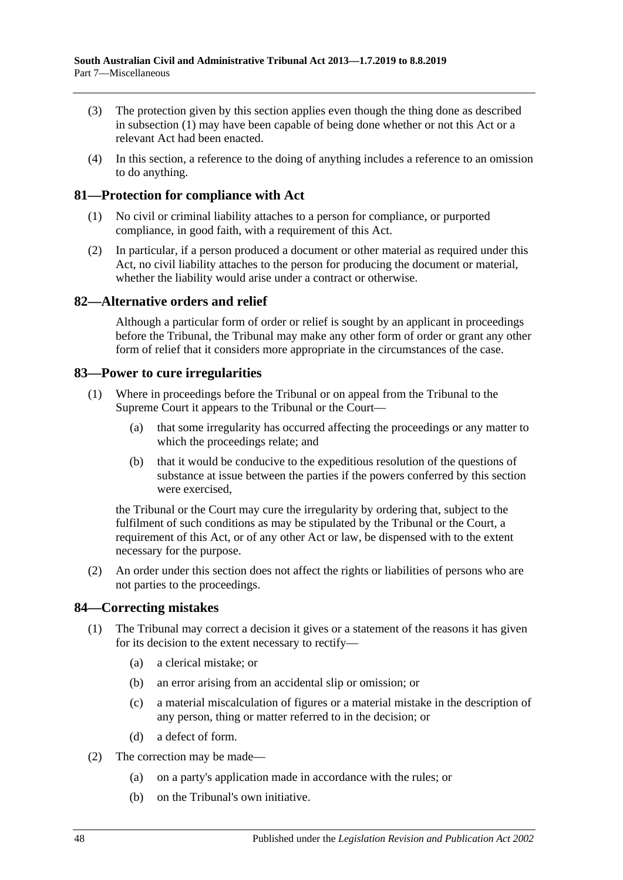(3) The protection given by this section applies even though the thing done as described in subsection (1) may have been capable of being done whether or not this Act or a relevant Act had been enacted.

(4) In this section, a reference to the doing of anything includes a reference to an omission to do anything.

## 81—Protection for compliance with Act

(1) No civil or criminal liability attaches to a person for compliance, or purported compliance, in good faith, with a requirement of this Act.

(2) In particular, if a person produced a document or other material as required under this Act, no civil liability attaches to the person for producing the document or material, whether the liability would arise under a contract or otherwise.

## 82—Alternative orders and relief

Although a particular form of order or relief is sought by an applicant in proceedings before the Tribunal, the Tribunal may make any other form of order or grant any other form of relief that it considers more appropriate in the circumstances of the case.

## 83—Power to cure irregularities

(1) Where in proceedings before the Tribunal or on appeal from the Tribunal to the Supreme Court it appears to the Tribunal or the Court—

(a) that some irregularity has occurred affecting the proceedings or any matter to which the proceedings relate; and

(b) that it would be conducive to the expeditious resolution of the questions of substance at issue between the parties if the powers conferred by this section were exercised,

the Tribunal or the Court may cure the irregularity by ordering that, subject to the fulfilment of such conditions as may be stipulated by the Tribunal or the Court, a requirement of this Act, or of any other Act or law, be dispensed with to the extent necessary for the purpose.

(2) An order under this section does not affect the rights or liabilities of persons who are not parties to the proceedings.

## 84—Correcting mistakes

(1) The Tribunal may correct a decision it gives or a statement of the reasons it has given for its decision to the extent necessary to rectify—

(a) a clerical mistake; or

(b) an error arising from an accidental slip or omission; or

(c) a material miscalculation of figures or a material mistake in the description of any person, thing or matter referred to in the decision; or

(d) a defect of form.

(2) The correction may be made—

(a) on a party's application made in accordance with the rules; or

(b) on the Tribunal's own initiative.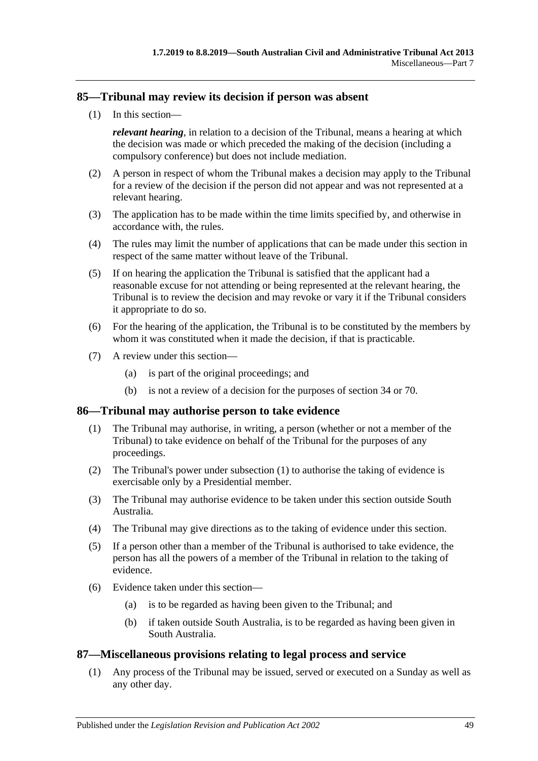## 85—Tribunal may review its decision if person was absent

(1) In this section—

***relevant hearing***, in relation to a decision of the Tribunal, means a hearing at which the decision was made or which preceded the making of the decision (including a compulsory conference) but does not include mediation.

(2) A person in respect of whom the Tribunal makes a decision may apply to the Tribunal for a review of the decision if the person did not appear and was not represented at a relevant hearing.

(3) The application has to be made within the time limits specified by, and otherwise in accordance with, the rules.

(4) The rules may limit the number of applications that can be made under this section in respect of the same matter without leave of the Tribunal.

(5) If on hearing the application the Tribunal is satisfied that the applicant had a reasonable excuse for not attending or being represented at the relevant hearing, the Tribunal is to review the decision and may revoke or vary it if the Tribunal considers it appropriate to do so.

(6) For the hearing of the application, the Tribunal is to be constituted by the members by whom it was constituted when it made the decision, if that is practicable.

(7) A review under this section—

- (a) is part of the original proceedings; and
- (b) is not a review of a decision for the purposes of section 34 or 70.

## 86—Tribunal may authorise person to take evidence

(1) The Tribunal may authorise, in writing, a person (whether or not a member of the Tribunal) to take evidence on behalf of the Tribunal for the purposes of any proceedings.

(2) The Tribunal's power under subsection (1) to authorise the taking of evidence is exercisable only by a Presidential member.

(3) The Tribunal may authorise evidence to be taken under this section outside South Australia.

(4) The Tribunal may give directions as to the taking of evidence under this section.

(5) If a person other than a member of the Tribunal is authorised to take evidence, the person has all the powers of a member of the Tribunal in relation to the taking of evidence.

(6) Evidence taken under this section—

- (a) is to be regarded as having been given to the Tribunal; and
- (b) if taken outside South Australia, is to be regarded as having been given in South Australia.

## 87—Miscellaneous provisions relating to legal process and service

(1) Any process of the Tribunal may be issued, served or executed on a Sunday as well as any other day.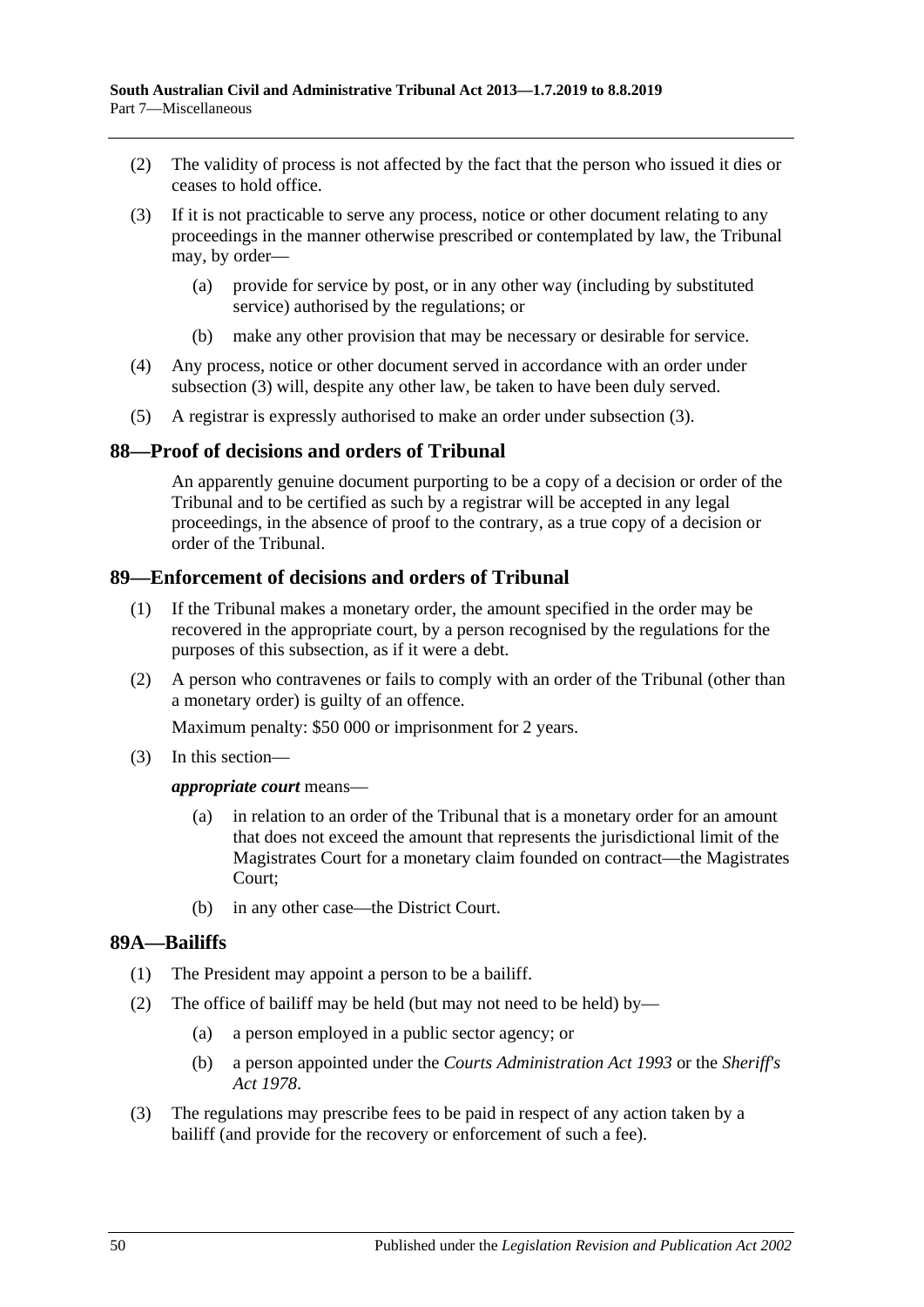(2) The validity of process is not affected by the fact that the person who issued it dies or ceases to hold office.

(3) If it is not practicable to serve any process, notice or other document relating to any proceedings in the manner otherwise prescribed or contemplated by law, the Tribunal may, by order—

   (a) provide for service by post, or in any other way (including by substituted service) authorised by the regulations; or

   (b) make any other provision that may be necessary or desirable for service.

(4) Any process, notice or other document served in accordance with an order under subsection (3) will, despite any other law, be taken to have been duly served.

(5) A registrar is expressly authorised to make an order under subsection (3).

## 88—Proof of decisions and orders of Tribunal

An apparently genuine document purporting to be a copy of a decision or order of the Tribunal and to be certified as such by a registrar will be accepted in any legal proceedings, in the absence of proof to the contrary, as a true copy of a decision or order of the Tribunal.

## 89—Enforcement of decisions and orders of Tribunal

(1) If the Tribunal makes a monetary order, the amount specified in the order may be recovered in the appropriate court, by a person recognised by the regulations for the purposes of this subsection, as if it were a debt.

(2) A person who contravenes or fails to comply with an order of the Tribunal (other than a monetary order) is guilty of an offence.

Maximum penalty: $50 000 or imprisonment for 2 years.

(3) In this section—

***appropriate court*** means—

   (a) in relation to an order of the Tribunal that is a monetary order for an amount that does not exceed the amount that represents the jurisdictional limit of the Magistrates Court for a monetary claim founded on contract—the Magistrates Court;

   (b) in any other case—the District Court.

## 89A—Bailiffs

(1) The President may appoint a person to be a bailiff.

(2) The office of bailiff may be held (but may not need to be held) by—

   (a) a person employed in a public sector agency; or

   (b) a person appointed under the *Courts Administration Act 1993* or the *Sheriff's Act 1978*.

(3) The regulations may prescribe fees to be paid in respect of any action taken by a bailiff (and provide for the recovery or enforcement of such a fee).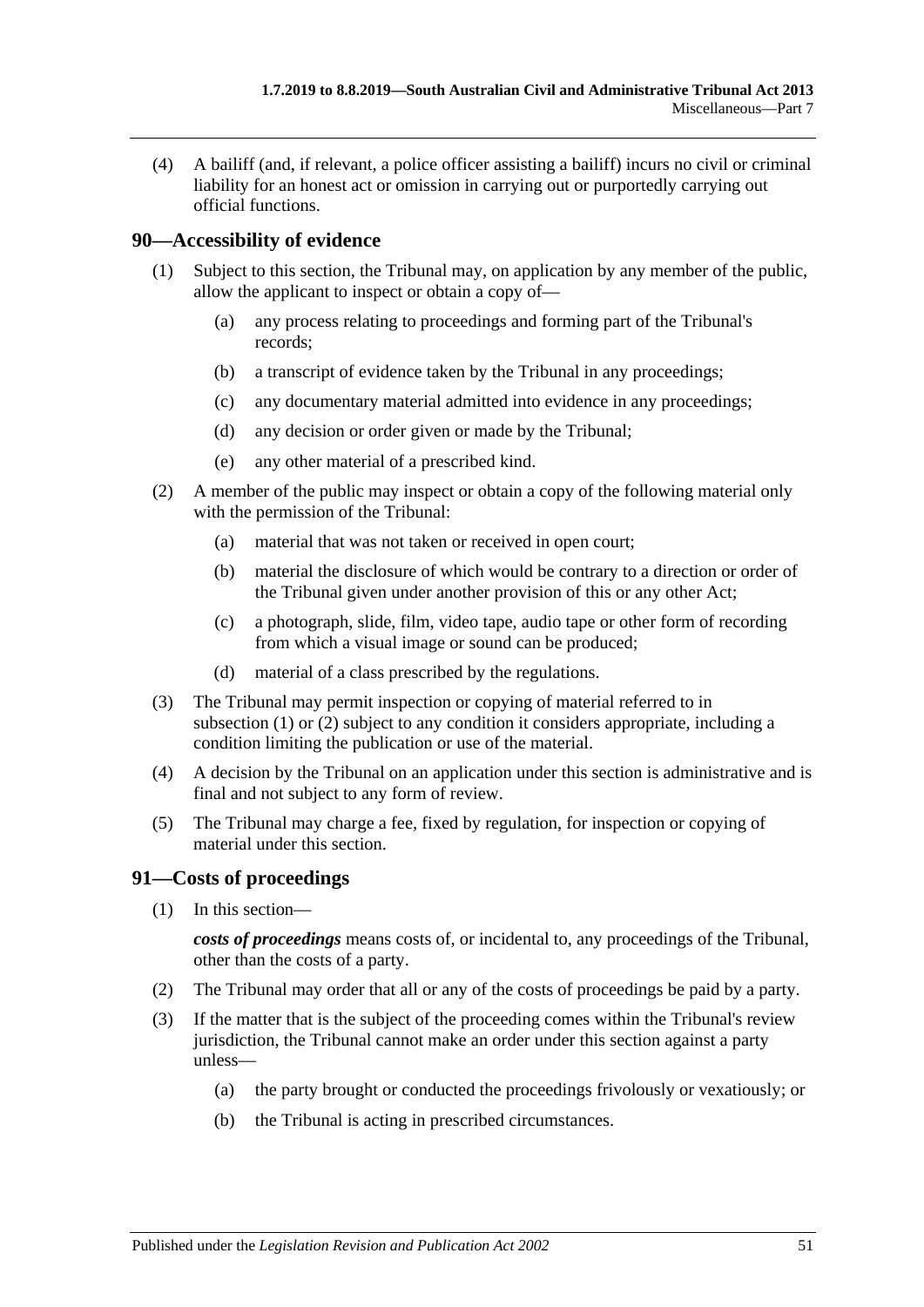(4) A bailiff (and, if relevant, a police officer assisting a bailiff) incurs no civil or criminal liability for an honest act or omission in carrying out or purportedly carrying out official functions.

## 90—Accessibility of evidence

(1) Subject to this section, the Tribunal may, on application by any member of the public, allow the applicant to inspect or obtain a copy of—

(a) any process relating to proceedings and forming part of the Tribunal's records;

(b) a transcript of evidence taken by the Tribunal in any proceedings;

(c) any documentary material admitted into evidence in any proceedings;

(d) any decision or order given or made by the Tribunal;

(e) any other material of a prescribed kind.

(2) A member of the public may inspect or obtain a copy of the following material only with the permission of the Tribunal:

(a) material that was not taken or received in open court;

(b) material the disclosure of which would be contrary to a direction or order of the Tribunal given under another provision of this or any other Act;

(c) a photograph, slide, film, video tape, audio tape or other form of recording from which a visual image or sound can be produced;

(d) material of a class prescribed by the regulations.

(3) The Tribunal may permit inspection or copying of material referred to in subsection (1) or (2) subject to any condition it considers appropriate, including a condition limiting the publication or use of the material.

(4) A decision by the Tribunal on an application under this section is administrative and is final and not subject to any form of review.

(5) The Tribunal may charge a fee, fixed by regulation, for inspection or copying of material under this section.

## 91—Costs of proceedings

(1) In this section—

***costs of proceedings*** means costs of, or incidental to, any proceedings of the Tribunal, other than the costs of a party.

(2) The Tribunal may order that all or any of the costs of proceedings be paid by a party.

(3) If the matter that is the subject of the proceeding comes within the Tribunal's review jurisdiction, the Tribunal cannot make an order under this section against a party unless—

(a) the party brought or conducted the proceedings frivolously or vexatiously; or

(b) the Tribunal is acting in prescribed circumstances.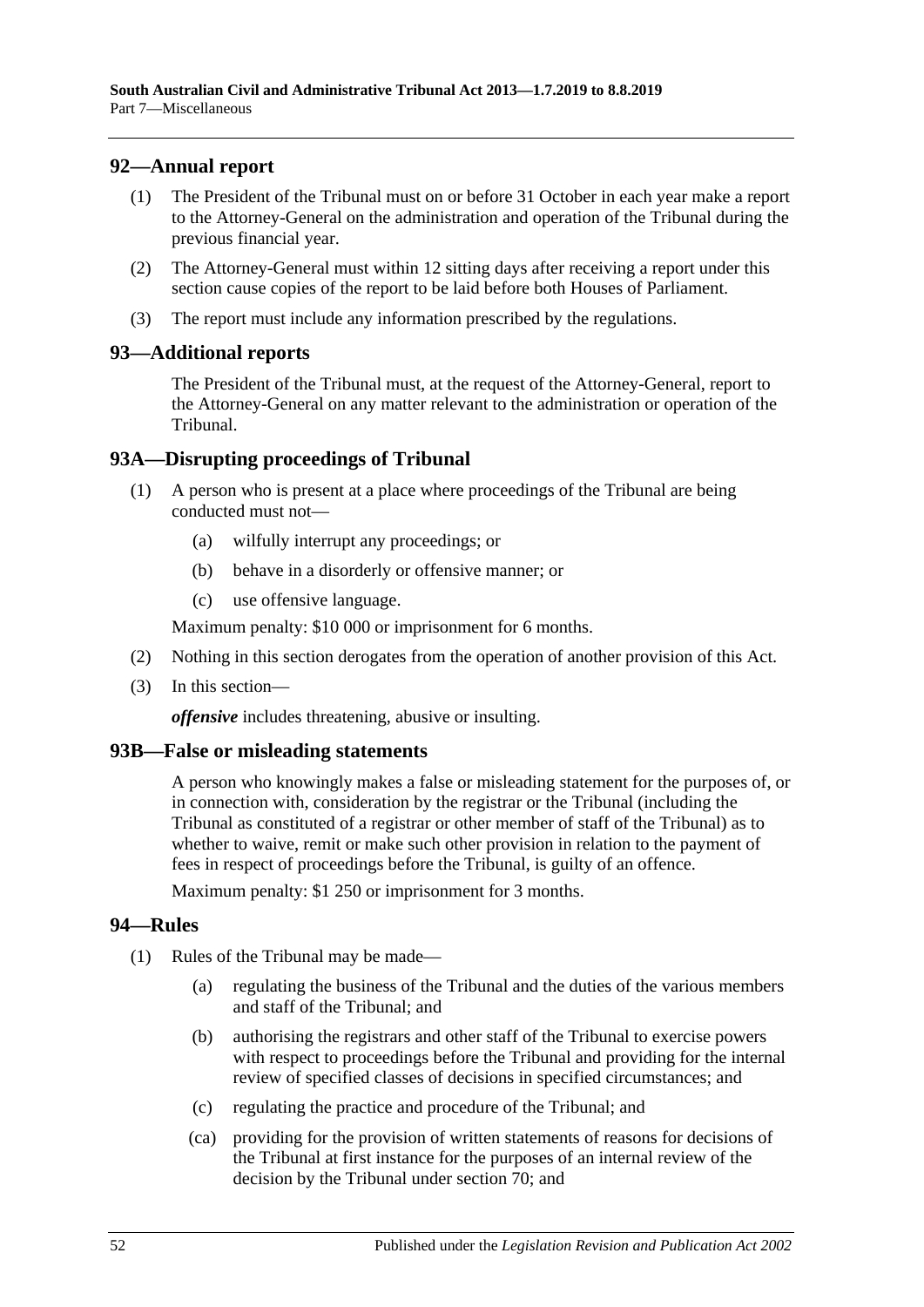## 92—Annual report

(1) The President of the Tribunal must on or before 31 October in each year make a report to the Attorney-General on the administration and operation of the Tribunal during the previous financial year.

(2) The Attorney-General must within 12 sitting days after receiving a report under this section cause copies of the report to be laid before both Houses of Parliament.

(3) The report must include any information prescribed by the regulations.

## 93—Additional reports

The President of the Tribunal must, at the request of the Attorney-General, report to the Attorney-General on any matter relevant to the administration or operation of the Tribunal.

## 93A—Disrupting proceedings of Tribunal

(1) A person who is present at a place where proceedings of the Tribunal are being conducted must not—

(a) wilfully interrupt any proceedings; or

(b) behave in a disorderly or offensive manner; or

(c) use offensive language.

Maximum penalty: $10 000 or imprisonment for 6 months.

(2) Nothing in this section derogates from the operation of another provision of this Act.

(3) In this section—

***offensive*** includes threatening, abusive or insulting.

## 93B—False or misleading statements

A person who knowingly makes a false or misleading statement for the purposes of, or in connection with, consideration by the registrar or the Tribunal (including the Tribunal as constituted of a registrar or other member of staff of the Tribunal) as to whether to waive, remit or make such other provision in relation to the payment of fees in respect of proceedings before the Tribunal, is guilty of an offence.

Maximum penalty: $1 250 or imprisonment for 3 months.

## 94—Rules

(1) Rules of the Tribunal may be made—

(a) regulating the business of the Tribunal and the duties of the various members and staff of the Tribunal; and

(b) authorising the registrars and other staff of the Tribunal to exercise powers with respect to proceedings before the Tribunal and providing for the internal review of specified classes of decisions in specified circumstances; and

(c) regulating the practice and procedure of the Tribunal; and

(ca) providing for the provision of written statements of reasons for decisions of the Tribunal at first instance for the purposes of an internal review of the decision by the Tribunal under section 70; and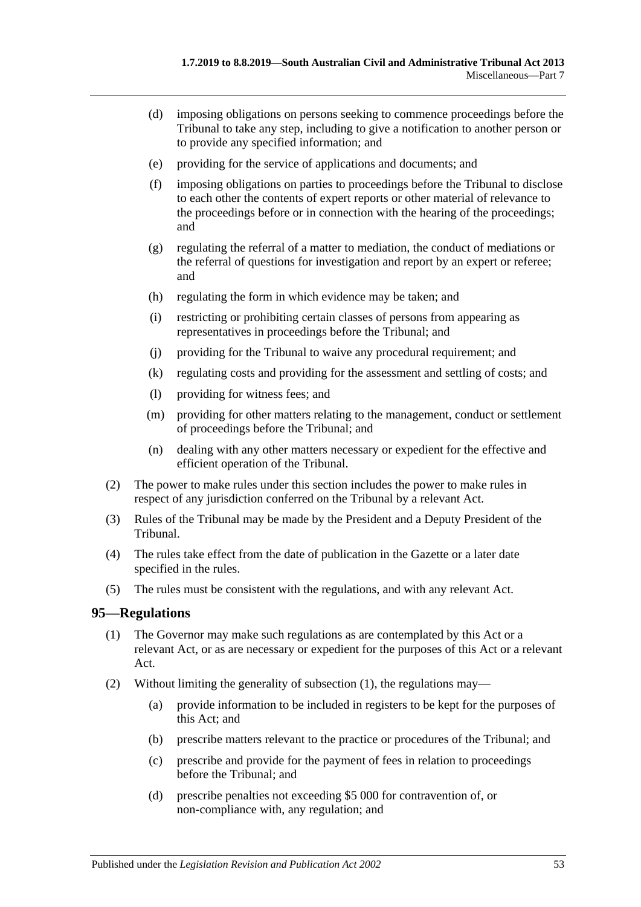(d) imposing obligations on persons seeking to commence proceedings before the Tribunal to take any step, including to give a notification to another person or to provide any specified information; and

(e) providing for the service of applications and documents; and

(f) imposing obligations on parties to proceedings before the Tribunal to disclose to each other the contents of expert reports or other material of relevance to the proceedings before or in connection with the hearing of the proceedings; and

(g) regulating the referral of a matter to mediation, the conduct of mediations or the referral of questions for investigation and report by an expert or referee; and

(h) regulating the form in which evidence may be taken; and

(i) restricting or prohibiting certain classes of persons from appearing as representatives in proceedings before the Tribunal; and

(j) providing for the Tribunal to waive any procedural requirement; and

(k) regulating costs and providing for the assessment and settling of costs; and

(l) providing for witness fees; and

(m) providing for other matters relating to the management, conduct or settlement of proceedings before the Tribunal; and

(n) dealing with any other matters necessary or expedient for the effective and efficient operation of the Tribunal.

(2) The power to make rules under this section includes the power to make rules in respect of any jurisdiction conferred on the Tribunal by a relevant Act.

(3) Rules of the Tribunal may be made by the President and a Deputy President of the Tribunal.

(4) The rules take effect from the date of publication in the Gazette or a later date specified in the rules.

(5) The rules must be consistent with the regulations, and with any relevant Act.

## 95—Regulations

(1) The Governor may make such regulations as are contemplated by this Act or a relevant Act, or as are necessary or expedient for the purposes of this Act or a relevant Act.

(2) Without limiting the generality of subsection (1), the regulations may—

(a) provide information to be included in registers to be kept for the purposes of this Act; and

(b) prescribe matters relevant to the practice or procedures of the Tribunal; and

(c) prescribe and provide for the payment of fees in relation to proceedings before the Tribunal; and

(d) prescribe penalties not exceeding $5 000 for contravention of, or non-compliance with, any regulation; and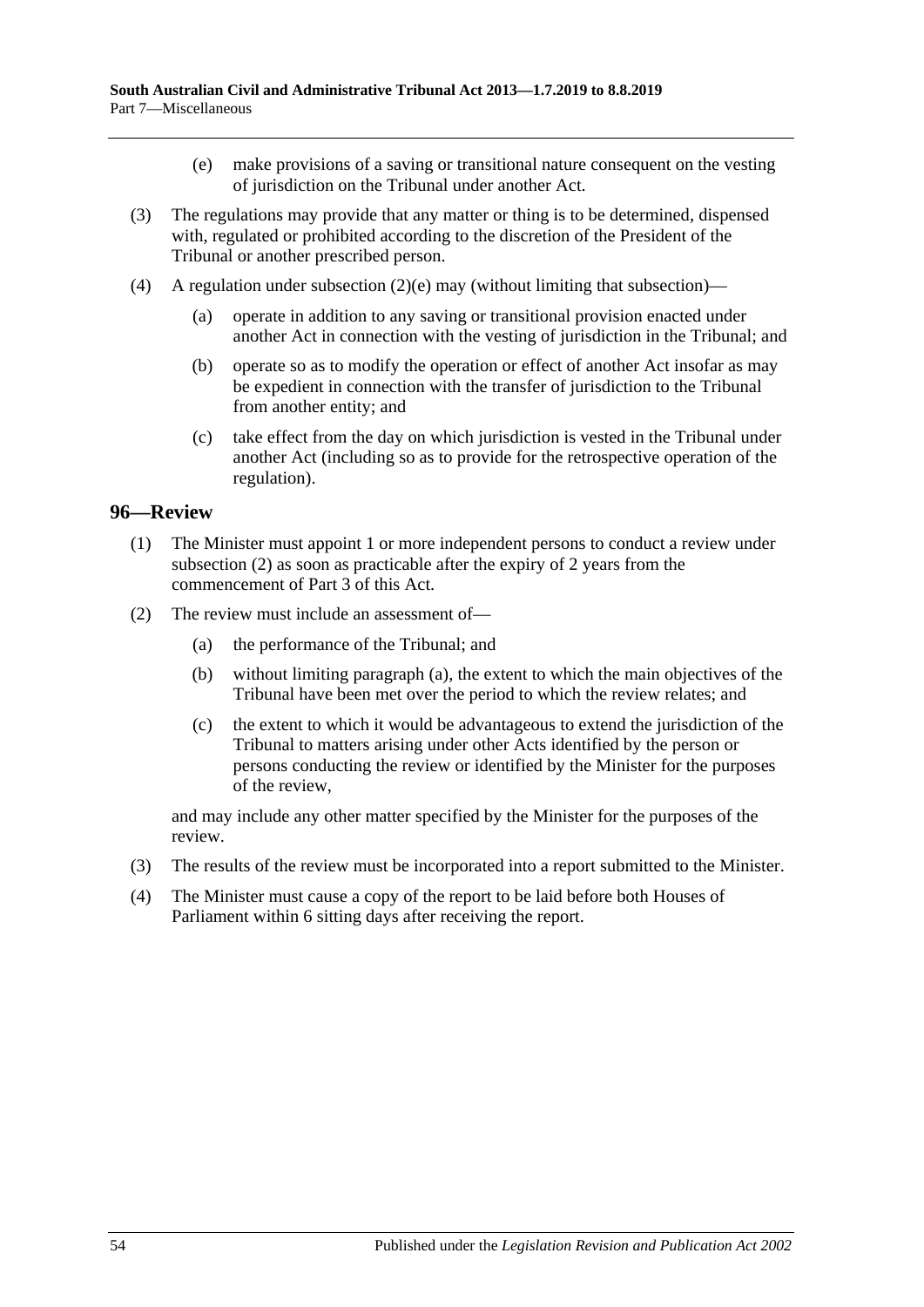(e) make provisions of a saving or transitional nature consequent on the vesting of jurisdiction on the Tribunal under another Act.

(3) The regulations may provide that any matter or thing is to be determined, dispensed with, regulated or prohibited according to the discretion of the President of the Tribunal or another prescribed person.

(4) A regulation under subsection (2)(e) may (without limiting that subsection)—

(a) operate in addition to any saving or transitional provision enacted under another Act in connection with the vesting of jurisdiction in the Tribunal; and

(b) operate so as to modify the operation or effect of another Act insofar as may be expedient in connection with the transfer of jurisdiction to the Tribunal from another entity; and

(c) take effect from the day on which jurisdiction is vested in the Tribunal under another Act (including so as to provide for the retrospective operation of the regulation).

## 96—Review

(1) The Minister must appoint 1 or more independent persons to conduct a review under subsection (2) as soon as practicable after the expiry of 2 years from the commencement of Part 3 of this Act.

(2) The review must include an assessment of—

(a) the performance of the Tribunal; and

(b) without limiting paragraph (a), the extent to which the main objectives of the Tribunal have been met over the period to which the review relates; and

(c) the extent to which it would be advantageous to extend the jurisdiction of the Tribunal to matters arising under other Acts identified by the person or persons conducting the review or identified by the Minister for the purposes of the review,

and may include any other matter specified by the Minister for the purposes of the review.

(3) The results of the review must be incorporated into a report submitted to the Minister.

(4) The Minister must cause a copy of the report to be laid before both Houses of Parliament within 6 sitting days after receiving the report.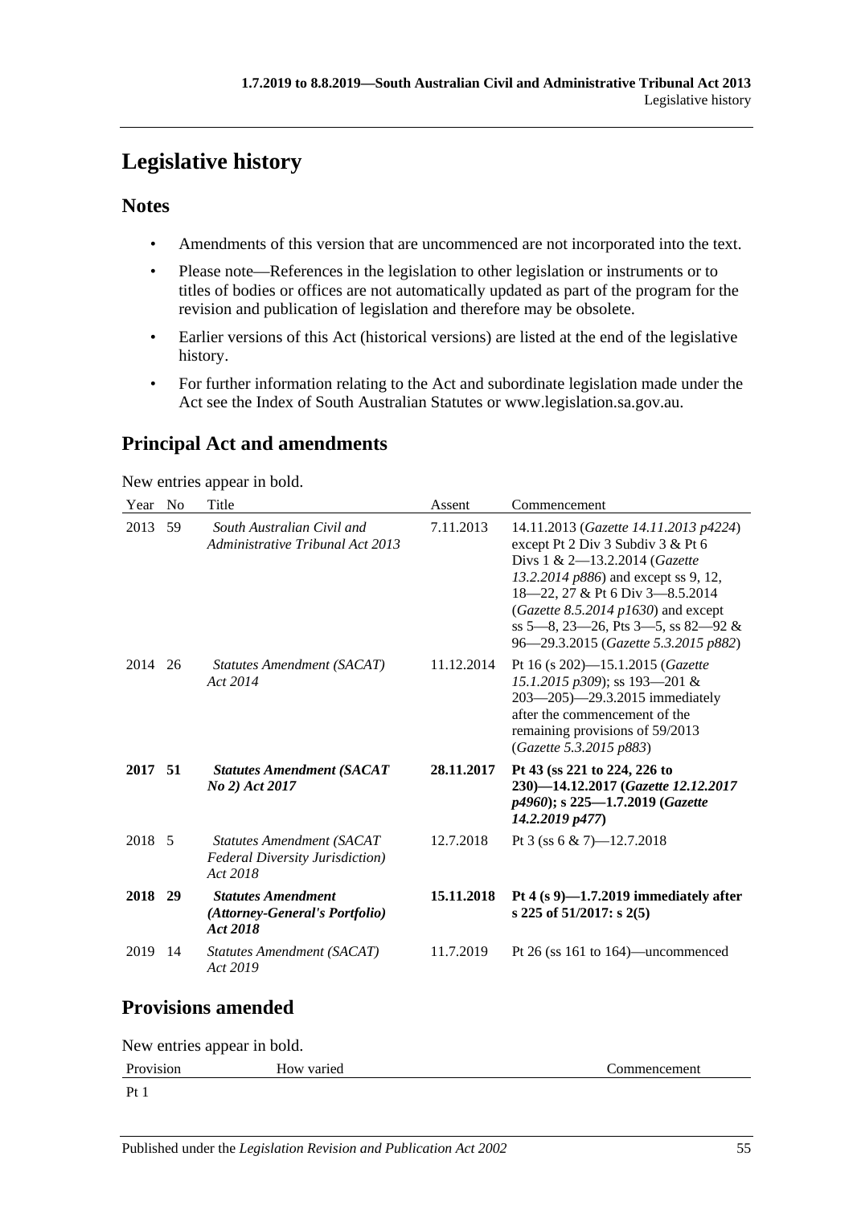# Legislative history

## Notes

- Amendments of this version that are uncommenced are not incorporated into the text.
- Please note—References in the legislation to other legislation or instruments or to titles of bodies or offices are not automatically updated as part of the program for the revision and publication of legislation and therefore may be obsolete.
- Earlier versions of this Act (historical versions) are listed at the end of the legislative history.
- For further information relating to the Act and subordinate legislation made under the Act see the Index of South Australian Statutes or www.legislation.sa.gov.au.

## Principal Act and amendments

New entries appear in bold.

| Year | No | Title | Assent | Commencement |
|---|---|---|---|---|
| 2013 | 59 | *South Australian Civil and Administrative Tribunal Act 2013* | 7.11.2013 | 14.11.2013 (*Gazette 14.11.2013 p4224*) except Pt 2 Div 3 Subdiv 3 & Pt 6 Divs 1 & 2—13.2.2014 (*Gazette 13.2.2014 p886*) and except ss 9, 12, 18—22, 27 & Pt 6 Div 3—8.5.2014 (*Gazette 8.5.2014 p1630*) and except ss 5—8, 23—26, Pts 3—5, ss 82—92 & 96—29.3.2015 (*Gazette 5.3.2015 p882*) |
| 2014 | 26 | *Statutes Amendment (SACAT) Act 2014* | 11.12.2014 | Pt 16 (s 202)—15.1.2015 (*Gazette 15.1.2015 p309*); ss 193—201 & 203—205)—29.3.2015 immediately after the commencement of the remaining provisions of 59/2013 (*Gazette 5.3.2015 p883*) |
| **2017** | **51** | ***Statutes Amendment (SACAT No 2) Act 2017*** | **28.11.2017** | **Pt 43 (ss 221 to 224, 226 to 230)—14.12.2017 (*Gazette 12.12.2017 p4960*); s 225—1.7.2019 (*Gazette 14.2.2019 p477*)** |
| 2018 | 5 | *Statutes Amendment (SACAT Federal Diversity Jurisdiction) Act 2018* | 12.7.2018 | Pt 3 (ss 6 & 7)—12.7.2018 |
| **2018** | **29** | ***Statutes Amendment (Attorney-General's Portfolio) Act 2018*** | **15.11.2018** | **Pt 4 (s 9)—1.7.2019 immediately after s 225 of 51/2017: s 2(5)** |
| 2019 | 14 | *Statutes Amendment (SACAT) Act 2019* | 11.7.2019 | Pt 26 (ss 161 to 164)—uncommenced |

## Provisions amended

New entries appear in bold.

| Provision | How varied | Commencement |
|---|---|---|
| Pt 1 | | |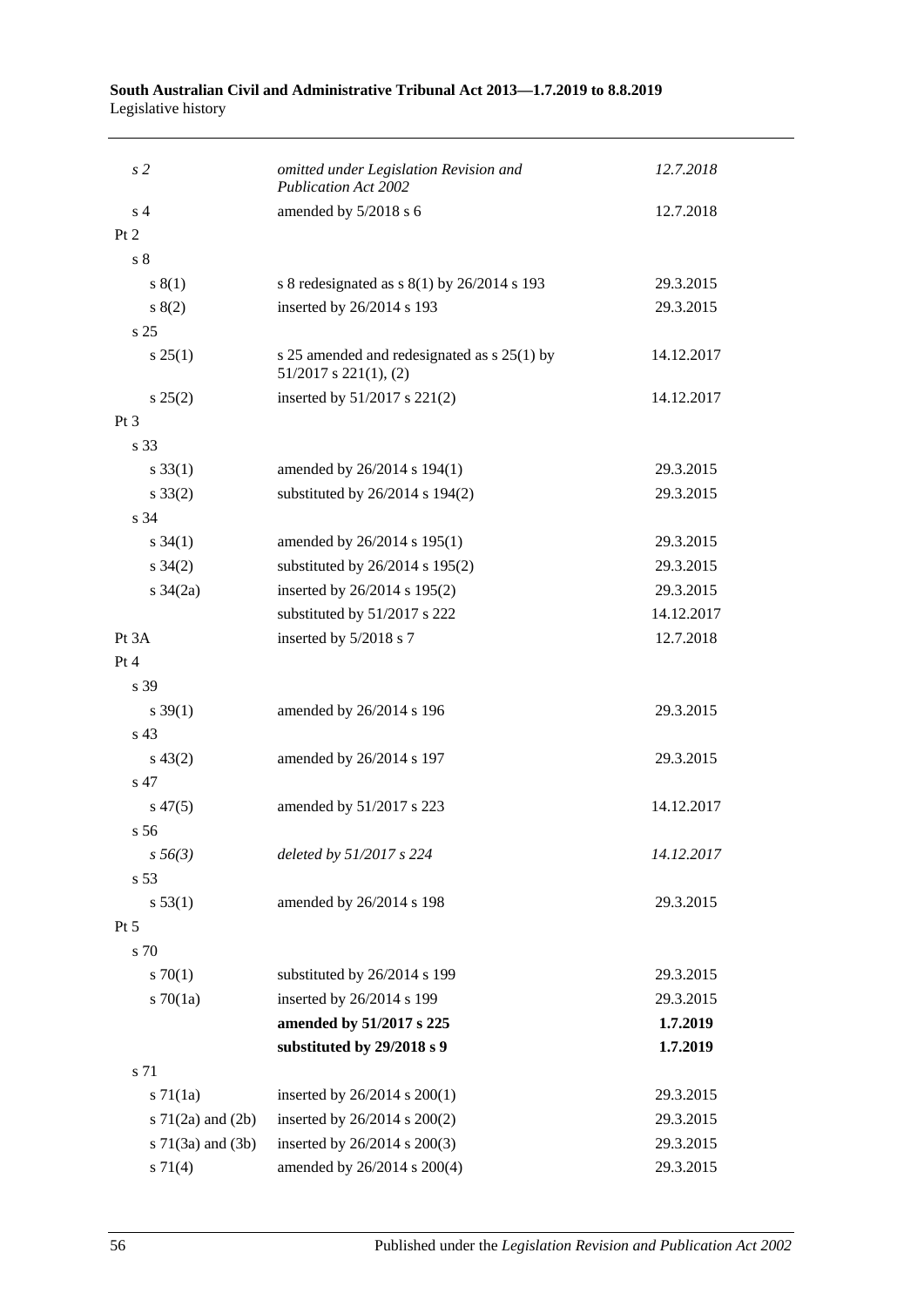| | | |
|---|---|---|
| *s 2* | *omitted under Legislation Revision and Publication Act 2002* | *12.7.2018* |
| s 4 | amended by 5/2018 s 6 | 12.7.2018 |
| Pt 2 | | |
| s 8 | | |
| s 8(1) | s 8 redesignated as s 8(1) by 26/2014 s 193 | 29.3.2015 |
| s 8(2) | inserted by 26/2014 s 193 | 29.3.2015 |
| s 25 | | |
| s 25(1) | s 25 amended and redesignated as s 25(1) by 51/2017 s 221(1), (2) | 14.12.2017 |
| s 25(2) | inserted by 51/2017 s 221(2) | 14.12.2017 |
| Pt 3 | | |
| s 33 | | |
| s 33(1) | amended by 26/2014 s 194(1) | 29.3.2015 |
| s 33(2) | substituted by 26/2014 s 194(2) | 29.3.2015 |
| s 34 | | |
| s 34(1) | amended by 26/2014 s 195(1) | 29.3.2015 |
| s 34(2) | substituted by 26/2014 s 195(2) | 29.3.2015 |
| s 34(2a) | inserted by 26/2014 s 195(2) | 29.3.2015 |
| | substituted by 51/2017 s 222 | 14.12.2017 |
| Pt 3A | inserted by 5/2018 s 7 | 12.7.2018 |
| Pt 4 | | |
| s 39 | | |
| s 39(1) | amended by 26/2014 s 196 | 29.3.2015 |
| s 43 | | |
| s 43(2) | amended by 26/2014 s 197 | 29.3.2015 |
| s 47 | | |
| s 47(5) | amended by 51/2017 s 223 | 14.12.2017 |
| s 56 | | |
| *s 56(3)* | *deleted by 51/2017 s 224* | *14.12.2017* |
| s 53 | | |
| s 53(1) | amended by 26/2014 s 198 | 29.3.2015 |
| Pt 5 | | |
| s 70 | | |
| s 70(1) | substituted by 26/2014 s 199 | 29.3.2015 |
| s 70(1a) | inserted by 26/2014 s 199 | 29.3.2015 |
| | **amended by 51/2017 s 225** | **1.7.2019** |
| | **substituted by 29/2018 s 9** | **1.7.2019** |
| s 71 | | |
| s 71(1a) | inserted by 26/2014 s 200(1) | 29.3.2015 |
| s 71(2a) and (2b) | inserted by 26/2014 s 200(2) | 29.3.2015 |
| s 71(3a) and (3b) | inserted by 26/2014 s 200(3) | 29.3.2015 |
| s 71(4) | amended by 26/2014 s 200(4) | 29.3.2015 |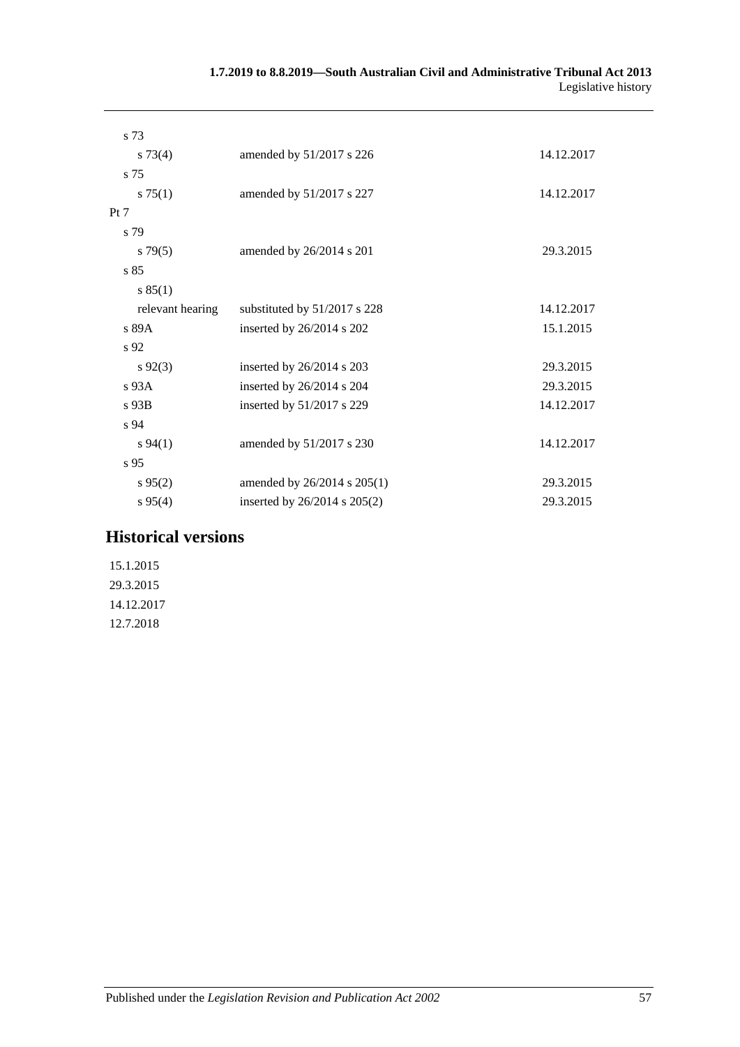| | | |
|---|---|---|
| s 73 | | |
| s 73(4) | amended by 51/2017 s 226 | 14.12.2017 |
| s 75 | | |
| s 75(1) | amended by 51/2017 s 227 | 14.12.2017 |
| Pt 7 | | |
| s 79 | | |
| s 79(5) | amended by 26/2014 s 201 | 29.3.2015 |
| s 85 | | |
| s 85(1) | | |
| relevant hearing | substituted by 51/2017 s 228 | 14.12.2017 |
| s 89A | inserted by 26/2014 s 202 | 15.1.2015 |
| s 92 | | |
| s 92(3) | inserted by 26/2014 s 203 | 29.3.2015 |
| s 93A | inserted by 26/2014 s 204 | 29.3.2015 |
| s 93B | inserted by 51/2017 s 229 | 14.12.2017 |
| s 94 | | |
| s 94(1) | amended by 51/2017 s 230 | 14.12.2017 |
| s 95 | | |
| s 95(2) | amended by 26/2014 s 205(1) | 29.3.2015 |
| s 95(4) | inserted by 26/2014 s 205(2) | 29.3.2015 |

## Historical versions

15.1.2015

29.3.2015

14.12.2017

12.7.2018